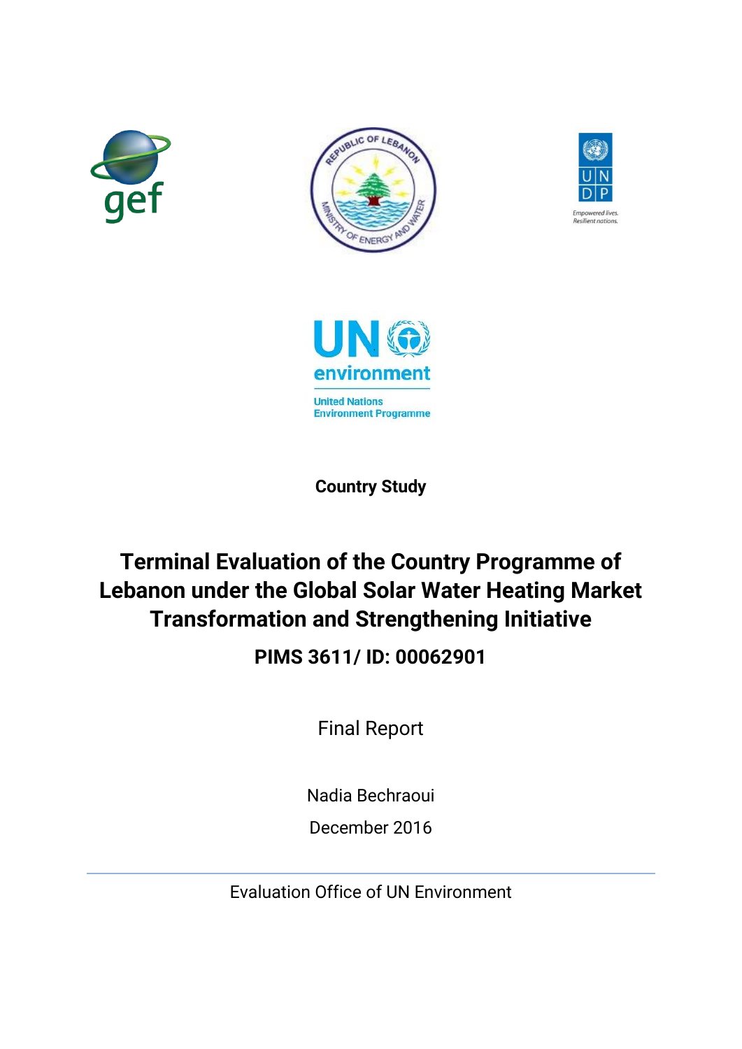Country Study

# Terminal Evaluation of the Country Programme of Lebanon under the Global Solar Water Heating Market Transformation and Strengthening Initiative

## PIMS 3611/ ID: 00062901

Final Report

Nadia Bechraoui

December 2016

Evaluation Office of UN Environment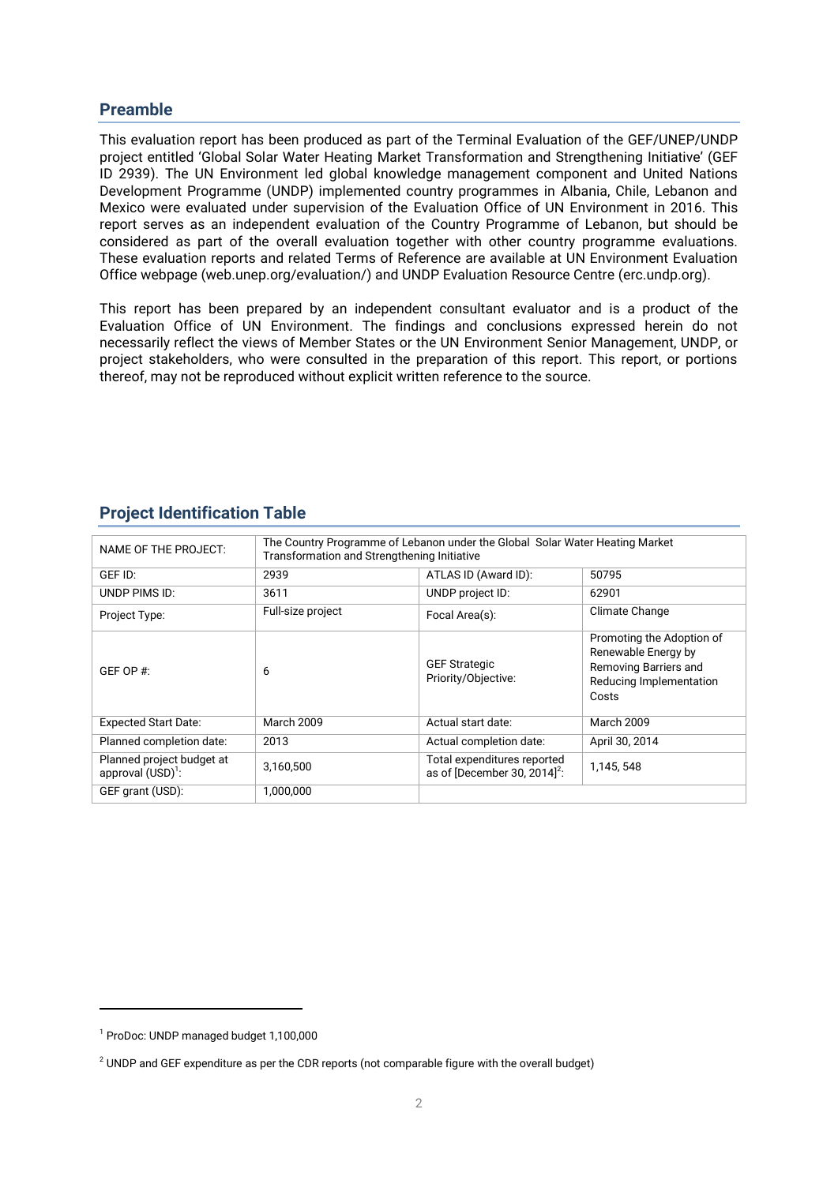## Preamble

This evaluation report has been produced as part of the Terminal Evaluation of the GEF/UNEP/UNDP project entitled 'Global Solar Water Heating Market Transformation and Strengthening Initiative' (GEF ID 2939). The UN Environment led global knowledge management component and United Nations Development Programme (UNDP) implemented country programmes in Albania, Chile, Lebanon and Mexico were evaluated under supervision of the Evaluation Office of UN Environment in 2016. This report serves as an independent evaluation of the Country Programme of Lebanon, but should be considered as part of the overall evaluation together with other country programme evaluations. These evaluation reports and related Terms of Reference are available at UN Environment Evaluation Office webpage (web.unep.org/evaluation/) and UNDP Evaluation Resource Centre (erc.undp.org).

This report has been prepared by an independent consultant evaluator and is a product of the Evaluation Office of UN Environment. The findings and conclusions expressed herein do not necessarily reflect the views of Member States or the UN Environment Senior Management, UNDP, or project stakeholders, who were consulted in the preparation of this report. This report, or portions thereof, may not be reproduced without explicit written reference to the source.

## Project Identification Table

| NAME OF THE PROJECT: | The Country Programme of Lebanon under the Global Solar Water Heating Market Transformation and Strengthening Initiative | | |
|---|---|---|---|
| GEF ID: | 2939 | ATLAS ID (Award ID): | 50795 |
| UNDP PIMS ID: | 3611 | UNDP project ID: | 62901 |
| Project Type: | Full-size project | Focal Area(s): | Climate Change |
| GEF OP #: | 6 | GEF Strategic Priority/Objective: | Promoting the Adoption of Renewable Energy by Removing Barriers and Reducing Implementation Costs |
| Expected Start Date: | March 2009 | Actual start date: | March 2009 |
| Planned completion date: | 2013 | Actual completion date: | April 30, 2014 |
| Planned project budget at approval (USD)[1]: | 3,160,500 | Total expenditures reported as of [December 30, 2014][2]: | 1,145, 548 |
| GEF grant (USD): | 1,000,000 | | |

[1] ProDoc: UNDP managed budget 1,100,000

[2] UNDP and GEF expenditure as per the CDR reports (not comparable figure with the overall budget)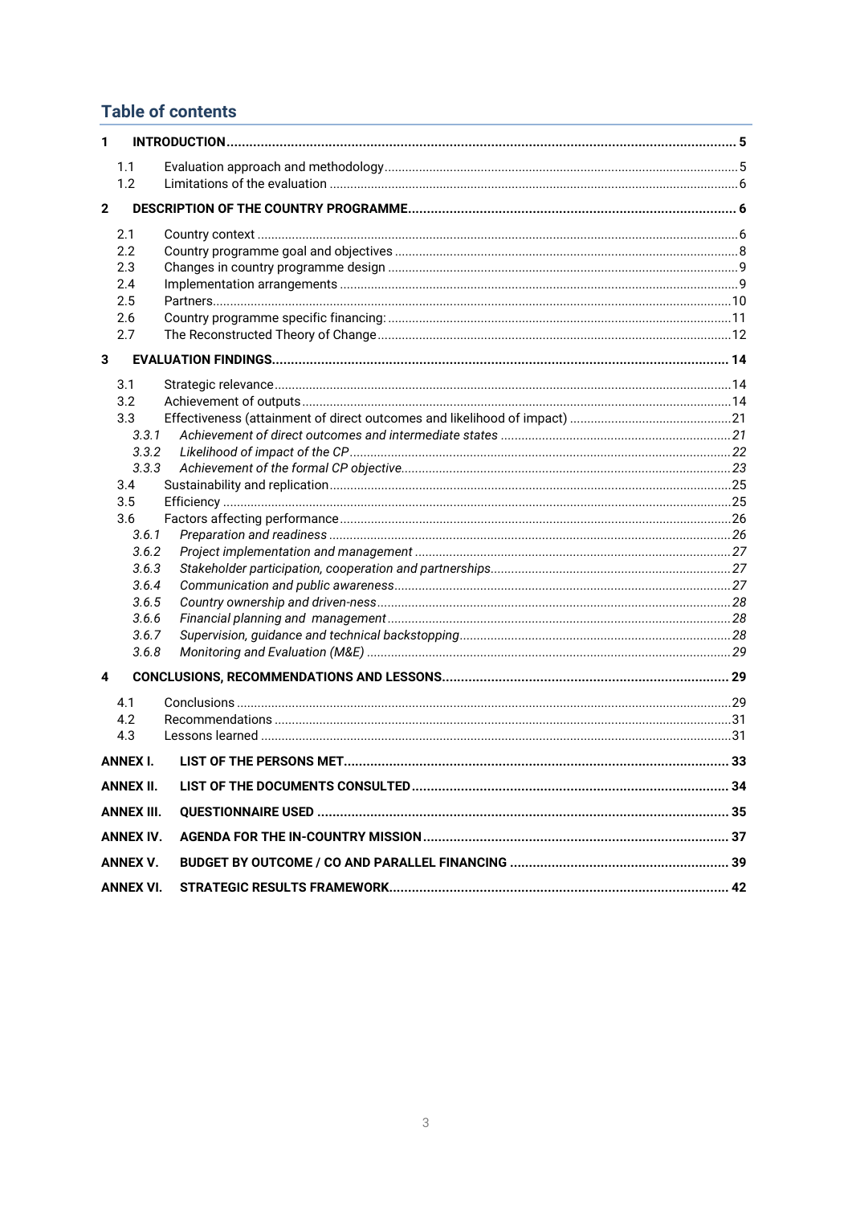## Table of contents

**1 INTRODUCTION** ..... 5

- 1.1 Evaluation approach and methodology ..... 5
- 1.2 Limitations of the evaluation ..... 6

**2 DESCRIPTION OF THE COUNTRY PROGRAMME** ..... 6

- 2.1 Country context ..... 6
- 2.2 Country programme goal and objectives ..... 8
- 2.3 Changes in country programme design ..... 9
- 2.4 Implementation arrangements ..... 9
- 2.5 Partners ..... 10
- 2.6 Country programme specific financing: ..... 11
- 2.7 The Reconstructed Theory of Change ..... 12

**3 EVALUATION FINDINGS** ..... 14

- 3.1 Strategic relevance ..... 14
- 3.2 Achievement of outputs ..... 14
- 3.3 Effectiveness (attainment of direct outcomes and likelihood of impact) ..... 21
  - *3.3.1 Achievement of direct outcomes and intermediate states* ..... 21
  - *3.3.2 Likelihood of impact of the CP* ..... 22
  - *3.3.3 Achievement of the formal CP objective* ..... 23
- 3.4 Sustainability and replication ..... 25
- 3.5 Efficiency ..... 25
- 3.6 Factors affecting performance ..... 26
  - *3.6.1 Preparation and readiness* ..... 26
  - *3.6.2 Project implementation and management* ..... 27
  - *3.6.3 Stakeholder participation, cooperation and partnerships* ..... 27
  - *3.6.4 Communication and public awareness* ..... 27
  - *3.6.5 Country ownership and driven-ness* ..... 28
  - *3.6.6 Financial planning and management* ..... 28
  - *3.6.7 Supervision, guidance and technical backstopping* ..... 28
  - *3.6.8 Monitoring and Evaluation (M&E)* ..... 29

**4 CONCLUSIONS, RECOMMENDATIONS AND LESSONS** ..... 29

- 4.1 Conclusions ..... 29
- 4.2 Recommendations ..... 31
- 4.3 Lessons learned ..... 31

**ANNEX I. LIST OF THE PERSONS MET** ..... 33

**ANNEX II. LIST OF THE DOCUMENTS CONSULTED** ..... 34

**ANNEX III. QUESTIONNAIRE USED** ..... 35

**ANNEX IV. AGENDA FOR THE IN-COUNTRY MISSION** ..... 37

**ANNEX V. BUDGET BY OUTCOME / CO AND PARALLEL FINANCING** ..... 39

**ANNEX VI. STRATEGIC RESULTS FRAMEWORK** ..... 42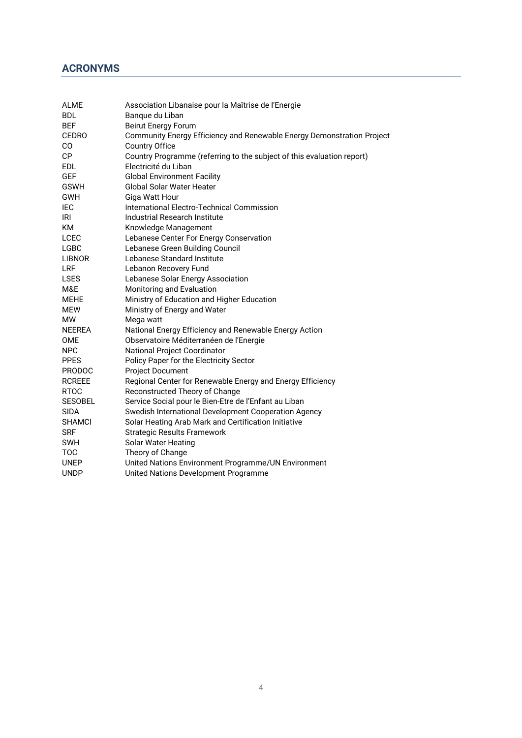## ACRONYMS

| | |
|---|---|
| ALME | Association Libanaise pour la Maîtrise de l'Energie |
| BDL | Banque du Liban |
| BEF | Beirut Energy Forum |
| CEDRO | Community Energy Efficiency and Renewable Energy Demonstration Project |
| CO | Country Office |
| CP | Country Programme (referring to the subject of this evaluation report) |
| EDL | Electricité du Liban |
| GEF | Global Environment Facility |
| GSWH | Global Solar Water Heater |
| GWH | Giga Watt Hour |
| IEC | International Electro-Technical Commission |
| IRI | Industrial Research Institute |
| KM | Knowledge Management |
| LCEC | Lebanese Center For Energy Conservation |
| LGBC | Lebanese Green Building Council |
| LIBNOR | Lebanese Standard Institute |
| LRF | Lebanon Recovery Fund |
| LSES | Lebanese Solar Energy Association |
| M&E | Monitoring and Evaluation |
| MEHE | Ministry of Education and Higher Education |
| MEW | Ministry of Energy and Water |
| MW | Mega watt |
| NEEREA | National Energy Efficiency and Renewable Energy Action |
| OME | Observatoire Méditerranéen de l'Energie |
| NPC | National Project Coordinator |
| PPES | Policy Paper for the Electricity Sector |
| PRODOC | Project Document |
| RCREEE | Regional Center for Renewable Energy and Energy Efficiency |
| RTOC | Reconstructed Theory of Change |
| SESOBEL | Service Social pour le Bien-Etre de l'Enfant au Liban |
| SIDA | Swedish International Development Cooperation Agency |
| SHAMCI | Solar Heating Arab Mark and Certification Initiative |
| SRF | Strategic Results Framework |
| SWH | Solar Water Heating |
| TOC | Theory of Change |
| UNEP | United Nations Environment Programme/UN Environment |
| UNDP | United Nations Development Programme |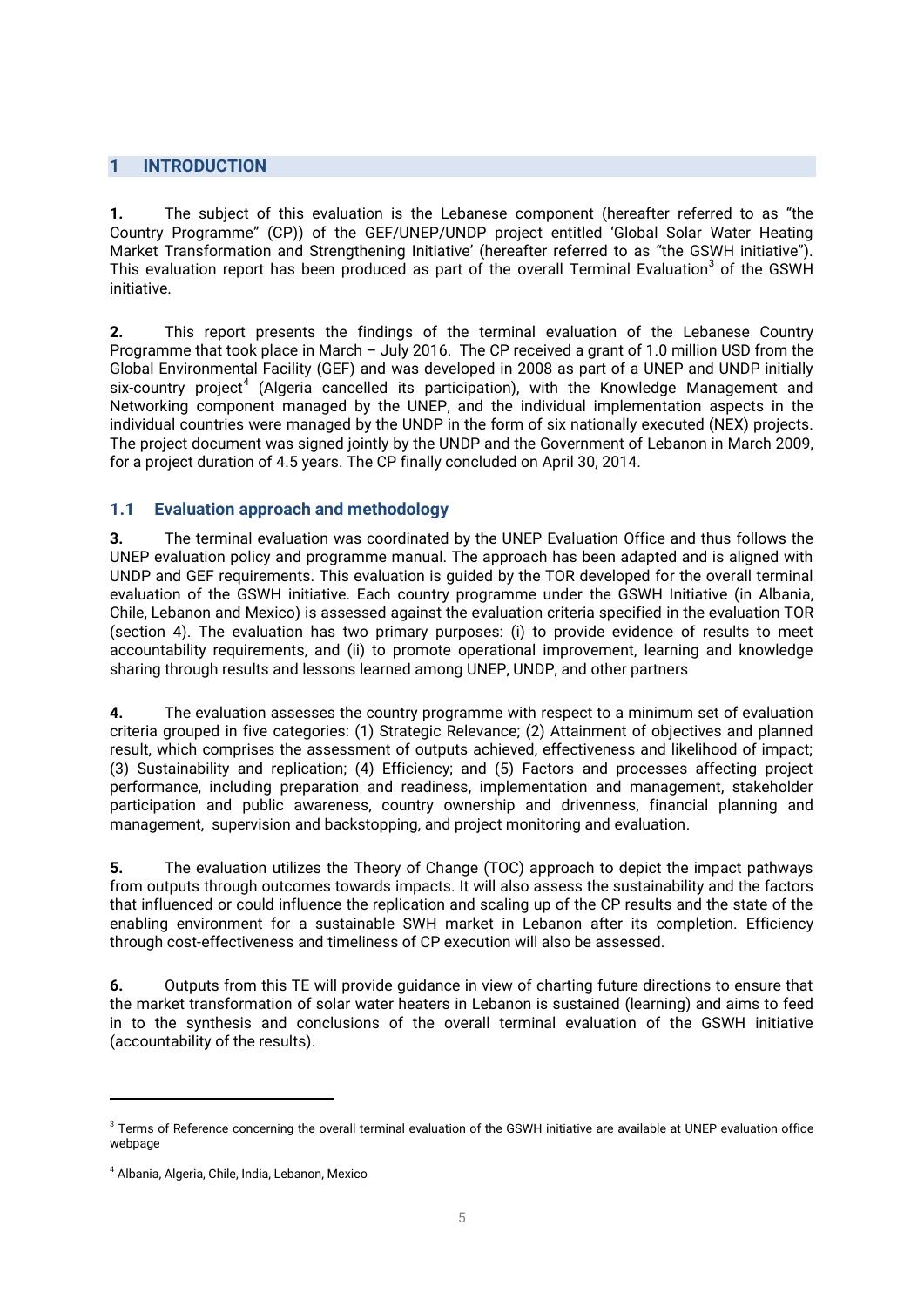# 1 INTRODUCTION

**1.** The subject of this evaluation is the Lebanese component (hereafter referred to as "the Country Programme" (CP)) of the GEF/UNEP/UNDP project entitled 'Global Solar Water Heating Market Transformation and Strengthening Initiative' (hereafter referred to as "the GSWH initiative"). This evaluation report has been produced as part of the overall Terminal Evaluation[3] of the GSWH initiative.

**2.** This report presents the findings of the terminal evaluation of the Lebanese Country Programme that took place in March – July 2016. The CP received a grant of 1.0 million USD from the Global Environmental Facility (GEF) and was developed in 2008 as part of a UNEP and UNDP initially six-country project[4] (Algeria cancelled its participation), with the Knowledge Management and Networking component managed by the UNEP, and the individual implementation aspects in the individual countries were managed by the UNDP in the form of six nationally executed (NEX) projects. The project document was signed jointly by the UNDP and the Government of Lebanon in March 2009, for a project duration of 4.5 years. The CP finally concluded on April 30, 2014.

## 1.1 Evaluation approach and methodology

**3.** The terminal evaluation was coordinated by the UNEP Evaluation Office and thus follows the UNEP evaluation policy and programme manual. The approach has been adapted and is aligned with UNDP and GEF requirements. This evaluation is guided by the TOR developed for the overall terminal evaluation of the GSWH initiative. Each country programme under the GSWH Initiative (in Albania, Chile, Lebanon and Mexico) is assessed against the evaluation criteria specified in the evaluation TOR (section 4). The evaluation has two primary purposes: (i) to provide evidence of results to meet accountability requirements, and (ii) to promote operational improvement, learning and knowledge sharing through results and lessons learned among UNEP, UNDP, and other partners

**4.** The evaluation assesses the country programme with respect to a minimum set of evaluation criteria grouped in five categories: (1) Strategic Relevance; (2) Attainment of objectives and planned result, which comprises the assessment of outputs achieved, effectiveness and likelihood of impact; (3) Sustainability and replication; (4) Efficiency; and (5) Factors and processes affecting project performance, including preparation and readiness, implementation and management, stakeholder participation and public awareness, country ownership and drivenness, financial planning and management, supervision and backstopping, and project monitoring and evaluation.

**5.** The evaluation utilizes the Theory of Change (TOC) approach to depict the impact pathways from outputs through outcomes towards impacts. It will also assess the sustainability and the factors that influenced or could influence the replication and scaling up of the CP results and the state of the enabling environment for a sustainable SWH market in Lebanon after its completion. Efficiency through cost-effectiveness and timeliness of CP execution will also be assessed.

**6.** Outputs from this TE will provide guidance in view of charting future directions to ensure that the market transformation of solar water heaters in Lebanon is sustained (learning) and aims to feed in to the synthesis and conclusions of the overall terminal evaluation of the GSWH initiative (accountability of the results).

---

[3] Terms of Reference concerning the overall terminal evaluation of the GSWH initiative are available at UNEP evaluation office webpage

[4] Albania, Algeria, Chile, India, Lebanon, Mexico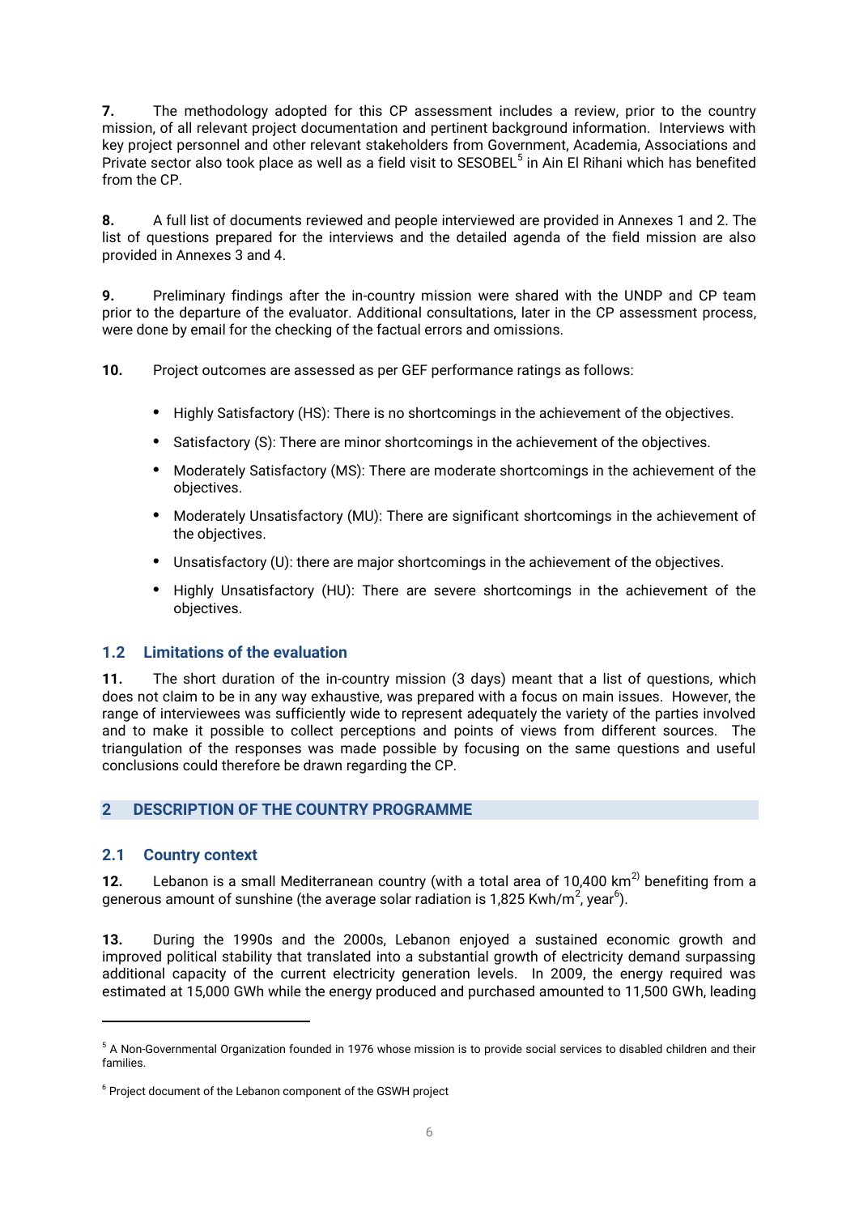**7.** The methodology adopted for this CP assessment includes a review, prior to the country mission, of all relevant project documentation and pertinent background information. Interviews with key project personnel and other relevant stakeholders from Government, Academia, Associations and Private sector also took place as well as a field visit to SESOBEL[5] in Ain El Rihani which has benefited from the CP.

**8.** A full list of documents reviewed and people interviewed are provided in Annexes 1 and 2. The list of questions prepared for the interviews and the detailed agenda of the field mission are also provided in Annexes 3 and 4.

**9.** Preliminary findings after the in-country mission were shared with the UNDP and CP team prior to the departure of the evaluator. Additional consultations, later in the CP assessment process, were done by email for the checking of the factual errors and omissions.

**10.** Project outcomes are assessed as per GEF performance ratings as follows:

- Highly Satisfactory (HS): There is no shortcomings in the achievement of the objectives.
- Satisfactory (S): There are minor shortcomings in the achievement of the objectives.
- Moderately Satisfactory (MS): There are moderate shortcomings in the achievement of the objectives.
- Moderately Unsatisfactory (MU): There are significant shortcomings in the achievement of the objectives.
- Unsatisfactory (U): there are major shortcomings in the achievement of the objectives.
- Highly Unsatisfactory (HU): There are severe shortcomings in the achievement of the objectives.

### 1.2 Limitations of the evaluation

**11.** The short duration of the in-country mission (3 days) meant that a list of questions, which does not claim to be in any way exhaustive, was prepared with a focus on main issues. However, the range of interviewees was sufficiently wide to represent adequately the variety of the parties involved and to make it possible to collect perceptions and points of views from different sources. The triangulation of the responses was made possible by focusing on the same questions and useful conclusions could therefore be drawn regarding the CP.

## 2 DESCRIPTION OF THE COUNTRY PROGRAMME

### 2.1 Country context

**12.** Lebanon is a small Mediterranean country (with a total area of 10,400 km$^{2}$) benefiting from a generous amount of sunshine (the average solar radiation is 1,825 Kwh/m$^2$, year[6]).

**13.** During the 1990s and the 2000s, Lebanon enjoyed a sustained economic growth and improved political stability that translated into a substantial growth of electricity demand surpassing additional capacity of the current electricity generation levels. In 2009, the energy required was estimated at 15,000 GWh while the energy produced and purchased amounted to 11,500 GWh, leading

---

[5] A Non-Governmental Organization founded in 1976 whose mission is to provide social services to disabled children and their families.

[6] Project document of the Lebanon component of the GSWH project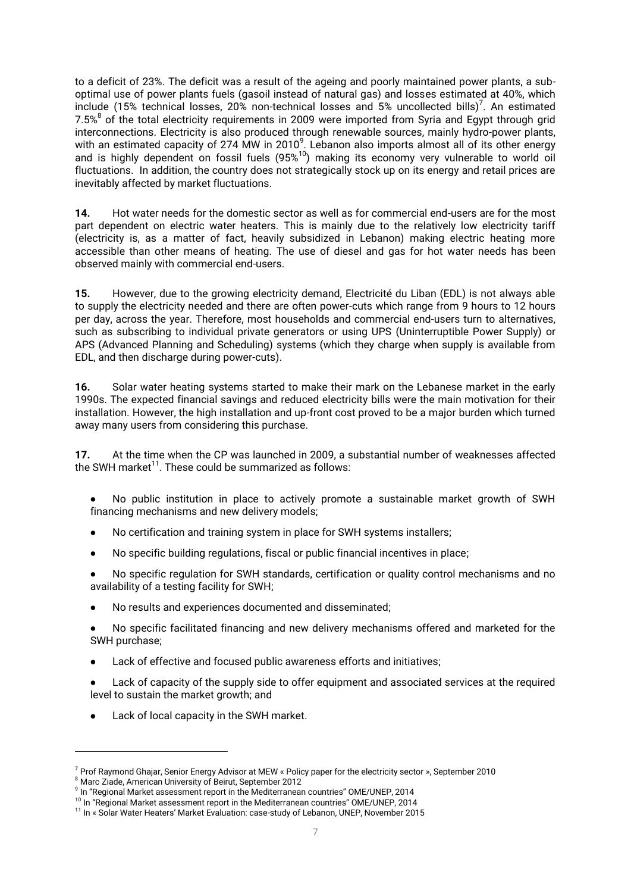to a deficit of 23%. The deficit was a result of the ageing and poorly maintained power plants, a sub-optimal use of power plants fuels (gasoil instead of natural gas) and losses estimated at 40%, which include (15% technical losses, 20% non-technical losses and 5% uncollected bills)[7]. An estimated 7.5%[8] of the total electricity requirements in 2009 were imported from Syria and Egypt through grid interconnections. Electricity is also produced through renewable sources, mainly hydro-power plants, with an estimated capacity of 274 MW in 2010[9]. Lebanon also imports almost all of its other energy and is highly dependent on fossil fuels (95%[10]) making its economy very vulnerable to world oil fluctuations. In addition, the country does not strategically stock up on its energy and retail prices are inevitably affected by market fluctuations.

**14.** Hot water needs for the domestic sector as well as for commercial end-users are for the most part dependent on electric water heaters. This is mainly due to the relatively low electricity tariff (electricity is, as a matter of fact, heavily subsidized in Lebanon) making electric heating more accessible than other means of heating. The use of diesel and gas for hot water needs has been observed mainly with commercial end-users.

**15.** However, due to the growing electricity demand, Electricité du Liban (EDL) is not always able to supply the electricity needed and there are often power-cuts which range from 9 hours to 12 hours per day, across the year. Therefore, most households and commercial end-users turn to alternatives, such as subscribing to individual private generators or using UPS (Uninterruptible Power Supply) or APS (Advanced Planning and Scheduling) systems (which they charge when supply is available from EDL, and then discharge during power-cuts).

**16.** Solar water heating systems started to make their mark on the Lebanese market in the early 1990s. The expected financial savings and reduced electricity bills were the main motivation for their installation. However, the high installation and up-front cost proved to be a major burden which turned away many users from considering this purchase.

**17.** At the time when the CP was launched in 2009, a substantial number of weaknesses affected the SWH market[11]. These could be summarized as follows:

- No public institution in place to actively promote a sustainable market growth of SWH financing mechanisms and new delivery models;
- No certification and training system in place for SWH systems installers;
- No specific building regulations, fiscal or public financial incentives in place;
- No specific regulation for SWH standards, certification or quality control mechanisms and no availability of a testing facility for SWH;
- No results and experiences documented and disseminated;
- No specific facilitated financing and new delivery mechanisms offered and marketed for the SWH purchase;
- Lack of effective and focused public awareness efforts and initiatives;
- Lack of capacity of the supply side to offer equipment and associated services at the required level to sustain the market growth; and
- Lack of local capacity in the SWH market.

---

[7] Prof Raymond Ghajar, Senior Energy Advisor at MEW « Policy paper for the electricity sector », September 2010

[8] Marc Ziade, American University of Beirut, September 2012

[9] In "Regional Market assessment report in the Mediterranean countries" OME/UNEP, 2014

[10] In "Regional Market assessment report in the Mediterranean countries" OME/UNEP, 2014

[11] In « Solar Water Heaters' Market Evaluation: case-study of Lebanon, UNEP, November 2015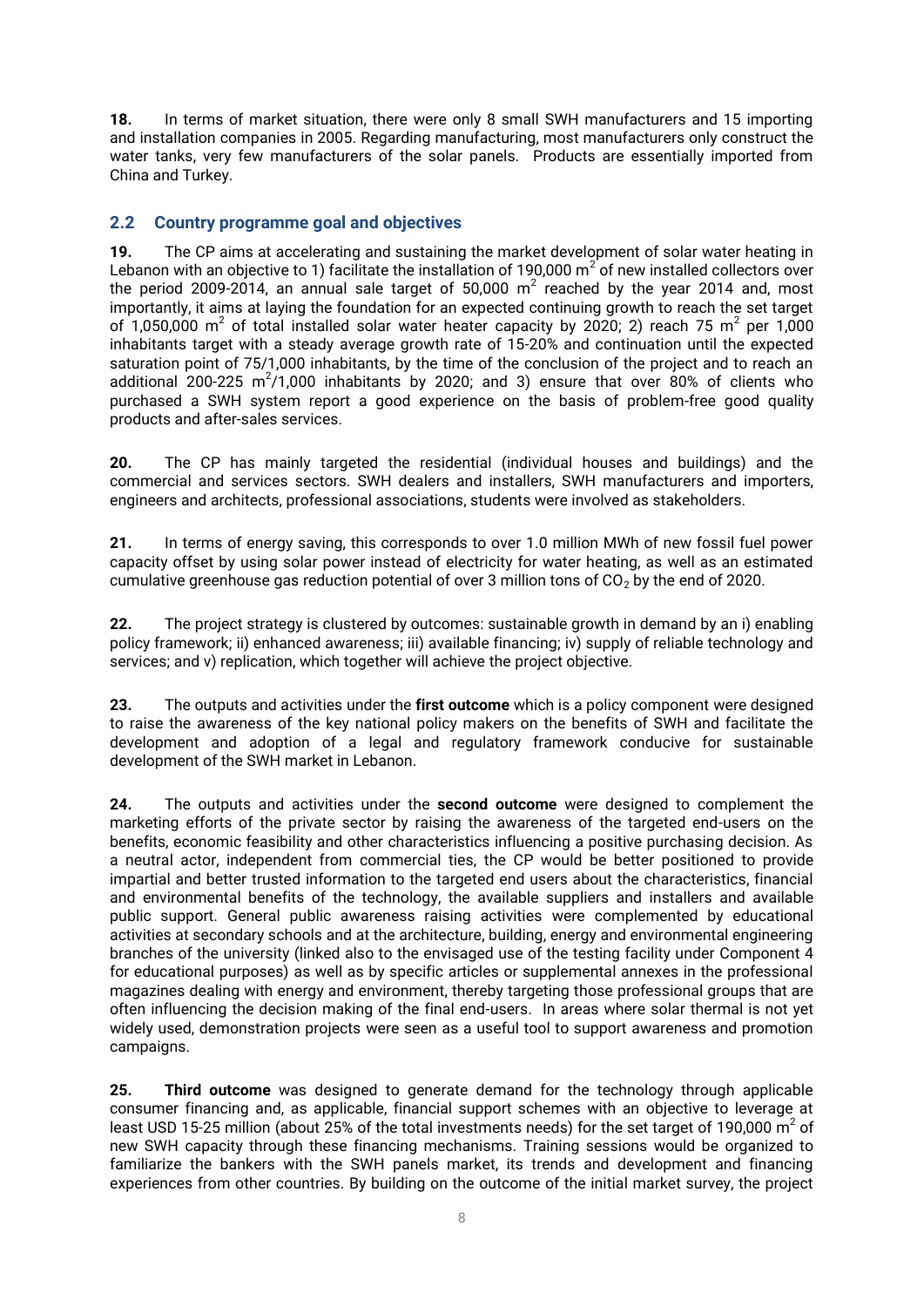**18.** In terms of market situation, there were only 8 small SWH manufacturers and 15 importing and installation companies in 2005. Regarding manufacturing, most manufacturers only construct the water tanks, very few manufacturers of the solar panels. Products are essentially imported from China and Turkey.

## 2.2 Country programme goal and objectives

**19.** The CP aims at accelerating and sustaining the market development of solar water heating in Lebanon with an objective to 1) facilitate the installation of 190,000 $m^2$ of new installed collectors over the period 2009-2014, an annual sale target of 50,000 $m^2$ reached by the year 2014 and, most importantly, it aims at laying the foundation for an expected continuing growth to reach the set target of 1,050,000 $m^2$ of total installed solar water heater capacity by 2020; 2) reach 75 $m^2$ per 1,000 inhabitants target with a steady average growth rate of 15-20% and continuation until the expected saturation point of 75/1,000 inhabitants, by the time of the conclusion of the project and to reach an additional 200-225 $m^2$/1,000 inhabitants by 2020; and 3) ensure that over 80% of clients who purchased a SWH system report a good experience on the basis of problem-free good quality products and after-sales services.

**20.** The CP has mainly targeted the residential (individual houses and buildings) and the commercial and services sectors. SWH dealers and installers, SWH manufacturers and importers, engineers and architects, professional associations, students were involved as stakeholders.

**21.** In terms of energy saving, this corresponds to over 1.0 million MWh of new fossil fuel power capacity offset by using solar power instead of electricity for water heating, as well as an estimated cumulative greenhouse gas reduction potential of over 3 million tons of $CO_2$ by the end of 2020.

**22.** The project strategy is clustered by outcomes: sustainable growth in demand by an i) enabling policy framework; ii) enhanced awareness; iii) available financing; iv) supply of reliable technology and services; and v) replication, which together will achieve the project objective.

**23.** The outputs and activities under the **first outcome** which is a policy component were designed to raise the awareness of the key national policy makers on the benefits of SWH and facilitate the development and adoption of a legal and regulatory framework conducive for sustainable development of the SWH market in Lebanon.

**24.** The outputs and activities under the **second outcome** were designed to complement the marketing efforts of the private sector by raising the awareness of the targeted end-users on the benefits, economic feasibility and other characteristics influencing a positive purchasing decision. As a neutral actor, independent from commercial ties, the CP would be better positioned to provide impartial and better trusted information to the targeted end users about the characteristics, financial and environmental benefits of the technology, the available suppliers and installers and available public support. General public awareness raising activities were complemented by educational activities at secondary schools and at the architecture, building, energy and environmental engineering branches of the university (linked also to the envisaged use of the testing facility under Component 4 for educational purposes) as well as by specific articles or supplemental annexes in the professional magazines dealing with energy and environment, thereby targeting those professional groups that are often influencing the decision making of the final end-users. In areas where solar thermal is not yet widely used, demonstration projects were seen as a useful tool to support awareness and promotion campaigns.

**25.** **Third outcome** was designed to generate demand for the technology through applicable consumer financing and, as applicable, financial support schemes with an objective to leverage at least USD 15-25 million (about 25% of the total investments needs) for the set target of 190,000 $m^2$ of new SWH capacity through these financing mechanisms. Training sessions would be organized to familiarize the bankers with the SWH panels market, its trends and development and financing experiences from other countries. By building on the outcome of the initial market survey, the project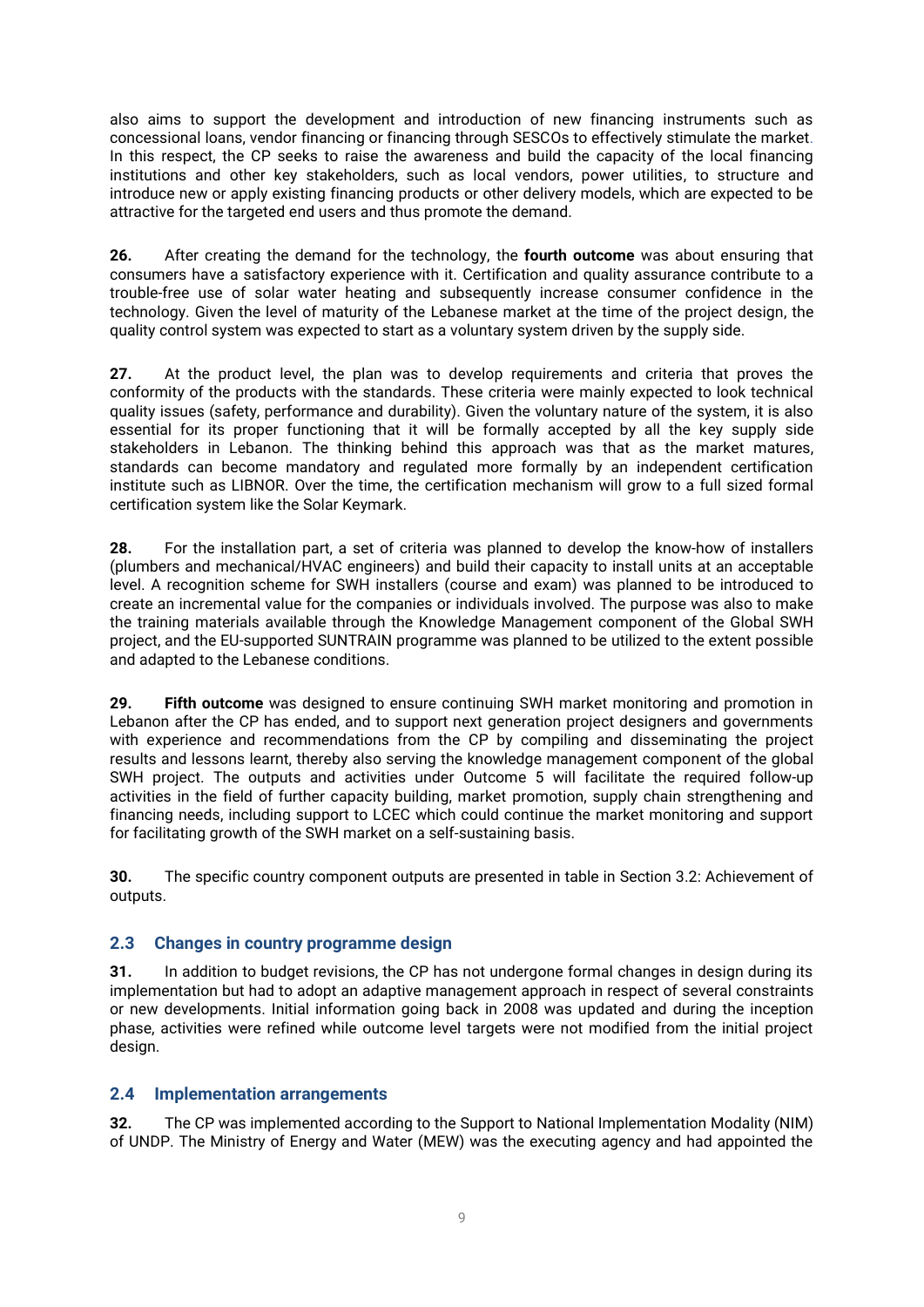also aims to support the development and introduction of new financing instruments such as concessional loans, vendor financing or financing through SESCOs to effectively stimulate the market. In this respect, the CP seeks to raise the awareness and build the capacity of the local financing institutions and other key stakeholders, such as local vendors, power utilities, to structure and introduce new or apply existing financing products or other delivery models, which are expected to be attractive for the targeted end users and thus promote the demand.

**26.** After creating the demand for the technology, the **fourth outcome** was about ensuring that consumers have a satisfactory experience with it. Certification and quality assurance contribute to a trouble-free use of solar water heating and subsequently increase consumer confidence in the technology. Given the level of maturity of the Lebanese market at the time of the project design, the quality control system was expected to start as a voluntary system driven by the supply side.

**27.** At the product level, the plan was to develop requirements and criteria that proves the conformity of the products with the standards. These criteria were mainly expected to look technical quality issues (safety, performance and durability). Given the voluntary nature of the system, it is also essential for its proper functioning that it will be formally accepted by all the key supply side stakeholders in Lebanon. The thinking behind this approach was that as the market matures, standards can become mandatory and regulated more formally by an independent certification institute such as LIBNOR. Over the time, the certification mechanism will grow to a full sized formal certification system like the Solar Keymark.

**28.** For the installation part, a set of criteria was planned to develop the know-how of installers (plumbers and mechanical/HVAC engineers) and build their capacity to install units at an acceptable level. A recognition scheme for SWH installers (course and exam) was planned to be introduced to create an incremental value for the companies or individuals involved. The purpose was also to make the training materials available through the Knowledge Management component of the Global SWH project, and the EU-supported SUNTRAIN programme was planned to be utilized to the extent possible and adapted to the Lebanese conditions.

**29.** **Fifth outcome** was designed to ensure continuing SWH market monitoring and promotion in Lebanon after the CP has ended, and to support next generation project designers and governments with experience and recommendations from the CP by compiling and disseminating the project results and lessons learnt, thereby also serving the knowledge management component of the global SWH project. The outputs and activities under Outcome 5 will facilitate the required follow-up activities in the field of further capacity building, market promotion, supply chain strengthening and financing needs, including support to LCEC which could continue the market monitoring and support for facilitating growth of the SWH market on a self-sustaining basis.

**30.** The specific country component outputs are presented in table in Section 3.2: Achievement of outputs.

## 2.3 Changes in country programme design

**31.** In addition to budget revisions, the CP has not undergone formal changes in design during its implementation but had to adopt an adaptive management approach in respect of several constraints or new developments. Initial information going back in 2008 was updated and during the inception phase, activities were refined while outcome level targets were not modified from the initial project design.

## 2.4 Implementation arrangements

**32.** The CP was implemented according to the Support to National Implementation Modality (NIM) of UNDP. The Ministry of Energy and Water (MEW) was the executing agency and had appointed the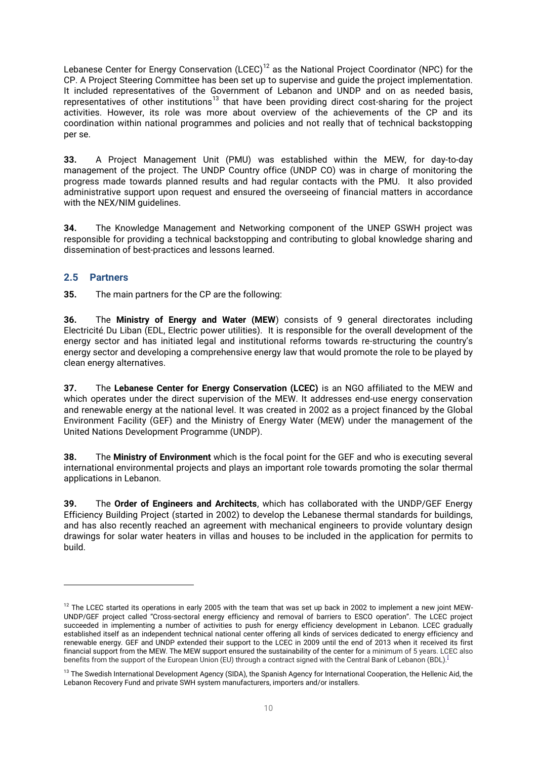Lebanese Center for Energy Conservation (LCEC)[12] as the National Project Coordinator (NPC) for the CP. A Project Steering Committee has been set up to supervise and guide the project implementation. It included representatives of the Government of Lebanon and UNDP and on as needed basis, representatives of other institutions[13] that have been providing direct cost-sharing for the project activities. However, its role was more about overview of the achievements of the CP and its coordination within national programmes and policies and not really that of technical backstopping per se.

**33.** A Project Management Unit (PMU) was established within the MEW, for day-to-day management of the project. The UNDP Country office (UNDP CO) was in charge of monitoring the progress made towards planned results and had regular contacts with the PMU. It also provided administrative support upon request and ensured the overseeing of financial matters in accordance with the NEX/NIM guidelines.

**34.** The Knowledge Management and Networking component of the UNEP GSWH project was responsible for providing a technical backstopping and contributing to global knowledge sharing and dissemination of best-practices and lessons learned.

## 2.5 Partners

**35.** The main partners for the CP are the following:

**36.** The **Ministry of Energy and Water (MEW**) consists of 9 general directorates including Electricité Du Liban (EDL, Electric power utilities). It is responsible for the overall development of the energy sector and has initiated legal and institutional reforms towards re-structuring the country's energy sector and developing a comprehensive energy law that would promote the role to be played by clean energy alternatives.

**37.** The **Lebanese Center for Energy Conservation (LCEC)** is an NGO affiliated to the MEW and which operates under the direct supervision of the MEW. It addresses end-use energy conservation and renewable energy at the national level. It was created in 2002 as a project financed by the Global Environment Facility (GEF) and the Ministry of Energy Water (MEW) under the management of the United Nations Development Programme (UNDP).

**38.** The **Ministry of Environment** which is the focal point for the GEF and who is executing several international environmental projects and plays an important role towards promoting the solar thermal applications in Lebanon.

**39.** The **Order of Engineers and Architects**, which has collaborated with the UNDP/GEF Energy Efficiency Building Project (started in 2002) to develop the Lebanese thermal standards for buildings, and has also recently reached an agreement with mechanical engineers to provide voluntary design drawings for solar water heaters in villas and houses to be included in the application for permits to build.

---

[12] The LCEC started its operations in early 2005 with the team that was set up back in 2002 to implement a new joint MEW-UNDP/GEF project called "Cross-sectoral energy efficiency and removal of barriers to ESCO operation". The LCEC project succeeded in implementing a number of activities to push for energy efficiency development in Lebanon. LCEC gradually established itself as an independent technical national center offering all kinds of services dedicated to energy efficiency and renewable energy. GEF and UNDP extended their support to the LCEC in 2009 until the end of 2013 when it received its first financial support from the MEW. The MEW support ensured the sustainability of the center for a minimum of 5 years. LCEC also benefits from the support of the European Union (EU) through a contract signed with the Central Bank of Lebanon (BDL).[i]

[13] The Swedish International Development Agency (SIDA), the Spanish Agency for International Cooperation, the Hellenic Aid, the Lebanon Recovery Fund and private SWH system manufacturers, importers and/or installers.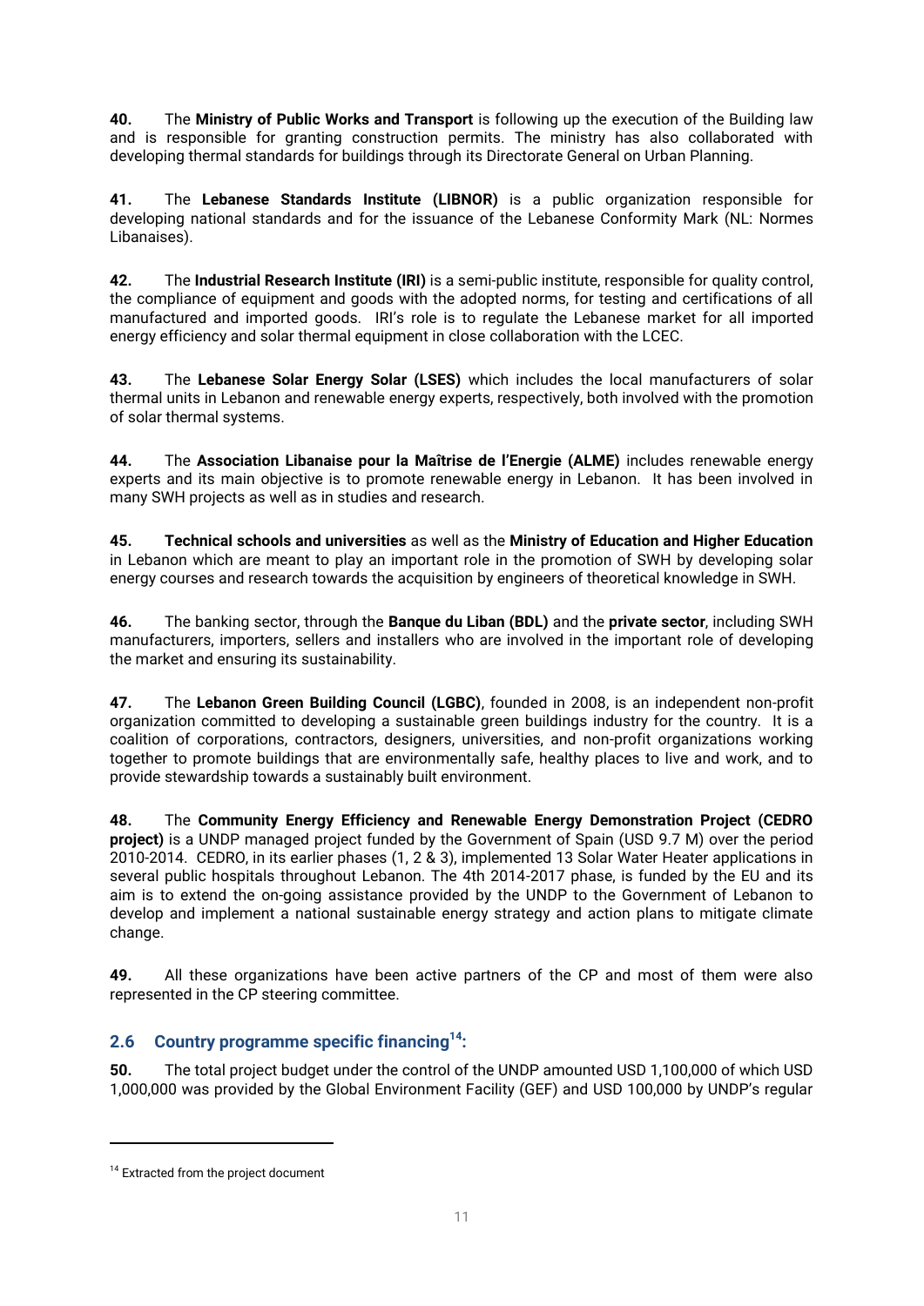**40.** The **Ministry of Public Works and Transport** is following up the execution of the Building law and is responsible for granting construction permits. The ministry has also collaborated with developing thermal standards for buildings through its Directorate General on Urban Planning.

**41.** The **Lebanese Standards Institute (LIBNOR)** is a public organization responsible for developing national standards and for the issuance of the Lebanese Conformity Mark (NL: Normes Libanaises).

**42.** The **Industrial Research Institute (IRI)** is a semi-public institute, responsible for quality control, the compliance of equipment and goods with the adopted norms, for testing and certifications of all manufactured and imported goods. IRI's role is to regulate the Lebanese market for all imported energy efficiency and solar thermal equipment in close collaboration with the LCEC.

**43.** The **Lebanese Solar Energy Solar (LSES)** which includes the local manufacturers of solar thermal units in Lebanon and renewable energy experts, respectively, both involved with the promotion of solar thermal systems.

**44.** The **Association Libanaise pour la Maîtrise de l'Energie (ALME)** includes renewable energy experts and its main objective is to promote renewable energy in Lebanon. It has been involved in many SWH projects as well as in studies and research.

**45.** **Technical schools and universities** as well as the **Ministry of Education and Higher Education** in Lebanon which are meant to play an important role in the promotion of SWH by developing solar energy courses and research towards the acquisition by engineers of theoretical knowledge in SWH.

**46.** The banking sector, through the **Banque du Liban (BDL)** and the **private sector**, including SWH manufacturers, importers, sellers and installers who are involved in the important role of developing the market and ensuring its sustainability.

**47.** The **Lebanon Green Building Council (LGBC)**, founded in 2008, is an independent non-profit organization committed to developing a sustainable green buildings industry for the country. It is a coalition of corporations, contractors, designers, universities, and non-profit organizations working together to promote buildings that are environmentally safe, healthy places to live and work, and to provide stewardship towards a sustainably built environment.

**48.** The **Community Energy Efficiency and Renewable Energy Demonstration Project (CEDRO project)** is a UNDP managed project funded by the Government of Spain (USD 9.7 M) over the period 2010-2014. CEDRO, in its earlier phases (1, 2 & 3), implemented 13 Solar Water Heater applications in several public hospitals throughout Lebanon. The 4th 2014-2017 phase, is funded by the EU and its aim is to extend the on-going assistance provided by the UNDP to the Government of Lebanon to develop and implement a national sustainable energy strategy and action plans to mitigate climate change.

**49.** All these organizations have been active partners of the CP and most of them were also represented in the CP steering committee.

## 2.6 Country programme specific financing[14]:

**50.** The total project budget under the control of the UNDP amounted USD 1,100,000 of which USD 1,000,000 was provided by the Global Environment Facility (GEF) and USD 100,000 by UNDP's regular

[14] Extracted from the project document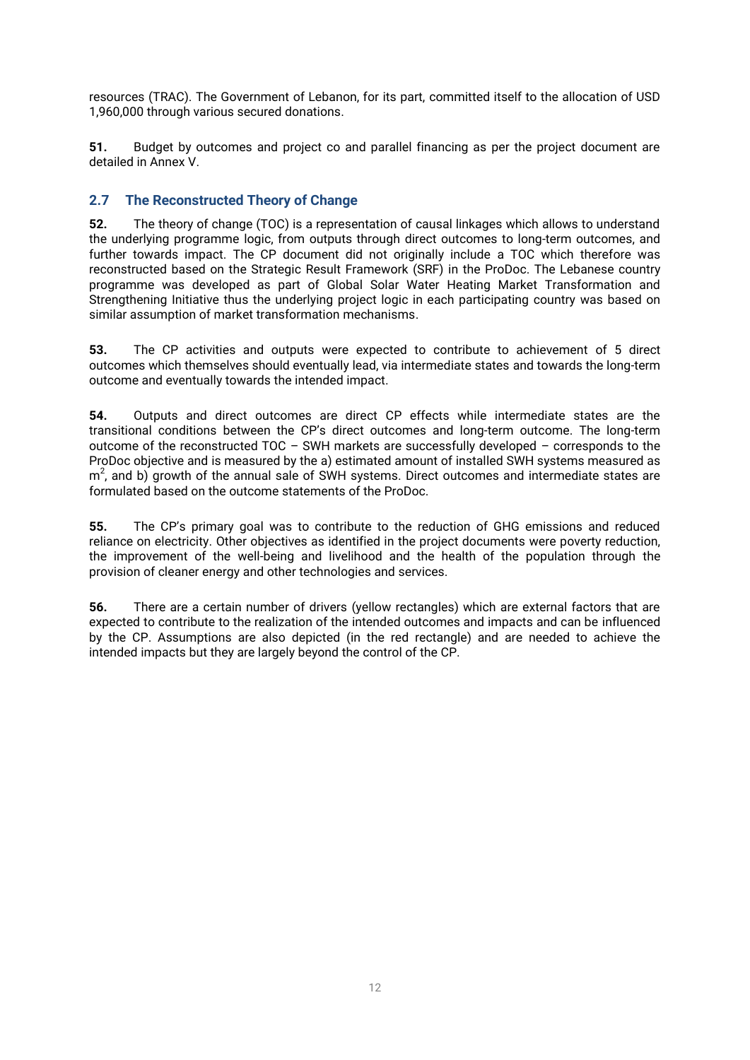resources (TRAC). The Government of Lebanon, for its part, committed itself to the allocation of USD 1,960,000 through various secured donations.

**51.** Budget by outcomes and project co and parallel financing as per the project document are detailed in Annex V.

## 2.7 The Reconstructed Theory of Change

**52.** The theory of change (TOC) is a representation of causal linkages which allows to understand the underlying programme logic, from outputs through direct outcomes to long-term outcomes, and further towards impact. The CP document did not originally include a TOC which therefore was reconstructed based on the Strategic Result Framework (SRF) in the ProDoc. The Lebanese country programme was developed as part of Global Solar Water Heating Market Transformation and Strengthening Initiative thus the underlying project logic in each participating country was based on similar assumption of market transformation mechanisms.

**53.** The CP activities and outputs were expected to contribute to achievement of 5 direct outcomes which themselves should eventually lead, via intermediate states and towards the long-term outcome and eventually towards the intended impact.

**54.** Outputs and direct outcomes are direct CP effects while intermediate states are the transitional conditions between the CP's direct outcomes and long-term outcome. The long-term outcome of the reconstructed TOC – SWH markets are successfully developed – corresponds to the ProDoc objective and is measured by the a) estimated amount of installed SWH systems measured as $m^2$, and b) growth of the annual sale of SWH systems. Direct outcomes and intermediate states are formulated based on the outcome statements of the ProDoc.

**55.** The CP's primary goal was to contribute to the reduction of GHG emissions and reduced reliance on electricity. Other objectives as identified in the project documents were poverty reduction, the improvement of the well-being and livelihood and the health of the population through the provision of cleaner energy and other technologies and services.

**56.** There are a certain number of drivers (yellow rectangles) which are external factors that are expected to contribute to the realization of the intended outcomes and impacts and can be influenced by the CP. Assumptions are also depicted (in the red rectangle) and are needed to achieve the intended impacts but they are largely beyond the control of the CP.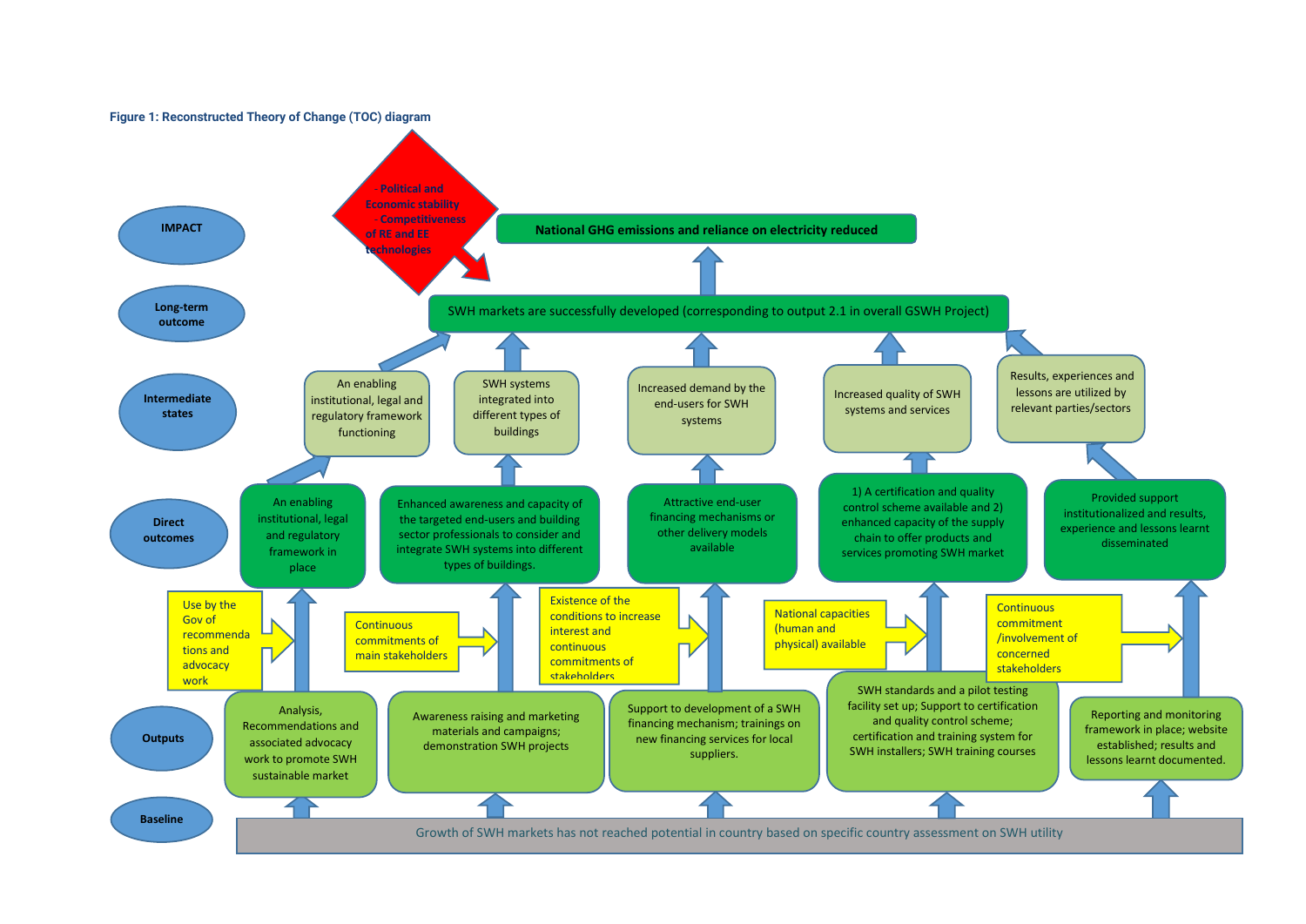**Figure 1: Reconstructed Theory of Change (TOC) diagram**

**IMPACT**

- National GHG emissions and reliance on electricity reduced
- Political and Economic stability - Competitiveness of RE and EE technologies

**Long-term outcome**

- SWH markets are successfully developed (corresponding to output 2.1 in overall GSWH Project)

**Intermediate states**

- An enabling institutional, legal and regulatory framework functioning
- SWH systems integrated into different types of buildings
- Increased demand by the end-users for SWH systems
- Increased quality of SWH systems and services
- Results, experiences and lessons are utilized by relevant parties/sectors

**Direct outcomes**

- An enabling institutional, legal and regulatory framework in place
- Enhanced awareness and capacity of the targeted end-users and building sector professionals to consider and integrate SWH systems into different types of buildings.
- Attractive end-user financing mechanisms or other delivery models available
- 1) A certification and quality control scheme available and 2) enhanced capacity of the supply chain to offer products and services promoting SWH market
- Provided support institutionalized and results, experience and lessons learnt disseminated

**Assumptions**

- Use by the Gov of recommendations and advocacy work
- Continuous commitments of main stakeholders
- Existence of the conditions to increase interest and continuous commitments of stakeholders
- National capacities (human and physical) available
- Continuous commitment /involvement of concerned stakeholders

**Outputs**

- Analysis, Recommendations and associated advocacy work to promote SWH sustainable market
- Awareness raising and marketing materials and campaigns; demonstration SWH projects
- Support to development of a SWH financing mechanism; trainings on new financing services for local suppliers.
- SWH standards and a pilot testing facility set up; Support to certification and quality control scheme; certification and training system for SWH installers; SWH training courses
- Reporting and monitoring framework in place; website established; results and lessons learnt documented.

**Baseline**

- Growth of SWH markets has not reached potential in country based on specific country assessment on SWH utility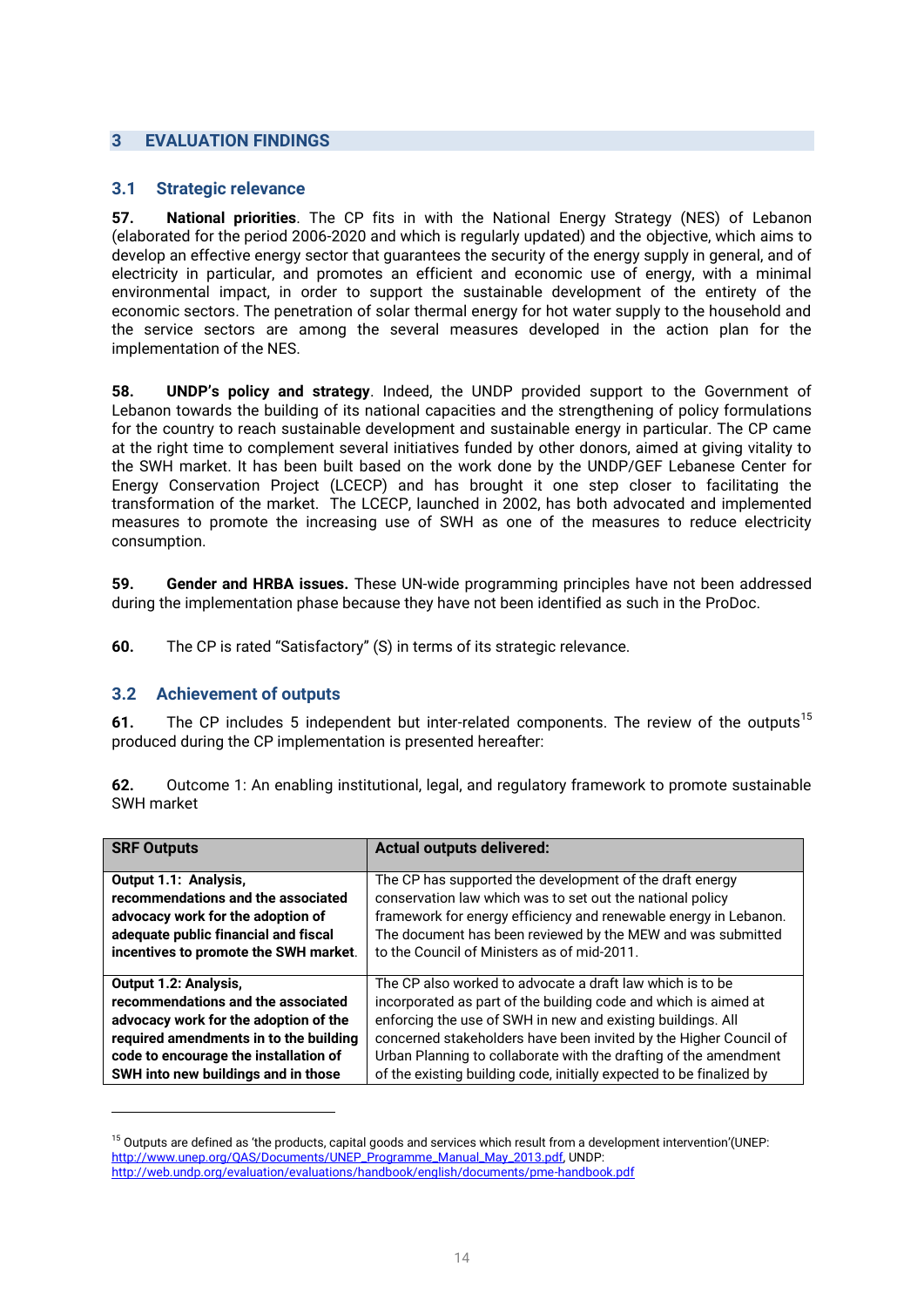# 3 EVALUATION FINDINGS

## 3.1 Strategic relevance

**57. National priorities**. The CP fits in with the National Energy Strategy (NES) of Lebanon (elaborated for the period 2006-2020 and which is regularly updated) and the objective, which aims to develop an effective energy sector that guarantees the security of the energy supply in general, and of electricity in particular, and promotes an efficient and economic use of energy, with a minimal environmental impact, in order to support the sustainable development of the entirety of the economic sectors. The penetration of solar thermal energy for hot water supply to the household and the service sectors are among the several measures developed in the action plan for the implementation of the NES.

**58. UNDP's policy and strategy**. Indeed, the UNDP provided support to the Government of Lebanon towards the building of its national capacities and the strengthening of policy formulations for the country to reach sustainable development and sustainable energy in particular. The CP came at the right time to complement several initiatives funded by other donors, aimed at giving vitality to the SWH market. It has been built based on the work done by the UNDP/GEF Lebanese Center for Energy Conservation Project (LCECP) and has brought it one step closer to facilitating the transformation of the market. The LCECP, launched in 2002, has both advocated and implemented measures to promote the increasing use of SWH as one of the measures to reduce electricity consumption.

**59. Gender and HRBA issues.** These UN-wide programming principles have not been addressed during the implementation phase because they have not been identified as such in the ProDoc.

**60.** The CP is rated "Satisfactory" (S) in terms of its strategic relevance.

## 3.2 Achievement of outputs

**61.** The CP includes 5 independent but inter-related components. The review of the outputs[15] produced during the CP implementation is presented hereafter:

**62.** Outcome 1: An enabling institutional, legal, and regulatory framework to promote sustainable SWH market

| SRF Outputs | Actual outputs delivered: |
|---|---|
| **Output 1.1: Analysis, recommendations and the associated advocacy work for the adoption of adequate public financial and fiscal incentives to promote the SWH market.** | The CP has supported the development of the draft energy conservation law which was to set out the national policy framework for energy efficiency and renewable energy in Lebanon. The document has been reviewed by the MEW and was submitted to the Council of Ministers as of mid-2011. |
| **Output 1.2: Analysis, recommendations and the associated advocacy work for the adoption of the required amendments in to the building code to encourage the installation of SWH into new buildings and in those** | The CP also worked to advocate a draft law which is to be incorporated as part of the building code and which is aimed at enforcing the use of SWH in new and existing buildings. All concerned stakeholders have been invited by the Higher Council of Urban Planning to collaborate with the drafting of the amendment of the existing building code, initially expected to be finalized by |

[15] Outputs are defined as 'the products, capital goods and services which result from a development intervention'(UNEP: http://www.unep.org/QAS/Documents/UNEP_Programme_Manual_May_2013.pdf, UNDP: http://web.undp.org/evaluation/evaluations/handbook/english/documents/pme-handbook.pdf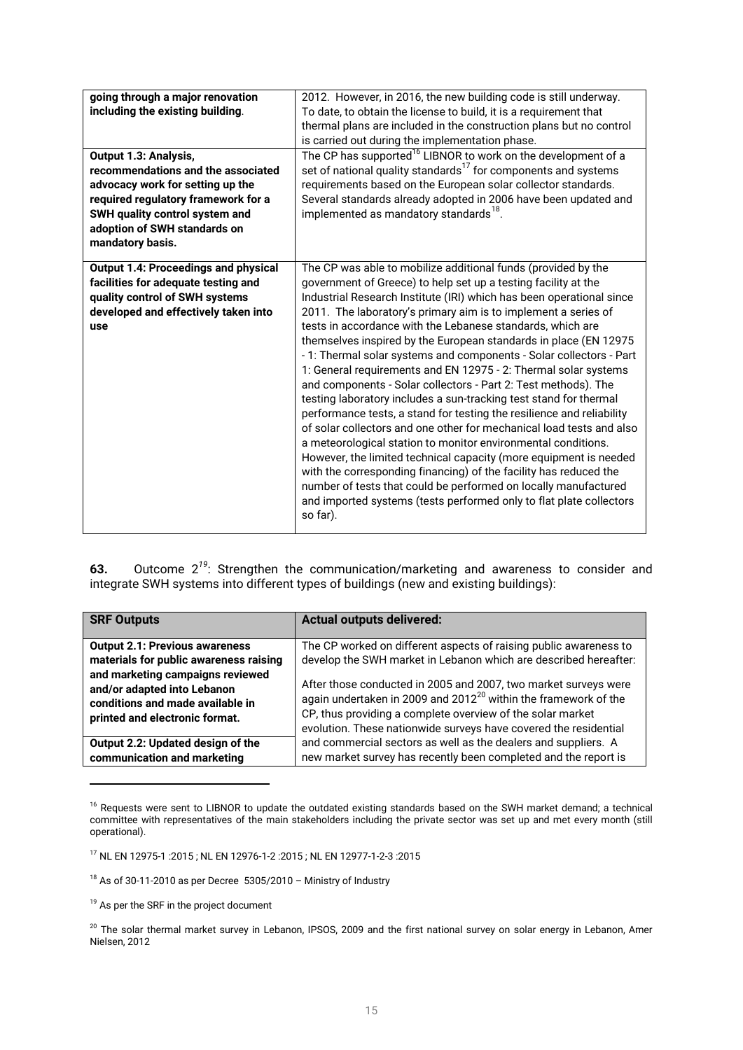| | |
|---|---|
| **going through a major renovation including the existing building**. | 2012. However, in 2016, the new building code is still underway. To date, to obtain the license to build, it is a requirement that thermal plans are included in the construction plans but no control is carried out during the implementation phase. |
| **Output 1.3: Analysis, recommendations and the associated advocacy work for setting up the required regulatory framework for a SWH quality control system and adoption of SWH standards on mandatory basis.** | The CP has supported[16] LIBNOR to work on the development of a set of national quality standards[17] for components and systems requirements based on the European solar collector standards. Several standards already adopted in 2006 have been updated and implemented as mandatory standards[18]. |
| **Output 1.4: Proceedings and physical facilities for adequate testing and quality control of SWH systems developed and effectively taken into use** | The CP was able to mobilize additional funds (provided by the government of Greece) to help set up a testing facility at the Industrial Research Institute (IRI) which has been operational since 2011. The laboratory's primary aim is to implement a series of tests in accordance with the Lebanese standards, which are themselves inspired by the European standards in place (EN 12975 - 1: Thermal solar systems and components - Solar collectors - Part 1: General requirements and EN 12975 - 2: Thermal solar systems and components - Solar collectors - Part 2: Test methods). The testing laboratory includes a sun-tracking test stand for thermal performance tests, a stand for testing the resilience and reliability of solar collectors and one other for mechanical load tests and also a meteorological station to monitor environmental conditions. However, the limited technical capacity (more equipment is needed with the corresponding financing) of the facility has reduced the number of tests that could be performed on locally manufactured and imported systems (tests performed only to flat plate collectors so far). |

**63.** Outcome 2[19]: Strengthen the communication/marketing and awareness to consider and integrate SWH systems into different types of buildings (new and existing buildings):

| SRF Outputs | Actual outputs delivered: |
|---|---|
| **Output 2.1: Previous awareness materials for public awareness raising and marketing campaigns reviewed and/or adapted into Lebanon conditions and made available in printed and electronic format.** | The CP worked on different aspects of raising public awareness to develop the SWH market in Lebanon which are described hereafter: After those conducted in 2005 and 2007, two market surveys were again undertaken in 2009 and 2012[20] within the framework of the CP, thus providing a complete overview of the solar market evolution. These nationwide surveys have covered the residential and commercial sectors as well as the dealers and suppliers. A new market survey has recently been completed and the report is |
| **Output 2.2: Updated design of the communication and marketing** | |

[16] Requests were sent to LIBNOR to update the outdated existing standards based on the SWH market demand; a technical committee with representatives of the main stakeholders including the private sector was set up and met every month (still operational).

[17] NL EN 12975-1 :2015 ; NL EN 12976-1-2 :2015 ; NL EN 12977-1-2-3 :2015

[18] As of 30-11-2010 as per Decree 5305/2010 – Ministry of Industry

[19] As per the SRF in the project document

[20] The solar thermal market survey in Lebanon, IPSOS, 2009 and the first national survey on solar energy in Lebanon, Amer Nielsen, 2012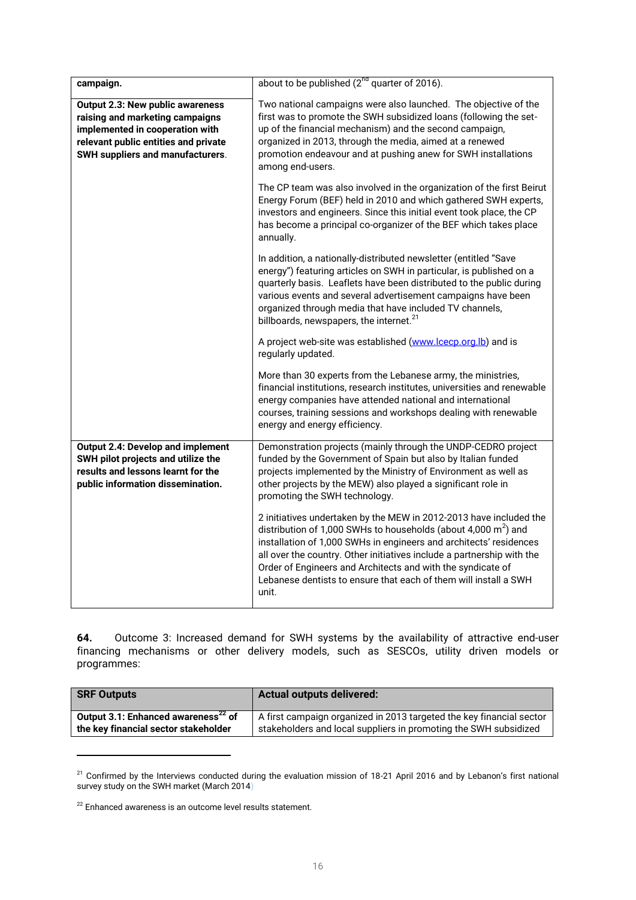| | |
|---|---|
| **campaign.** | about to be published (2nd quarter of 2016). |
| **Output 2.3: New public awareness raising and marketing campaigns implemented in cooperation with relevant public entities and private SWH suppliers and manufacturers**. | Two national campaigns were also launched. The objective of the first was to promote the SWH subsidized loans (following the set-up of the financial mechanism) and the second campaign, organized in 2013, through the media, aimed at a renewed promotion endeavour and at pushing anew for SWH installations among end-users.<br><br>The CP team was also involved in the organization of the first Beirut Energy Forum (BEF) held in 2010 and which gathered SWH experts, investors and engineers. Since this initial event took place, the CP has become a principal co-organizer of the BEF which takes place annually.<br><br>In addition, a nationally-distributed newsletter (entitled "Save energy") featuring articles on SWH in particular, is published on a quarterly basis. Leaflets have been distributed to the public during various events and several advertisement campaigns have been organized through media that have included TV channels, billboards, newspapers, the internet.[21]<br><br>A project web-site was established (www.lcecp.org.lb) and is regularly updated.<br><br>More than 30 experts from the Lebanese army, the ministries, financial institutions, research institutes, universities and renewable energy companies have attended national and international courses, training sessions and workshops dealing with renewable energy and energy efficiency. |
| **Output 2.4: Develop and implement SWH pilot projects and utilize the results and lessons learnt for the public information dissemination.** | Demonstration projects (mainly through the UNDP-CEDRO project funded by the Government of Spain but also by Italian funded projects implemented by the Ministry of Environment as well as other projects by the MEW) also played a significant role in promoting the SWH technology.<br><br>2 initiatives undertaken by the MEW in 2012-2013 have included the distribution of 1,000 SWHs to households (about 4,000 $m^2$) and installation of 1,000 SWHs in engineers and architects' residences all over the country. Other initiatives include a partnership with the Order of Engineers and Architects and with the syndicate of Lebanese dentists to ensure that each of them will install a SWH unit. |

**64.** Outcome 3: Increased demand for SWH systems by the availability of attractive end-user financing mechanisms or other delivery models, such as SESCOs, utility driven models or programmes:

| SRF Outputs | Actual outputs delivered: |
|---|---|
| **Output 3.1: Enhanced awareness[22] of the key financial sector stakeholder** | A first campaign organized in 2013 targeted the key financial sector stakeholders and local suppliers in promoting the SWH subsidized |

[21] Confirmed by the Interviews conducted during the evaluation mission of 18-21 April 2016 and by Lebanon's first national survey study on the SWH market (March 2014)

[22] Enhanced awareness is an outcome level results statement.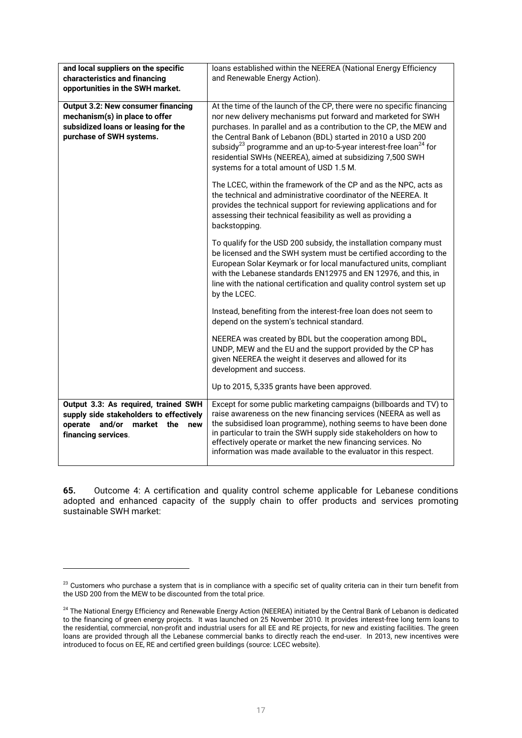| **and local suppliers on the specific characteristics and financing opportunities in the SWH market.** | loans established within the NEEREA (National Energy Efficiency and Renewable Energy Action). |
| --- | --- |
| **Output 3.2: New consumer financing mechanism(s) in place to offer subsidized loans or leasing for the purchase of SWH systems.** | At the time of the launch of the CP, there were no specific financing nor new delivery mechanisms put forward and marketed for SWH purchases. In parallel and as a contribution to the CP, the MEW and the Central Bank of Lebanon (BDL) started in 2010 a USD 200 subsidy[23] programme and an up-to-5-year interest-free loan[24] for residential SWHs (NEEREA), aimed at subsidizing 7,500 SWH systems for a total amount of USD 1.5 M.<br><br>The LCEC, within the framework of the CP and as the NPC, acts as the technical and administrative coordinator of the NEEREA. It provides the technical support for reviewing applications and for assessing their technical feasibility as well as providing a backstopping.<br><br>To qualify for the USD 200 subsidy, the installation company must be licensed and the SWH system must be certified according to the European Solar Keymark or for local manufactured units, compliant with the Lebanese standards EN12975 and EN 12976, and this, in line with the national certification and quality control system set up by the LCEC.<br><br>Instead, benefiting from the interest-free loan does not seem to depend on the system's technical standard.<br><br>NEEREA was created by BDL but the cooperation among BDL, UNDP, MEW and the EU and the support provided by the CP has given NEEREA the weight it deserves and allowed for its development and success.<br><br>Up to 2015, 5,335 grants have been approved. |
| **Output 3.3: As required, trained SWH supply side stakeholders to effectively operate and/or market the new financing services**. | Except for some public marketing campaigns (billboards and TV) to raise awareness on the new financing services (NEERA as well as the subsidised loan programme), nothing seems to have been done in particular to train the SWH supply side stakeholders on how to effectively operate or market the new financing services. No information was made available to the evaluator in this respect. |

**65.** Outcome 4: A certification and quality control scheme applicable for Lebanese conditions adopted and enhanced capacity of the supply chain to offer products and services promoting sustainable SWH market:

[23] Customers who purchase a system that is in compliance with a specific set of quality criteria can in their turn benefit from the USD 200 from the MEW to be discounted from the total price.

[24] The National Energy Efficiency and Renewable Energy Action (NEEREA) initiated by the Central Bank of Lebanon is dedicated to the financing of green energy projects. It was launched on 25 November 2010. It provides interest-free long term loans to the residential, commercial, non-profit and industrial users for all EE and RE projects, for new and existing facilities. The green loans are provided through all the Lebanese commercial banks to directly reach the end-user. In 2013, new incentives were introduced to focus on EE, RE and certified green buildings (source: LCEC website).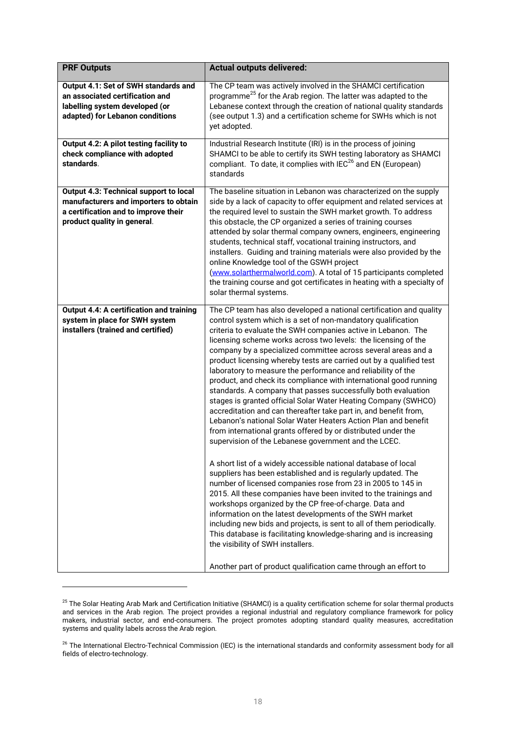| PRF Outputs | Actual outputs delivered: |
|---|---|
| **Output 4.1: Set of SWH standards and an associated certification and labelling system developed (or adapted) for Lebanon conditions** | The CP team was actively involved in the SHAMCI certification programme[25] for the Arab region. The latter was adapted to the Lebanese context through the creation of national quality standards (see output 1.3) and a certification scheme for SWHs which is not yet adopted. |
| **Output 4.2: A pilot testing facility to check compliance with adopted standards**. | Industrial Research Institute (IRI) is in the process of joining SHAMCI to be able to certify its SWH testing laboratory as SHAMCI compliant. To date, it complies with IEC[26] and EN (European) standards |
| **Output 4.3: Technical support to local manufacturers and importers to obtain a certification and to improve their product quality in general**. | The baseline situation in Lebanon was characterized on the supply side by a lack of capacity to offer equipment and related services at the required level to sustain the SWH market growth. To address this obstacle, the CP organized a series of training courses attended by solar thermal company owners, engineers, engineering students, technical staff, vocational training instructors, and installers. Guiding and training materials were also provided by the online Knowledge tool of the GSWH project ([www.solarthermalworld.com](http://www.solarthermalworld.com)). A total of 15 participants completed the training course and got certificates in heating with a specialty of solar thermal systems. |
| **Output 4.4: A certification and training system in place for SWH system installers (trained and certified)** | The CP team has also developed a national certification and quality control system which is a set of non-mandatory qualification criteria to evaluate the SWH companies active in Lebanon. The licensing scheme works across two levels: the licensing of the company by a specialized committee across several areas and a product licensing whereby tests are carried out by a qualified test laboratory to measure the performance and reliability of the product, and check its compliance with international good running standards. A company that passes successfully both evaluation stages is granted official Solar Water Heating Company (SWHCO) accreditation and can thereafter take part in, and benefit from, Lebanon's national Solar Water Heaters Action Plan and benefit from international grants offered by or distributed under the supervision of the Lebanese government and the LCEC.<br><br>A short list of a widely accessible national database of local suppliers has been established and is regularly updated. The number of licensed companies rose from 23 in 2005 to 145 in 2015. All these companies have been invited to the trainings and workshops organized by the CP free-of-charge. Data and information on the latest developments of the SWH market including new bids and projects, is sent to all of them periodically. This database is facilitating knowledge-sharing and is increasing the visibility of SWH installers.<br><br>Another part of product qualification came through an effort to |

[25] The Solar Heating Arab Mark and Certification Initiative (SHAMCI) is a quality certification scheme for solar thermal products and services in the Arab region. The project provides a regional industrial and regulatory compliance framework for policy makers, industrial sector, and end-consumers. The project promotes adopting standard quality measures, accreditation systems and quality labels across the Arab region.

[26] The International Electro-Technical Commission (IEC) is the international standards and conformity assessment body for all fields of electro-technology.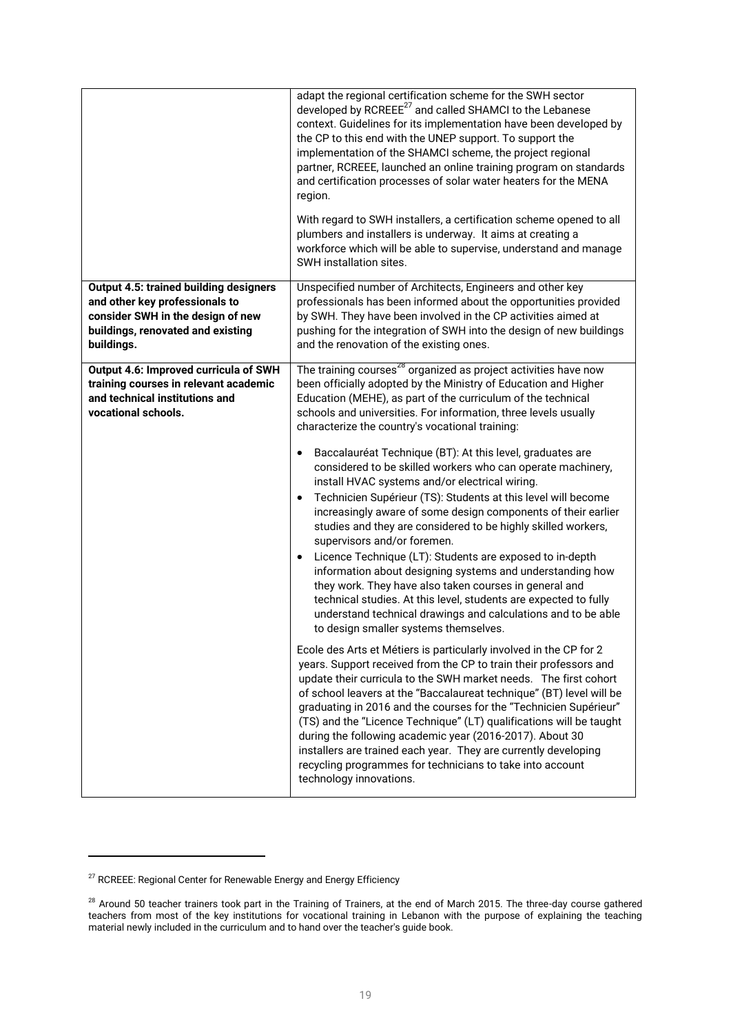| | |
|---|---|
| | adapt the regional certification scheme for the SWH sector developed by RCREEE[27] and called SHAMCI to the Lebanese context. Guidelines for its implementation have been developed by the CP to this end with the UNEP support. To support the implementation of the SHAMCI scheme, the project regional partner, RCREEE, launched an online training program on standards and certification processes of solar water heaters for the MENA region.<br><br>With regard to SWH installers, a certification scheme opened to all plumbers and installers is underway. It aims at creating a workforce which will be able to supervise, understand and manage SWH installation sites. |
| **Output 4.5: trained building designers and other key professionals to consider SWH in the design of new buildings, renovated and existing buildings.** | Unspecified number of Architects, Engineers and other key professionals has been informed about the opportunities provided by SWH. They have been involved in the CP activities aimed at pushing for the integration of SWH into the design of new buildings and the renovation of the existing ones. |
| **Output 4.6: Improved curricula of SWH training courses in relevant academic and technical institutions and vocational schools.** | The training courses[28] organized as project activities have now been officially adopted by the Ministry of Education and Higher Education (MEHE), as part of the curriculum of the technical schools and universities. For information, three levels usually characterize the country's vocational training:<br><br>• Baccalauréat Technique (BT): At this level, graduates are considered to be skilled workers who can operate machinery, install HVAC systems and/or electrical wiring.<br>• Technicien Supérieur (TS): Students at this level will become increasingly aware of some design components of their earlier studies and they are considered to be highly skilled workers, supervisors and/or foremen.<br>• Licence Technique (LT): Students are exposed to in-depth information about designing systems and understanding how they work. They have also taken courses in general and technical studies. At this level, students are expected to fully understand technical drawings and calculations and to be able to design smaller systems themselves.<br><br>Ecole des Arts et Métiers is particularly involved in the CP for 2 years. Support received from the CP to train their professors and update their curricula to the SWH market needs. The first cohort of school leavers at the "Baccalaureat technique" (BT) level will be graduating in 2016 and the courses for the "Technicien Supérieur" (TS) and the "Licence Technique" (LT) qualifications will be taught during the following academic year (2016-2017). About 30 installers are trained each year. They are currently developing recycling programmes for technicians to take into account technology innovations. |

[27] RCREEE: Regional Center for Renewable Energy and Energy Efficiency

[28] Around 50 teacher trainers took part in the Training of Trainers, at the end of March 2015. The three-day course gathered teachers from most of the key institutions for vocational training in Lebanon with the purpose of explaining the teaching material newly included in the curriculum and to hand over the teacher's guide book.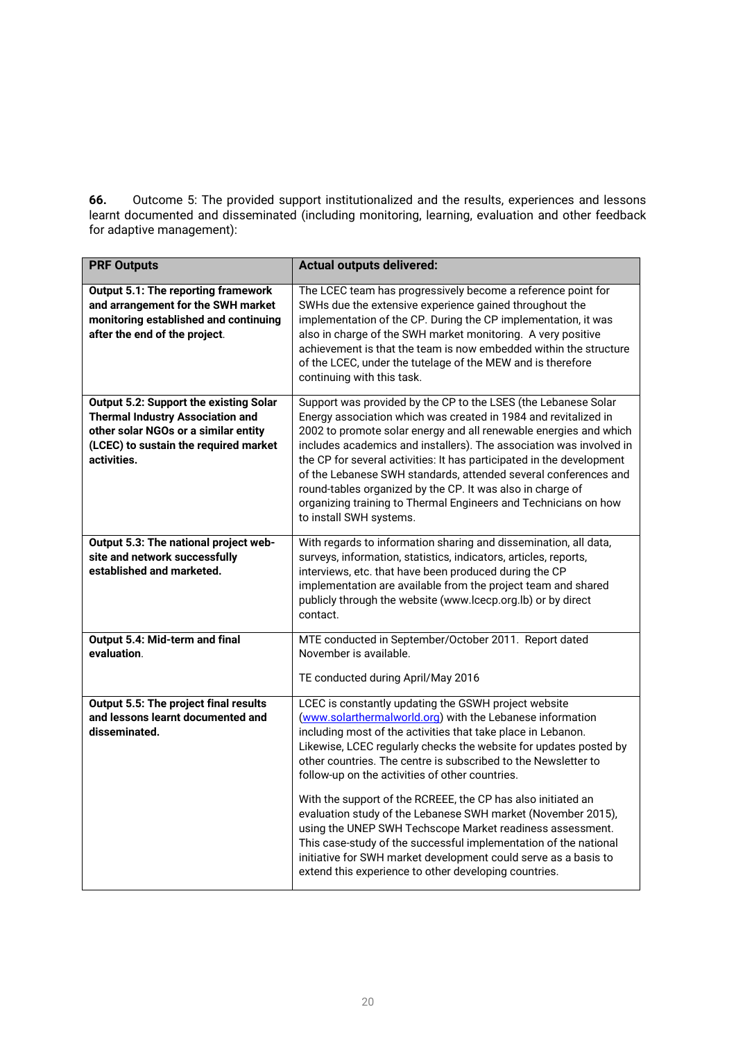**66.** Outcome 5: The provided support institutionalized and the results, experiences and lessons learnt documented and disseminated (including monitoring, learning, evaluation and other feedback for adaptive management):

| PRF Outputs | Actual outputs delivered: |
| --- | --- |
| **Output 5.1: The reporting framework and arrangement for the SWH market monitoring established and continuing after the end of the project**. | The LCEC team has progressively become a reference point for SWHs due the extensive experience gained throughout the implementation of the CP. During the CP implementation, it was also in charge of the SWH market monitoring. A very positive achievement is that the team is now embedded within the structure of the LCEC, under the tutelage of the MEW and is therefore continuing with this task. |
| **Output 5.2: Support the existing Solar Thermal Industry Association and other solar NGOs or a similar entity (LCEC) to sustain the required market activities.** | Support was provided by the CP to the LSES (the Lebanese Solar Energy association which was created in 1984 and revitalized in 2002 to promote solar energy and all renewable energies and which includes academics and installers). The association was involved in the CP for several activities: It has participated in the development of the Lebanese SWH standards, attended several conferences and round-tables organized by the CP. It was also in charge of organizing training to Thermal Engineers and Technicians on how to install SWH systems. |
| **Output 5.3: The national project web-site and network successfully established and marketed.** | With regards to information sharing and dissemination, all data, surveys, information, statistics, indicators, articles, reports, interviews, etc. that have been produced during the CP implementation are available from the project team and shared publicly through the website (www.lcecp.org.lb) or by direct contact. |
| **Output 5.4: Mid-term and final evaluation**. | MTE conducted in September/October 2011. Report dated November is available.<br><br>TE conducted during April/May 2016 |
| **Output 5.5: The project final results and lessons learnt documented and disseminated.** | LCEC is constantly updating the GSWH project website (www.solarthermalworld.org) with the Lebanese information including most of the activities that take place in Lebanon. Likewise, LCEC regularly checks the website for updates posted by other countries. The centre is subscribed to the Newsletter to follow-up on the activities of other countries.<br><br>With the support of the RCREEE, the CP has also initiated an evaluation study of the Lebanese SWH market (November 2015), using the UNEP SWH Techscope Market readiness assessment. This case-study of the successful implementation of the national initiative for SWH market development could serve as a basis to extend this experience to other developing countries. |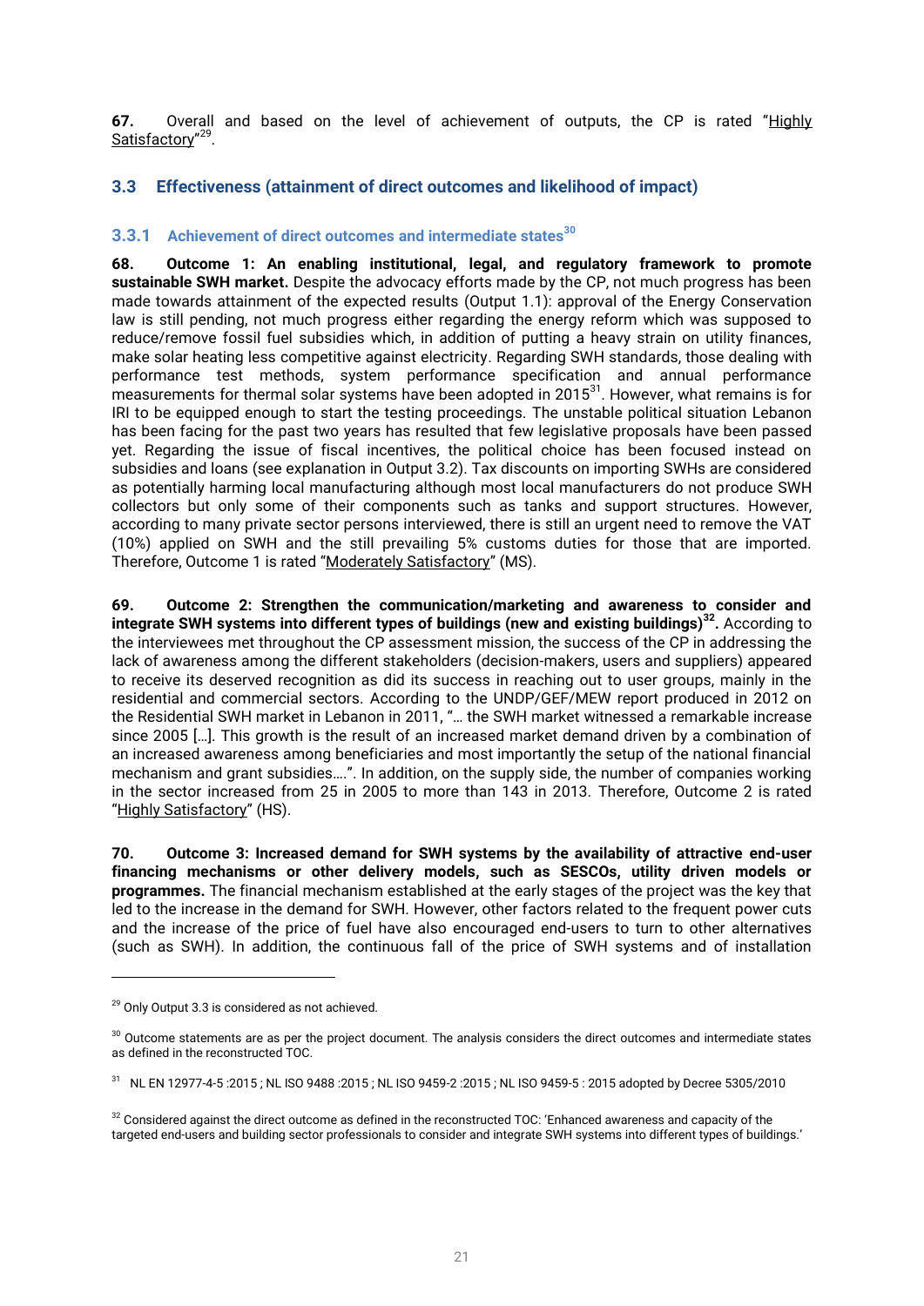**67.** Overall and based on the level of achievement of outputs, the CP is rated "Highly Satisfactory"[29].

## 3.3 Effectiveness (attainment of direct outcomes and likelihood of impact)

### 3.3.1 Achievement of direct outcomes and intermediate states[30]

**68. Outcome 1: An enabling institutional, legal, and regulatory framework to promote sustainable SWH market.** Despite the advocacy efforts made by the CP, not much progress has been made towards attainment of the expected results (Output 1.1): approval of the Energy Conservation law is still pending, not much progress either regarding the energy reform which was supposed to reduce/remove fossil fuel subsidies which, in addition of putting a heavy strain on utility finances, make solar heating less competitive against electricity. Regarding SWH standards, those dealing with performance test methods, system performance specification and annual performance measurements for thermal solar systems have been adopted in 2015[31]. However, what remains is for IRI to be equipped enough to start the testing proceedings. The unstable political situation Lebanon has been facing for the past two years has resulted that few legislative proposals have been passed yet. Regarding the issue of fiscal incentives, the political choice has been focused instead on subsidies and loans (see explanation in Output 3.2). Tax discounts on importing SWHs are considered as potentially harming local manufacturing although most local manufacturers do not produce SWH collectors but only some of their components such as tanks and support structures. However, according to many private sector persons interviewed, there is still an urgent need to remove the VAT (10%) applied on SWH and the still prevailing 5% customs duties for those that are imported. Therefore, Outcome 1 is rated "Moderately Satisfactory" (MS).

**69. Outcome 2: Strengthen the communication/marketing and awareness to consider and integrate SWH systems into different types of buildings (new and existing buildings)[32].** According to the interviewees met throughout the CP assessment mission, the success of the CP in addressing the lack of awareness among the different stakeholders (decision-makers, users and suppliers) appeared to receive its deserved recognition as did its success in reaching out to user groups, mainly in the residential and commercial sectors. According to the UNDP/GEF/MEW report produced in 2012 on the Residential SWH market in Lebanon in 2011, "… the SWH market witnessed a remarkable increase since 2005 […]. This growth is the result of an increased market demand driven by a combination of an increased awareness among beneficiaries and most importantly the setup of the national financial mechanism and grant subsidies….". In addition, on the supply side, the number of companies working in the sector increased from 25 in 2005 to more than 143 in 2013. Therefore, Outcome 2 is rated "Highly Satisfactory" (HS).

**70. Outcome 3: Increased demand for SWH systems by the availability of attractive end-user financing mechanisms or other delivery models, such as SESCOs, utility driven models or programmes.** The financial mechanism established at the early stages of the project was the key that led to the increase in the demand for SWH. However, other factors related to the frequent power cuts and the increase of the price of fuel have also encouraged end-users to turn to other alternatives (such as SWH). In addition, the continuous fall of the price of SWH systems and of installation

---

[29] Only Output 3.3 is considered as not achieved.

[30] Outcome statements are as per the project document. The analysis considers the direct outcomes and intermediate states as defined in the reconstructed TOC.

[31] NL EN 12977-4-5 :2015 ; NL ISO 9488 :2015 ; NL ISO 9459-2 :2015 ; NL ISO 9459-5 : 2015 adopted by Decree 5305/2010

[32] Considered against the direct outcome as defined in the reconstructed TOC: 'Enhanced awareness and capacity of the targeted end-users and building sector professionals to consider and integrate SWH systems into different types of buildings.'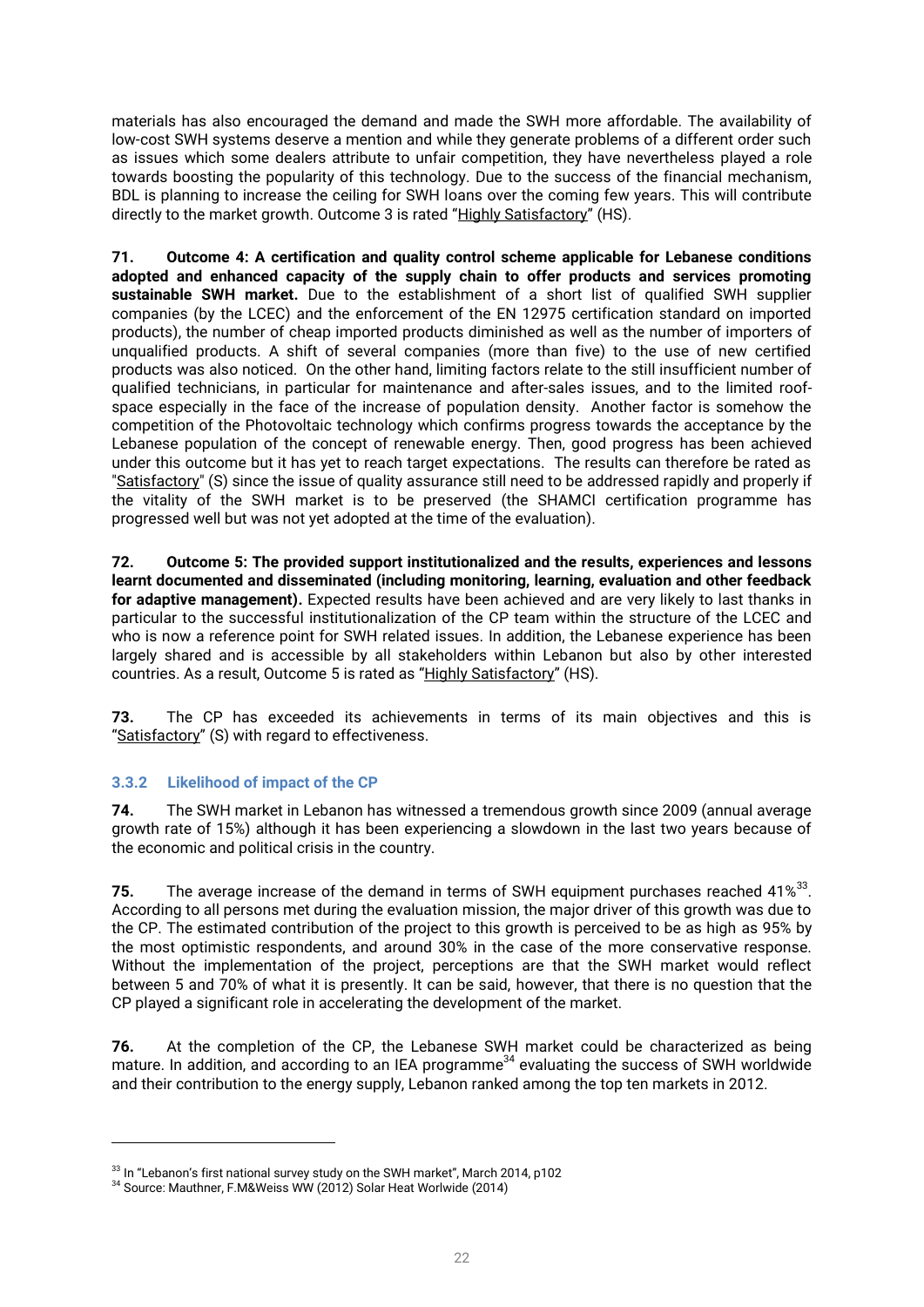materials has also encouraged the demand and made the SWH more affordable. The availability of low-cost SWH systems deserve a mention and while they generate problems of a different order such as issues which some dealers attribute to unfair competition, they have nevertheless played a role towards boosting the popularity of this technology. Due to the success of the financial mechanism, BDL is planning to increase the ceiling for SWH loans over the coming few years. This will contribute directly to the market growth. Outcome 3 is rated "Highly Satisfactory" (HS).

**71. Outcome 4: A certification and quality control scheme applicable for Lebanese conditions adopted and enhanced capacity of the supply chain to offer products and services promoting sustainable SWH market.** Due to the establishment of a short list of qualified SWH supplier companies (by the LCEC) and the enforcement of the EN 12975 certification standard on imported products), the number of cheap imported products diminished as well as the number of importers of unqualified products. A shift of several companies (more than five) to the use of new certified products was also noticed. On the other hand, limiting factors relate to the still insufficient number of qualified technicians, in particular for maintenance and after-sales issues, and to the limited roof-space especially in the face of the increase of population density. Another factor is somehow the competition of the Photovoltaic technology which confirms progress towards the acceptance by the Lebanese population of the concept of renewable energy. Then, good progress has been achieved under this outcome but it has yet to reach target expectations. The results can therefore be rated as "Satisfactory" (S) since the issue of quality assurance still need to be addressed rapidly and properly if the vitality of the SWH market is to be preserved (the SHAMCI certification programme has progressed well but was not yet adopted at the time of the evaluation).

**72. Outcome 5: The provided support institutionalized and the results, experiences and lessons learnt documented and disseminated (including monitoring, learning, evaluation and other feedback for adaptive management).** Expected results have been achieved and are very likely to last thanks in particular to the successful institutionalization of the CP team within the structure of the LCEC and who is now a reference point for SWH related issues. In addition, the Lebanese experience has been largely shared and is accessible by all stakeholders within Lebanon but also by other interested countries. As a result, Outcome 5 is rated as "Highly Satisfactory" (HS).

**73.** The CP has exceeded its achievements in terms of its main objectives and this is "Satisfactory" (S) with regard to effectiveness.

### 3.3.2 Likelihood of impact of the CP

**74.** The SWH market in Lebanon has witnessed a tremendous growth since 2009 (annual average growth rate of 15%) although it has been experiencing a slowdown in the last two years because of the economic and political crisis in the country.

**75.** The average increase of the demand in terms of SWH equipment purchases reached 41%[33]. According to all persons met during the evaluation mission, the major driver of this growth was due to the CP. The estimated contribution of the project to this growth is perceived to be as high as 95% by the most optimistic respondents, and around 30% in the case of the more conservative response. Without the implementation of the project, perceptions are that the SWH market would reflect between 5 and 70% of what it is presently. It can be said, however, that there is no question that the CP played a significant role in accelerating the development of the market.

**76.** At the completion of the CP, the Lebanese SWH market could be characterized as being mature. In addition, and according to an IEA programme[34] evaluating the success of SWH worldwide and their contribution to the energy supply, Lebanon ranked among the top ten markets in 2012.

---

[33] In "Lebanon's first national survey study on the SWH market", March 2014, p102

[34] Source: Mauthner, F.M&Weiss WW (2012) Solar Heat Worlwide (2014)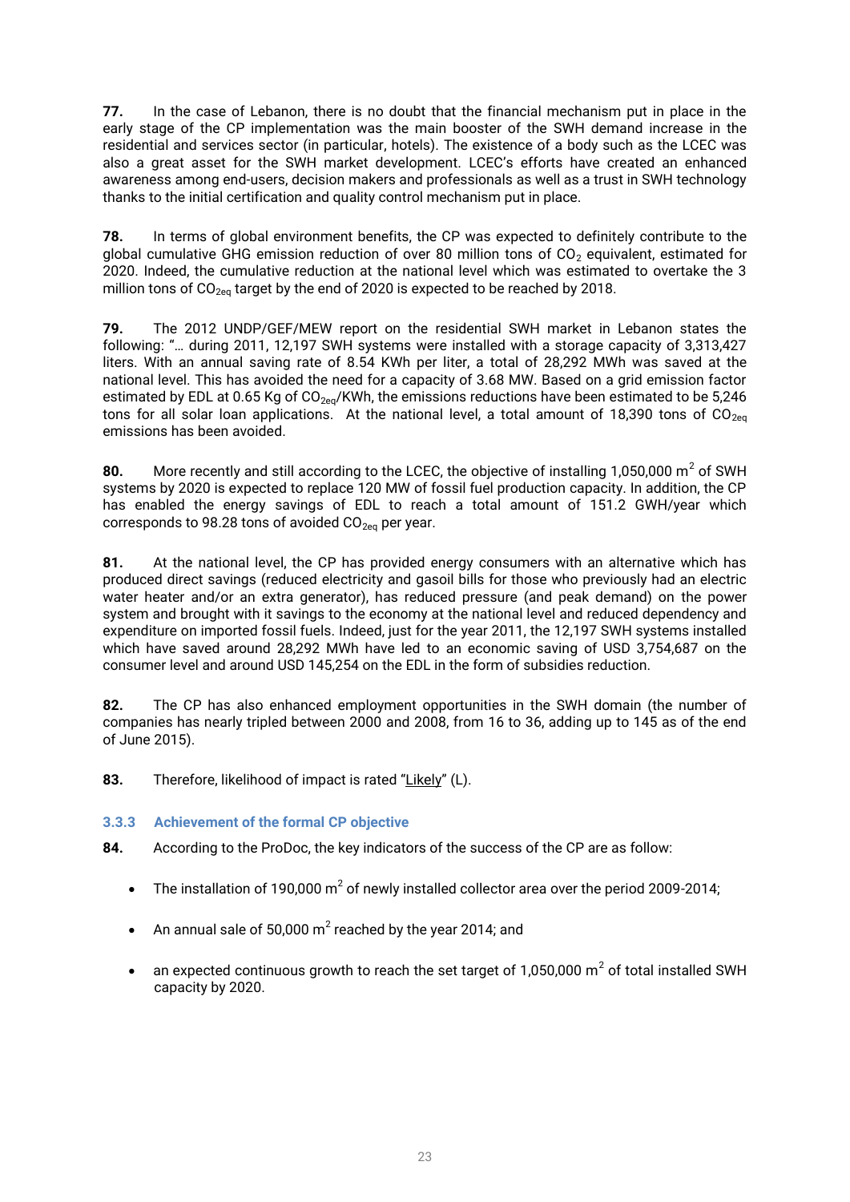**77.** In the case of Lebanon, there is no doubt that the financial mechanism put in place in the early stage of the CP implementation was the main booster of the SWH demand increase in the residential and services sector (in particular, hotels). The existence of a body such as the LCEC was also a great asset for the SWH market development. LCEC's efforts have created an enhanced awareness among end-users, decision makers and professionals as well as a trust in SWH technology thanks to the initial certification and quality control mechanism put in place.

**78.** In terms of global environment benefits, the CP was expected to definitely contribute to the global cumulative GHG emission reduction of over 80 million tons of $CO_2$ equivalent, estimated for 2020. Indeed, the cumulative reduction at the national level which was estimated to overtake the 3 million tons of $CO_{2eq}$ target by the end of 2020 is expected to be reached by 2018.

**79.** The 2012 UNDP/GEF/MEW report on the residential SWH market in Lebanon states the following: "… during 2011, 12,197 SWH systems were installed with a storage capacity of 3,313,427 liters. With an annual saving rate of 8.54 KWh per liter, a total of 28,292 MWh was saved at the national level. This has avoided the need for a capacity of 3.68 MW. Based on a grid emission factor estimated by EDL at 0.65 Kg of $CO_{2eq}$/KWh, the emissions reductions have been estimated to be 5,246 tons for all solar loan applications. At the national level, a total amount of 18,390 tons of $CO_{2eq}$ emissions has been avoided.

**80.** More recently and still according to the LCEC, the objective of installing 1,050,000 $m^2$ of SWH systems by 2020 is expected to replace 120 MW of fossil fuel production capacity. In addition, the CP has enabled the energy savings of EDL to reach a total amount of 151.2 GWH/year which corresponds to 98.28 tons of avoided $CO_{2eq}$ per year.

**81.** At the national level, the CP has provided energy consumers with an alternative which has produced direct savings (reduced electricity and gasoil bills for those who previously had an electric water heater and/or an extra generator), has reduced pressure (and peak demand) on the power system and brought with it savings to the economy at the national level and reduced dependency and expenditure on imported fossil fuels. Indeed, just for the year 2011, the 12,197 SWH systems installed which have saved around 28,292 MWh have led to an economic saving of USD 3,754,687 on the consumer level and around USD 145,254 on the EDL in the form of subsidies reduction.

**82.** The CP has also enhanced employment opportunities in the SWH domain (the number of companies has nearly tripled between 2000 and 2008, from 16 to 36, adding up to 145 as of the end of June 2015).

**83.** Therefore, likelihood of impact is rated "Likely" (L).

### 3.3.3 Achievement of the formal CP objective

**84.** According to the ProDoc, the key indicators of the success of the CP are as follow:

- The installation of 190,000 $m^2$ of newly installed collector area over the period 2009-2014;
- An annual sale of 50,000 $m^2$ reached by the year 2014; and
- an expected continuous growth to reach the set target of 1,050,000 $m^2$ of total installed SWH capacity by 2020.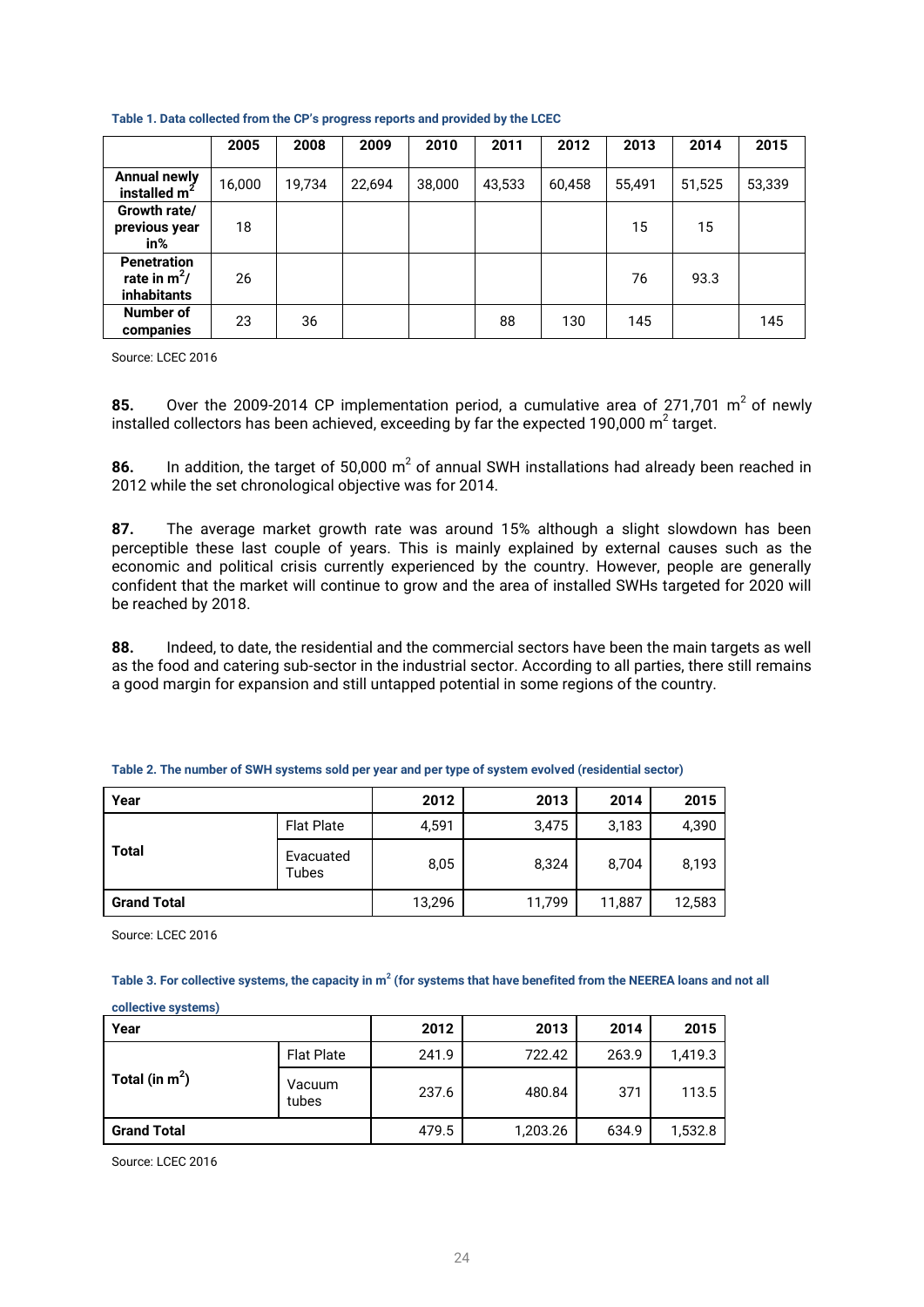**Table 1. Data collected from the CP's progress reports and provided by the LCEC**

| | 2005 | 2008 | 2009 | 2010 | 2011 | 2012 | 2013 | 2014 | 2015 |
|---|---|---|---|---|---|---|---|---|---|
| **Annual newly installed $m^2$** | 16,000 | 19,734 | 22,694 | 38,000 | 43,533 | 60,458 | 55,491 | 51,525 | 53,339 |
| **Growth rate/ previous year in%** | 18 | | | | | | 15 | 15 | |
| **Penetration rate in $m^2$/ inhabitants** | 26 | | | | | | 76 | 93.3 | |
| **Number of companies** | 23 | 36 | | | 88 | 130 | 145 | | 145 |

Source: LCEC 2016

**85.** Over the 2009-2014 CP implementation period, a cumulative area of 271,701 $m^2$ of newly installed collectors has been achieved, exceeding by far the expected 190,000 $m^2$ target.

**86.** In addition, the target of 50,000 $m^2$ of annual SWH installations had already been reached in 2012 while the set chronological objective was for 2014.

**87.** The average market growth rate was around 15% although a slight slowdown has been perceptible these last couple of years. This is mainly explained by external causes such as the economic and political crisis currently experienced by the country. However, people are generally confident that the market will continue to grow and the area of installed SWHs targeted for 2020 will be reached by 2018.

**88.** Indeed, to date, the residential and the commercial sectors have been the main targets as well as the food and catering sub-sector in the industrial sector. According to all parties, there still remains a good margin for expansion and still untapped potential in some regions of the country.

**Table 2. The number of SWH systems sold per year and per type of system evolved (residential sector)**

| Year | | 2012 | 2013 | 2014 | 2015 |
|---|---|---|---|---|---|
| **Total** | Flat Plate | 4,591 | 3,475 | 3,183 | 4,390 |
| | Evacuated Tubes | 8,05 | 8,324 | 8,704 | 8,193 |
| **Grand Total** | | 13,296 | 11,799 | 11,887 | 12,583 |

Source: LCEC 2016

**Table 3. For collective systems, the capacity in $m^2$ (for systems that have benefited from the NEEREA loans and not all collective systems)**

| Year | | 2012 | 2013 | 2014 | 2015 |
|---|---|---|---|---|---|
| **Total (in $m^2$)** | Flat Plate | 241.9 | 722.42 | 263.9 | 1,419.3 |
| | Vacuum tubes | 237.6 | 480.84 | 371 | 113.5 |
| **Grand Total** | | 479.5 | 1,203.26 | 634.9 | 1,532.8 |

Source: LCEC 2016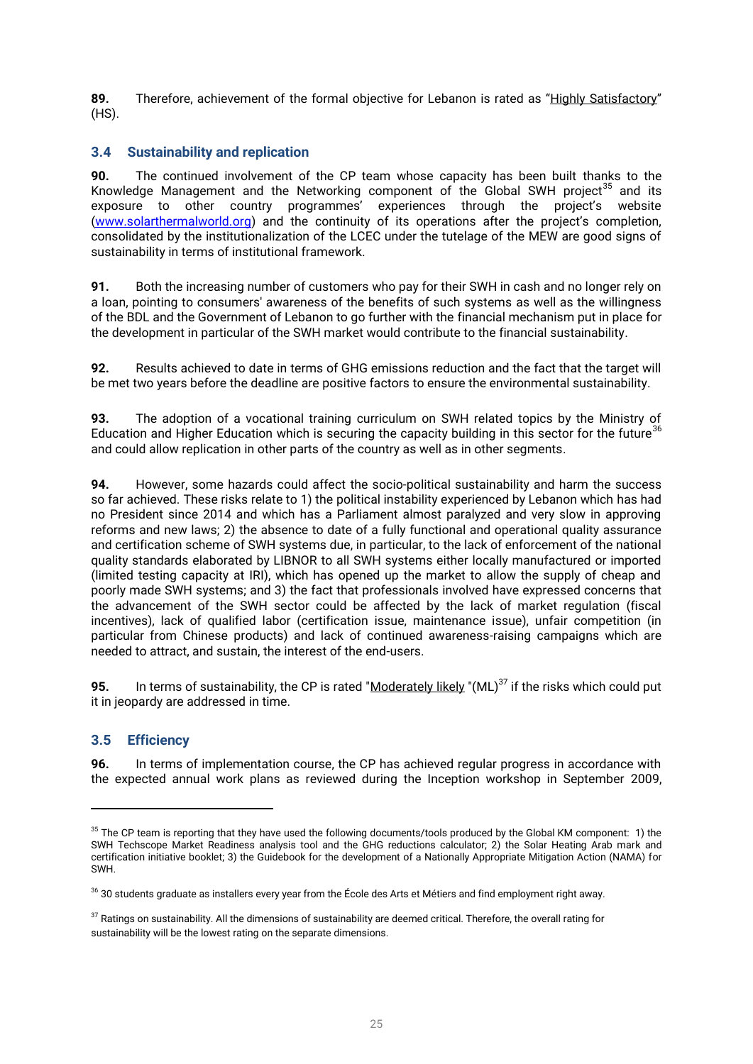**89.** Therefore, achievement of the formal objective for Lebanon is rated as "Highly Satisfactory" (HS).

## 3.4 Sustainability and replication

**90.** The continued involvement of the CP team whose capacity has been built thanks to the Knowledge Management and the Networking component of the Global SWH project[35] and its exposure to other country programmes' experiences through the project's website (www.solarthermalworld.org) and the continuity of its operations after the project's completion, consolidated by the institutionalization of the LCEC under the tutelage of the MEW are good signs of sustainability in terms of institutional framework.

**91.** Both the increasing number of customers who pay for their SWH in cash and no longer rely on a loan, pointing to consumers' awareness of the benefits of such systems as well as the willingness of the BDL and the Government of Lebanon to go further with the financial mechanism put in place for the development in particular of the SWH market would contribute to the financial sustainability.

**92.** Results achieved to date in terms of GHG emissions reduction and the fact that the target will be met two years before the deadline are positive factors to ensure the environmental sustainability.

**93.** The adoption of a vocational training curriculum on SWH related topics by the Ministry of Education and Higher Education which is securing the capacity building in this sector for the future[36] and could allow replication in other parts of the country as well as in other segments.

**94.** However, some hazards could affect the socio-political sustainability and harm the success so far achieved. These risks relate to 1) the political instability experienced by Lebanon which has had no President since 2014 and which has a Parliament almost paralyzed and very slow in approving reforms and new laws; 2) the absence to date of a fully functional and operational quality assurance and certification scheme of SWH systems due, in particular, to the lack of enforcement of the national quality standards elaborated by LIBNOR to all SWH systems either locally manufactured or imported (limited testing capacity at IRI), which has opened up the market to allow the supply of cheap and poorly made SWH systems; and 3) the fact that professionals involved have expressed concerns that the advancement of the SWH sector could be affected by the lack of market regulation (fiscal incentives), lack of qualified labor (certification issue, maintenance issue), unfair competition (in particular from Chinese products) and lack of continued awareness-raising campaigns which are needed to attract, and sustain, the interest of the end-users.

**95.** In terms of sustainability, the CP is rated "Moderately likely "(ML)[37] if the risks which could put it in jeopardy are addressed in time.

## 3.5 Efficiency

**96.** In terms of implementation course, the CP has achieved regular progress in accordance with the expected annual work plans as reviewed during the Inception workshop in September 2009,

---

[35] The CP team is reporting that they have used the following documents/tools produced by the Global KM component: 1) the SWH Techscope Market Readiness analysis tool and the GHG reductions calculator; 2) the Solar Heating Arab mark and certification initiative booklet; 3) the Guidebook for the development of a Nationally Appropriate Mitigation Action (NAMA) for SWH.

[36] 30 students graduate as installers every year from the École des Arts et Métiers and find employment right away.

[37] Ratings on sustainability. All the dimensions of sustainability are deemed critical. Therefore, the overall rating for sustainability will be the lowest rating on the separate dimensions.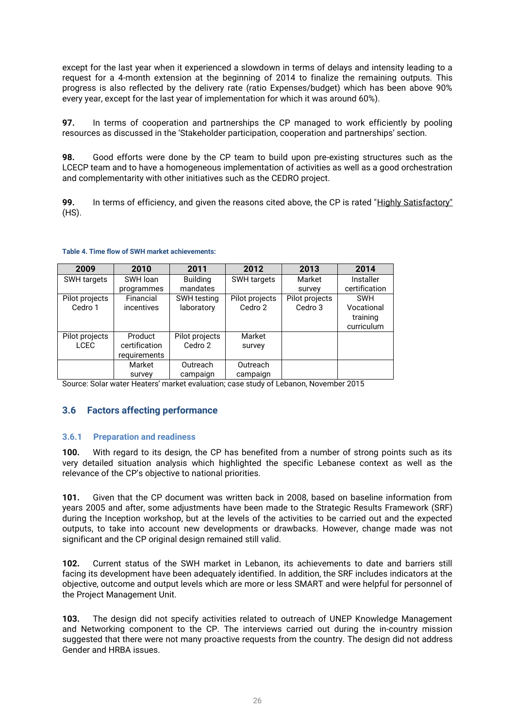except for the last year when it experienced a slowdown in terms of delays and intensity leading to a request for a 4-month extension at the beginning of 2014 to finalize the remaining outputs. This progress is also reflected by the delivery rate (ratio Expenses/budget) which has been above 90% every year, except for the last year of implementation for which it was around 60%).

**97.** In terms of cooperation and partnerships the CP managed to work efficiently by pooling resources as discussed in the 'Stakeholder participation, cooperation and partnerships' section.

**98.** Good efforts were done by the CP team to build upon pre-existing structures such as the LCECP team and to have a homogeneous implementation of activities as well as a good orchestration and complementarity with other initiatives such as the CEDRO project.

**99.** In terms of efficiency, and given the reasons cited above, the CP is rated "Highly Satisfactory" (HS).

**Table 4. Time flow of SWH market achievements:**

| 2009 | 2010 | 2011 | 2012 | 2013 | 2014 |
|---|---|---|---|---|---|
| SWH targets | SWH loan programmes | Building mandates | SWH targets | Market survey | Installer certification |
| Pilot projects Cedro 1 | Financial incentives | SWH testing laboratory | Pilot projects Cedro 2 | Pilot projects Cedro 3 | SWH Vocational training curriculum |
| Pilot projects LCEC | Product certification requirements | Pilot projects Cedro 2 | Market survey | | |
| | Market survey | Outreach campaign | Outreach campaign | | |

Source: Solar water Heaters' market evaluation; case study of Lebanon, November 2015

## 3.6 Factors affecting performance

### 3.6.1 Preparation and readiness

**100.** With regard to its design, the CP has benefited from a number of strong points such as its very detailed situation analysis which highlighted the specific Lebanese context as well as the relevance of the CP's objective to national priorities.

**101.** Given that the CP document was written back in 2008, based on baseline information from years 2005 and after, some adjustments have been made to the Strategic Results Framework (SRF) during the Inception workshop, but at the levels of the activities to be carried out and the expected outputs, to take into account new developments or drawbacks. However, change made was not significant and the CP original design remained still valid.

**102.** Current status of the SWH market in Lebanon, its achievements to date and barriers still facing its development have been adequately identified. In addition, the SRF includes indicators at the objective, outcome and output levels which are more or less SMART and were helpful for personnel of the Project Management Unit.

**103.** The design did not specify activities related to outreach of UNEP Knowledge Management and Networking component to the CP. The interviews carried out during the in-country mission suggested that there were not many proactive requests from the country. The design did not address Gender and HRBA issues.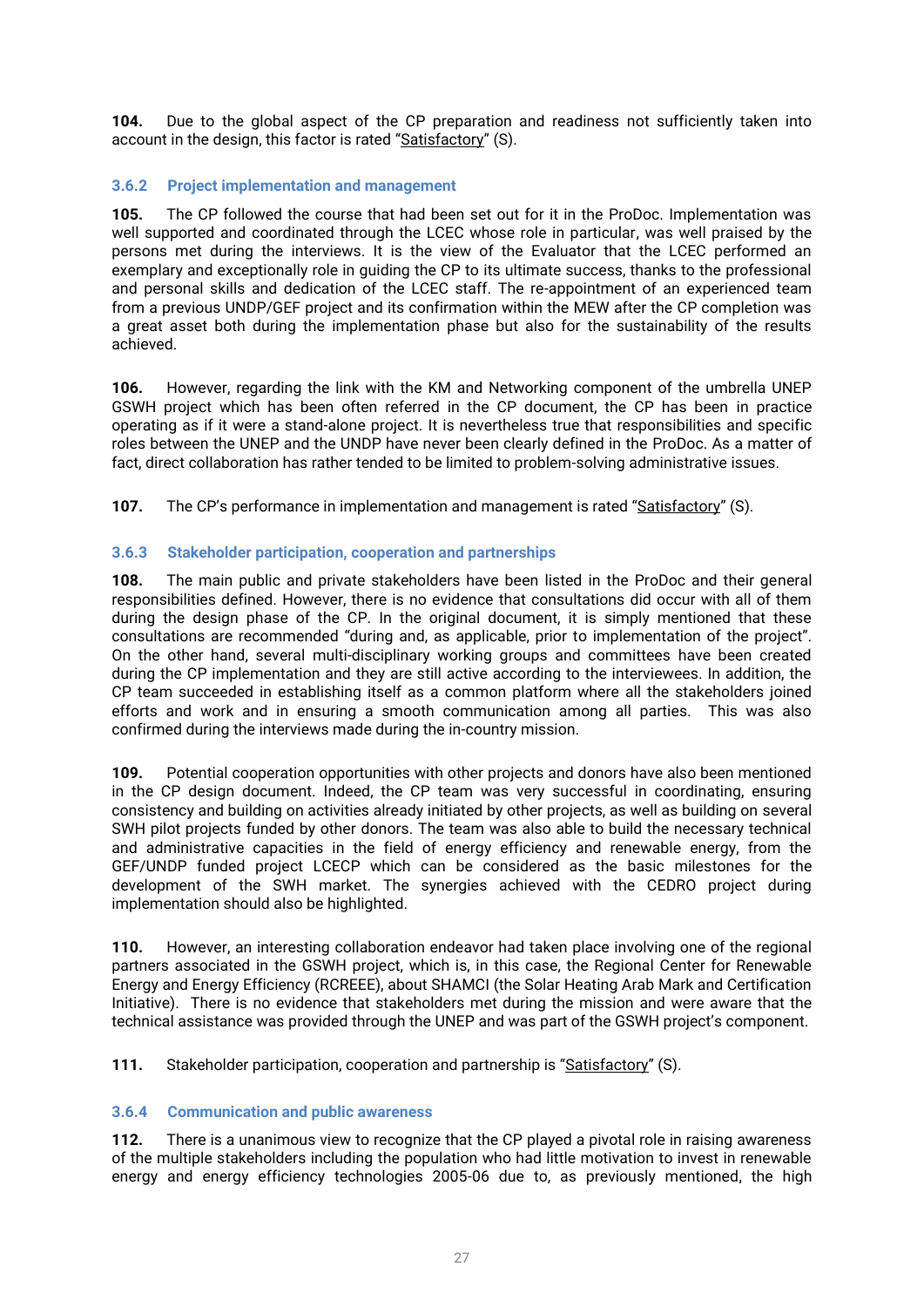**104.** Due to the global aspect of the CP preparation and readiness not sufficiently taken into account in the design, this factor is rated "Satisfactory" (S).

### 3.6.2 Project implementation and management

**105.** The CP followed the course that had been set out for it in the ProDoc. Implementation was well supported and coordinated through the LCEC whose role in particular, was well praised by the persons met during the interviews. It is the view of the Evaluator that the LCEC performed an exemplary and exceptionally role in guiding the CP to its ultimate success, thanks to the professional and personal skills and dedication of the LCEC staff. The re-appointment of an experienced team from a previous UNDP/GEF project and its confirmation within the MEW after the CP completion was a great asset both during the implementation phase but also for the sustainability of the results achieved.

**106.** However, regarding the link with the KM and Networking component of the umbrella UNEP GSWH project which has been often referred in the CP document, the CP has been in practice operating as if it were a stand-alone project. It is nevertheless true that responsibilities and specific roles between the UNEP and the UNDP have never been clearly defined in the ProDoc. As a matter of fact, direct collaboration has rather tended to be limited to problem-solving administrative issues.

**107.** The CP's performance in implementation and management is rated "Satisfactory" (S).

### 3.6.3 Stakeholder participation, cooperation and partnerships

**108.** The main public and private stakeholders have been listed in the ProDoc and their general responsibilities defined. However, there is no evidence that consultations did occur with all of them during the design phase of the CP. In the original document, it is simply mentioned that these consultations are recommended "during and, as applicable, prior to implementation of the project". On the other hand, several multi-disciplinary working groups and committees have been created during the CP implementation and they are still active according to the interviewees. In addition, the CP team succeeded in establishing itself as a common platform where all the stakeholders joined efforts and work and in ensuring a smooth communication among all parties. This was also confirmed during the interviews made during the in-country mission.

**109.** Potential cooperation opportunities with other projects and donors have also been mentioned in the CP design document. Indeed, the CP team was very successful in coordinating, ensuring consistency and building on activities already initiated by other projects, as well as building on several SWH pilot projects funded by other donors. The team was also able to build the necessary technical and administrative capacities in the field of energy efficiency and renewable energy, from the GEF/UNDP funded project LCECP which can be considered as the basic milestones for the development of the SWH market. The synergies achieved with the CEDRO project during implementation should also be highlighted.

**110.** However, an interesting collaboration endeavor had taken place involving one of the regional partners associated in the GSWH project, which is, in this case, the Regional Center for Renewable Energy and Energy Efficiency (RCREEE), about SHAMCI (the Solar Heating Arab Mark and Certification Initiative). There is no evidence that stakeholders met during the mission and were aware that the technical assistance was provided through the UNEP and was part of the GSWH project's component.

**111.** Stakeholder participation, cooperation and partnership is "Satisfactory" (S).

### 3.6.4 Communication and public awareness

**112.** There is a unanimous view to recognize that the CP played a pivotal role in raising awareness of the multiple stakeholders including the population who had little motivation to invest in renewable energy and energy efficiency technologies 2005-06 due to, as previously mentioned, the high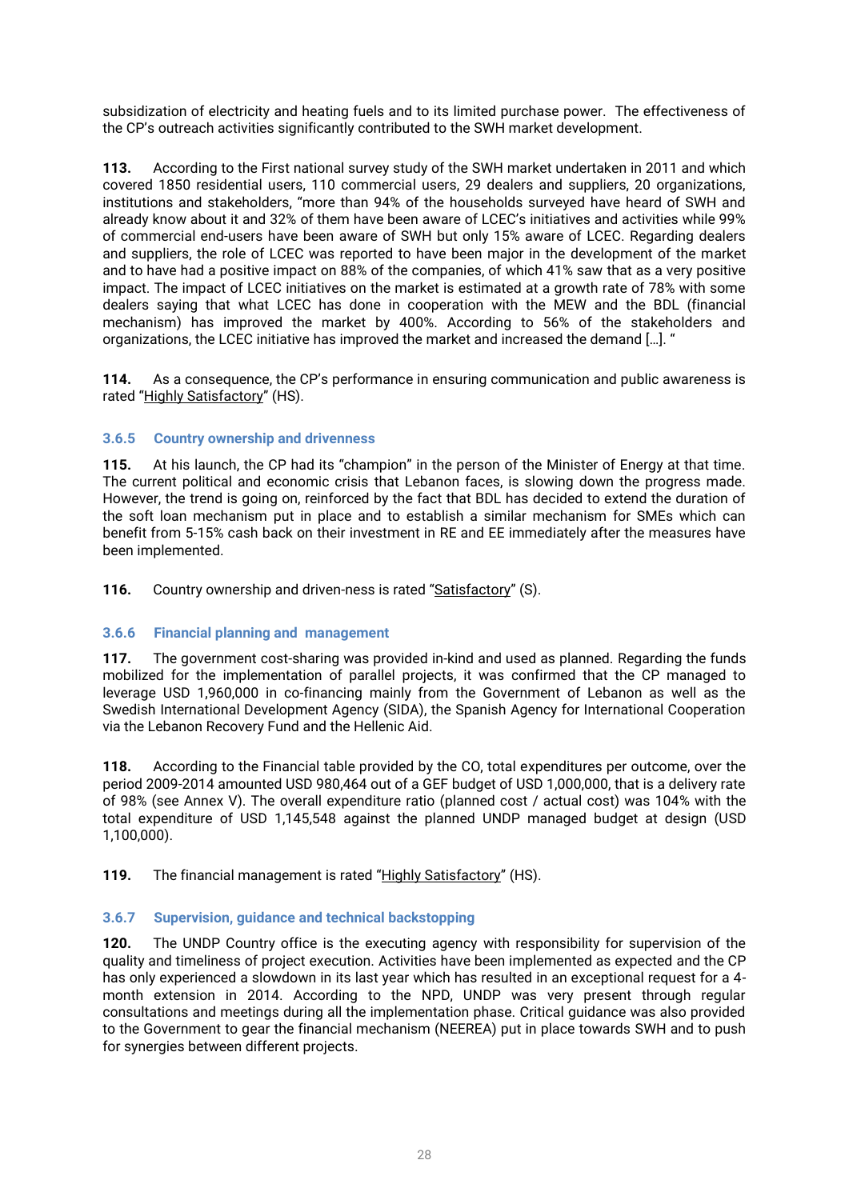subsidization of electricity and heating fuels and to its limited purchase power. The effectiveness of the CP's outreach activities significantly contributed to the SWH market development.

**113.** According to the First national survey study of the SWH market undertaken in 2011 and which covered 1850 residential users, 110 commercial users, 29 dealers and suppliers, 20 organizations, institutions and stakeholders, "more than 94% of the households surveyed have heard of SWH and already know about it and 32% of them have been aware of LCEC's initiatives and activities while 99% of commercial end-users have been aware of SWH but only 15% aware of LCEC. Regarding dealers and suppliers, the role of LCEC was reported to have been major in the development of the market and to have had a positive impact on 88% of the companies, of which 41% saw that as a very positive impact. The impact of LCEC initiatives on the market is estimated at a growth rate of 78% with some dealers saying that what LCEC has done in cooperation with the MEW and the BDL (financial mechanism) has improved the market by 400%. According to 56% of the stakeholders and organizations, the LCEC initiative has improved the market and increased the demand […]. "

**114.** As a consequence, the CP's performance in ensuring communication and public awareness is rated "Highly Satisfactory" (HS).

### 3.6.5 Country ownership and drivenness

**115.** At his launch, the CP had its "champion" in the person of the Minister of Energy at that time. The current political and economic crisis that Lebanon faces, is slowing down the progress made. However, the trend is going on, reinforced by the fact that BDL has decided to extend the duration of the soft loan mechanism put in place and to establish a similar mechanism for SMEs which can benefit from 5-15% cash back on their investment in RE and EE immediately after the measures have been implemented.

**116.** Country ownership and driven-ness is rated "Satisfactory" (S).

### 3.6.6 Financial planning and management

**117.** The government cost-sharing was provided in-kind and used as planned. Regarding the funds mobilized for the implementation of parallel projects, it was confirmed that the CP managed to leverage USD 1,960,000 in co-financing mainly from the Government of Lebanon as well as the Swedish International Development Agency (SIDA), the Spanish Agency for International Cooperation via the Lebanon Recovery Fund and the Hellenic Aid.

**118.** According to the Financial table provided by the CO, total expenditures per outcome, over the period 2009-2014 amounted USD 980,464 out of a GEF budget of USD 1,000,000, that is a delivery rate of 98% (see Annex V). The overall expenditure ratio (planned cost / actual cost) was 104% with the total expenditure of USD 1,145,548 against the planned UNDP managed budget at design (USD 1,100,000).

**119.** The financial management is rated "Highly Satisfactory" (HS).

### 3.6.7 Supervision, guidance and technical backstopping

**120.** The UNDP Country office is the executing agency with responsibility for supervision of the quality and timeliness of project execution. Activities have been implemented as expected and the CP has only experienced a slowdown in its last year which has resulted in an exceptional request for a 4-month extension in 2014. According to the NPD, UNDP was very present through regular consultations and meetings during all the implementation phase. Critical guidance was also provided to the Government to gear the financial mechanism (NEEREA) put in place towards SWH and to push for synergies between different projects.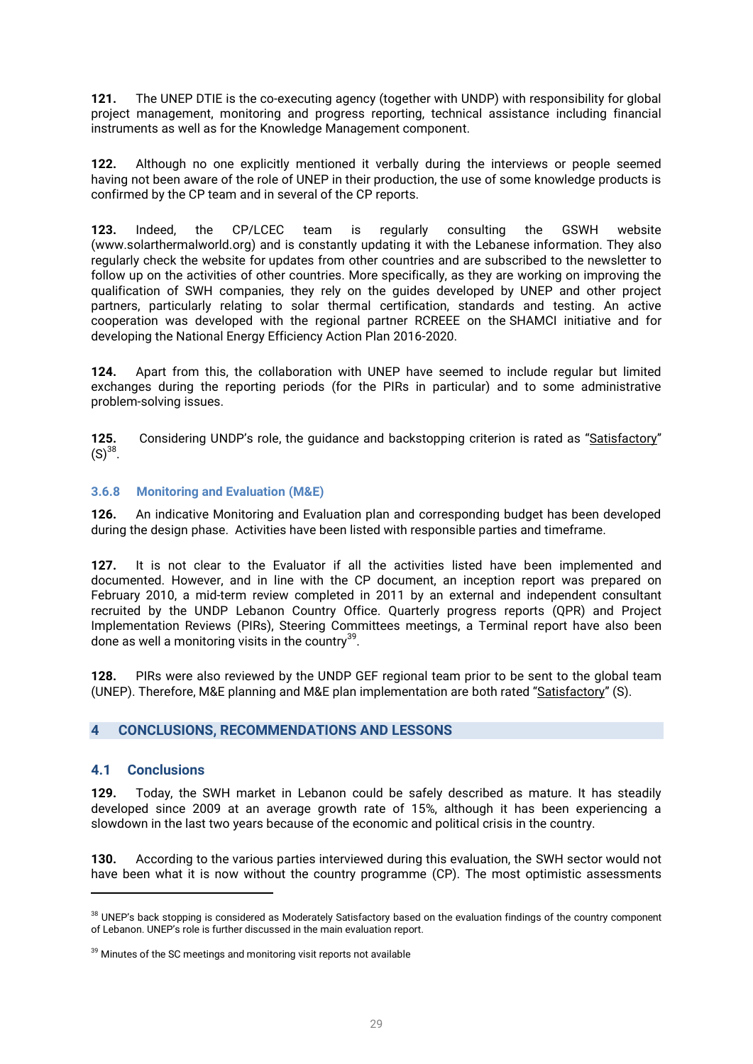**121.** The UNEP DTIE is the co-executing agency (together with UNDP) with responsibility for global project management, monitoring and progress reporting, technical assistance including financial instruments as well as for the Knowledge Management component.

**122.** Although no one explicitly mentioned it verbally during the interviews or people seemed having not been aware of the role of UNEP in their production, the use of some knowledge products is confirmed by the CP team and in several of the CP reports.

**123.** Indeed, the CP/LCEC team is regularly consulting the GSWH website (www.solarthermalworld.org) and is constantly updating it with the Lebanese information. They also regularly check the website for updates from other countries and are subscribed to the newsletter to follow up on the activities of other countries. More specifically, as they are working on improving the qualification of SWH companies, they rely on the guides developed by UNEP and other project partners, particularly relating to solar thermal certification, standards and testing. An active cooperation was developed with the regional partner RCREEE on the SHAMCI initiative and for developing the National Energy Efficiency Action Plan 2016-2020.

**124.** Apart from this, the collaboration with UNEP have seemed to include regular but limited exchanges during the reporting periods (for the PIRs in particular) and to some administrative problem-solving issues.

**125.** Considering UNDP's role, the guidance and backstopping criterion is rated as "Satisfactory" (S)[38].

### 3.6.8 Monitoring and Evaluation (M&E)

**126.** An indicative Monitoring and Evaluation plan and corresponding budget has been developed during the design phase. Activities have been listed with responsible parties and timeframe.

**127.** It is not clear to the Evaluator if all the activities listed have been implemented and documented. However, and in line with the CP document, an inception report was prepared on February 2010, a mid-term review completed in 2011 by an external and independent consultant recruited by the UNDP Lebanon Country Office. Quarterly progress reports (QPR) and Project Implementation Reviews (PIRs), Steering Committees meetings, a Terminal report have also been done as well a monitoring visits in the country[39].

**128.** PIRs were also reviewed by the UNDP GEF regional team prior to be sent to the global team (UNEP). Therefore, M&E planning and M&E plan implementation are both rated "Satisfactory" (S).

## 4 CONCLUSIONS, RECOMMENDATIONS AND LESSONS

### 4.1 Conclusions

**129.** Today, the SWH market in Lebanon could be safely described as mature. It has steadily developed since 2009 at an average growth rate of 15%, although it has been experiencing a slowdown in the last two years because of the economic and political crisis in the country.

**130.** According to the various parties interviewed during this evaluation, the SWH sector would not have been what it is now without the country programme (CP). The most optimistic assessments

---

[38] UNEP's back stopping is considered as Moderately Satisfactory based on the evaluation findings of the country component of Lebanon. UNEP's role is further discussed in the main evaluation report.

[39] Minutes of the SC meetings and monitoring visit reports not available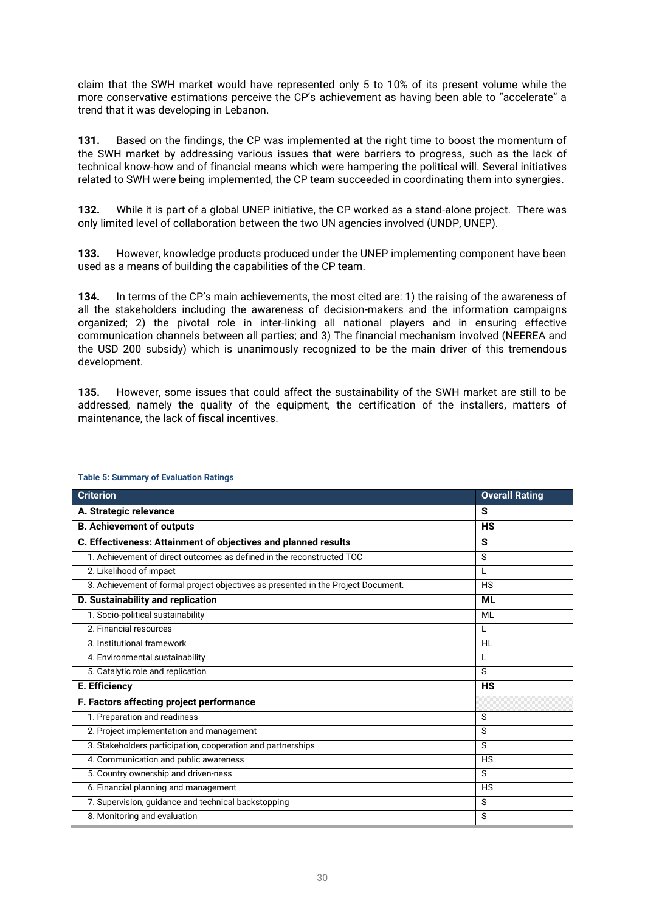claim that the SWH market would have represented only 5 to 10% of its present volume while the more conservative estimations perceive the CP's achievement as having been able to "accelerate" a trend that it was developing in Lebanon.

**131.** Based on the findings, the CP was implemented at the right time to boost the momentum of the SWH market by addressing various issues that were barriers to progress, such as the lack of technical know-how and of financial means which were hampering the political will. Several initiatives related to SWH were being implemented, the CP team succeeded in coordinating them into synergies.

**132.** While it is part of a global UNEP initiative, the CP worked as a stand-alone project. There was only limited level of collaboration between the two UN agencies involved (UNDP, UNEP).

**133.** However, knowledge products produced under the UNEP implementing component have been used as a means of building the capabilities of the CP team.

**134.** In terms of the CP's main achievements, the most cited are: 1) the raising of the awareness of all the stakeholders including the awareness of decision-makers and the information campaigns organized; 2) the pivotal role in inter-linking all national players and in ensuring effective communication channels between all parties; and 3) The financial mechanism involved (NEEREA and the USD 200 subsidy) which is unanimously recognized to be the main driver of this tremendous development.

**135.** However, some issues that could affect the sustainability of the SWH market are still to be addressed, namely the quality of the equipment, the certification of the installers, matters of maintenance, the lack of fiscal incentives.

**Table 5: Summary of Evaluation Ratings**

| Criterion | Overall Rating |
|---|---|
| **A. Strategic relevance** | **S** |
| **B. Achievement of outputs** | **HS** |
| **C. Effectiveness: Attainment of objectives and planned results** | **S** |
| 1. Achievement of direct outcomes as defined in the reconstructed TOC | S |
| 2. Likelihood of impact | L |
| 3. Achievement of formal project objectives as presented in the Project Document. | HS |
| **D. Sustainability and replication** | **ML** |
| 1. Socio-political sustainability | ML |
| 2. Financial resources | L |
| 3. Institutional framework | HL |
| 4. Environmental sustainability | L |
| 5. Catalytic role and replication | S |
| **E. Efficiency** | **HS** |
| **F. Factors affecting project performance** | |
| 1. Preparation and readiness | S |
| 2. Project implementation and management | S |
| 3. Stakeholders participation, cooperation and partnerships | S |
| 4. Communication and public awareness | HS |
| 5. Country ownership and driven-ness | S |
| 6. Financial planning and management | HS |
| 7. Supervision, guidance and technical backstopping | S |
| 8. Monitoring and evaluation | S |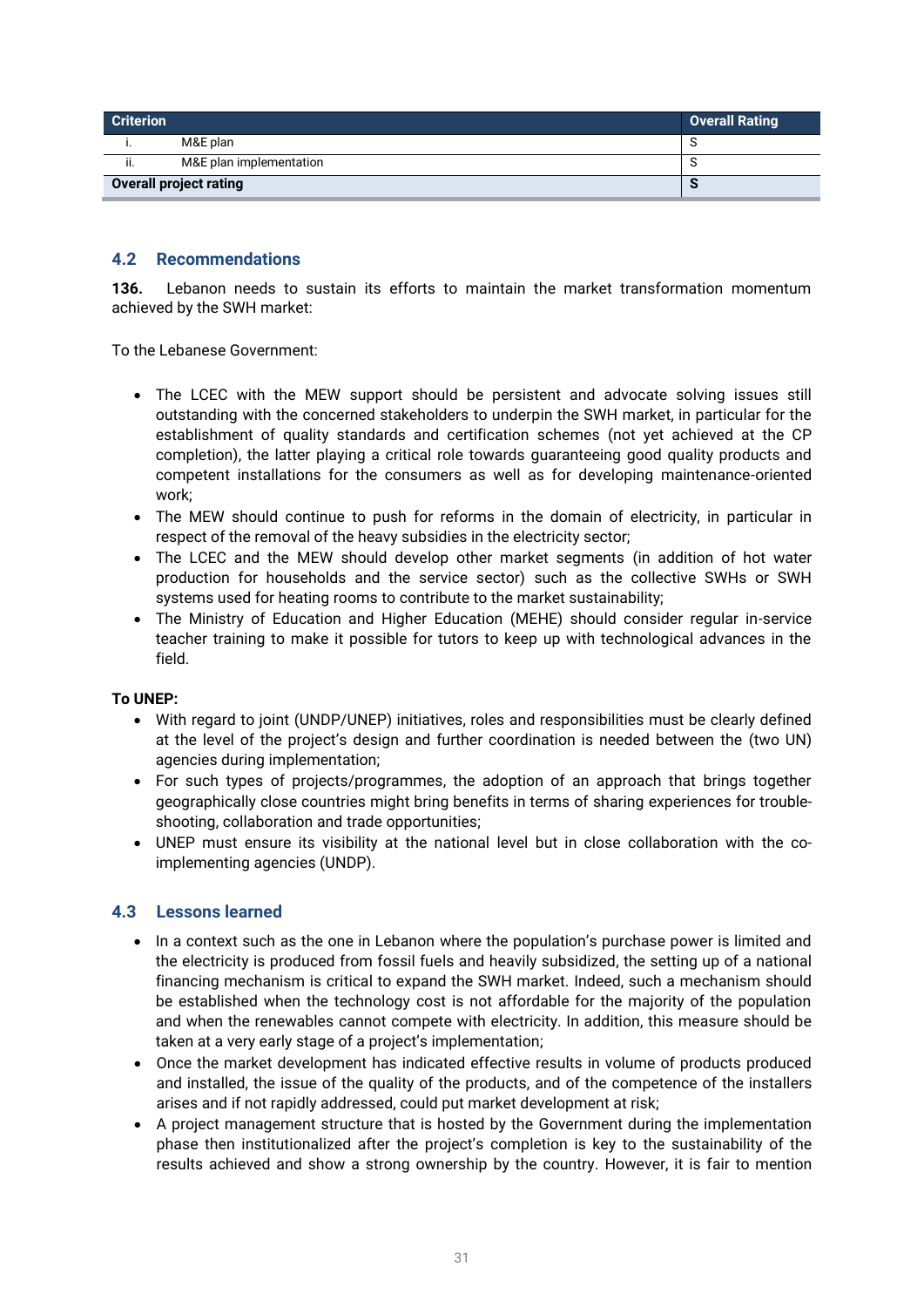| Criterion | | Overall Rating |
|---|---|---|
| i. | M&E plan | S |
| ii. | M&E plan implementation | S |
| **Overall project rating** | | **S** |

## 4.2 Recommendations

**136.** Lebanon needs to sustain its efforts to maintain the market transformation momentum achieved by the SWH market:

To the Lebanese Government:

- The LCEC with the MEW support should be persistent and advocate solving issues still outstanding with the concerned stakeholders to underpin the SWH market, in particular for the establishment of quality standards and certification schemes (not yet achieved at the CP completion), the latter playing a critical role towards guaranteeing good quality products and competent installations for the consumers as well as for developing maintenance-oriented work;
- The MEW should continue to push for reforms in the domain of electricity, in particular in respect of the removal of the heavy subsidies in the electricity sector;
- The LCEC and the MEW should develop other market segments (in addition of hot water production for households and the service sector) such as the collective SWHs or SWH systems used for heating rooms to contribute to the market sustainability;
- The Ministry of Education and Higher Education (MEHE) should consider regular in-service teacher training to make it possible for tutors to keep up with technological advances in the field.

**To UNEP:**

- With regard to joint (UNDP/UNEP) initiatives, roles and responsibilities must be clearly defined at the level of the project's design and further coordination is needed between the (two UN) agencies during implementation;
- For such types of projects/programmes, the adoption of an approach that brings together geographically close countries might bring benefits in terms of sharing experiences for trouble-shooting, collaboration and trade opportunities;
- UNEP must ensure its visibility at the national level but in close collaboration with the co-implementing agencies (UNDP).

## 4.3 Lessons learned

- In a context such as the one in Lebanon where the population's purchase power is limited and the electricity is produced from fossil fuels and heavily subsidized, the setting up of a national financing mechanism is critical to expand the SWH market. Indeed, such a mechanism should be established when the technology cost is not affordable for the majority of the population and when the renewables cannot compete with electricity. In addition, this measure should be taken at a very early stage of a project's implementation;
- Once the market development has indicated effective results in volume of products produced and installed, the issue of the quality of the products, and of the competence of the installers arises and if not rapidly addressed, could put market development at risk;
- A project management structure that is hosted by the Government during the implementation phase then institutionalized after the project's completion is key to the sustainability of the results achieved and show a strong ownership by the country. However, it is fair to mention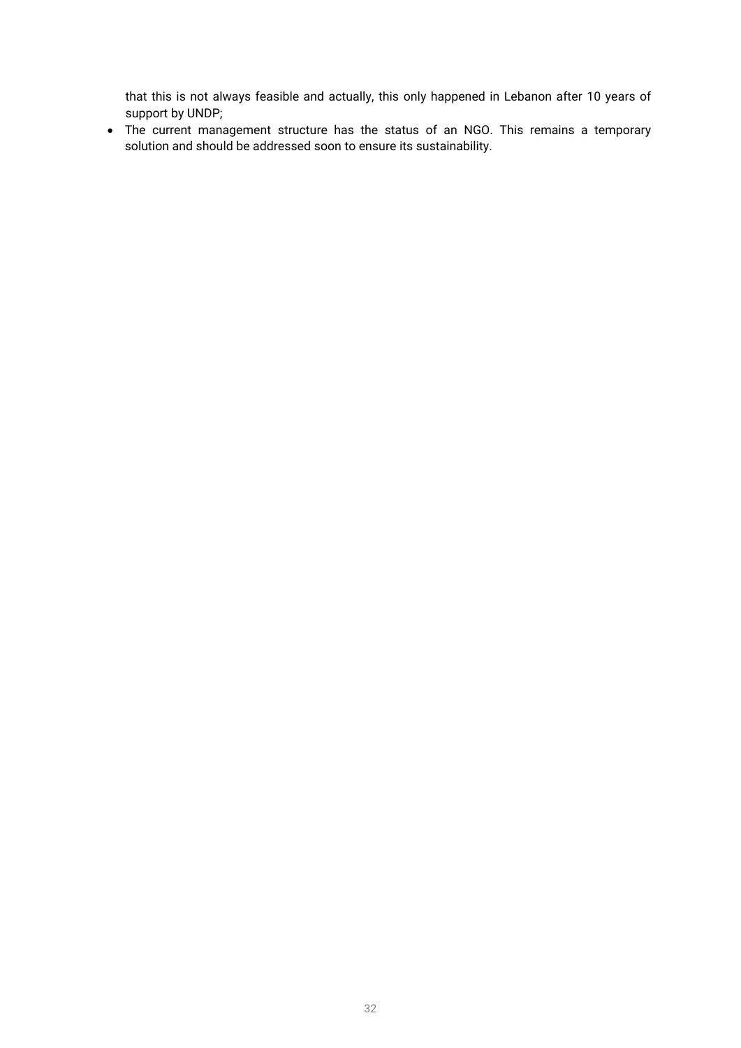that this is not always feasible and actually, this only happened in Lebanon after 10 years of support by UNDP;

- The current management structure has the status of an NGO. This remains a temporary solution and should be addressed soon to ensure its sustainability.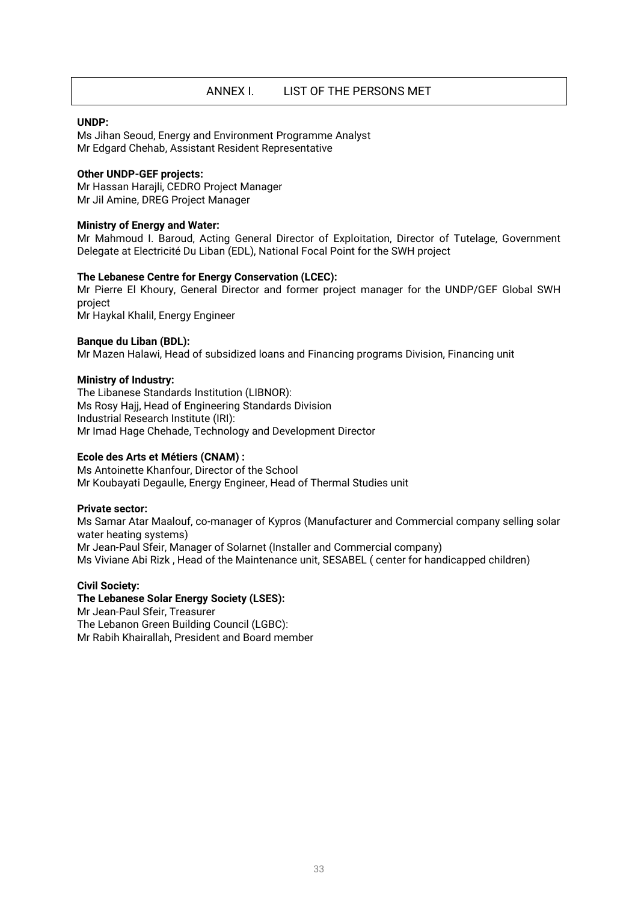# ANNEX I. LIST OF THE PERSONS MET

**UNDP:**

Ms Jihan Seoud, Energy and Environment Programme Analyst
Mr Edgard Chehab, Assistant Resident Representative

**Other UNDP-GEF projects:**

Mr Hassan Harajli, CEDRO Project Manager
Mr Jil Amine, DREG Project Manager

**Ministry of Energy and Water:**

Mr Mahmoud I. Baroud, Acting General Director of Exploitation, Director of Tutelage, Government Delegate at Electricité Du Liban (EDL), National Focal Point for the SWH project

**The Lebanese Centre for Energy Conservation (LCEC):**

Mr Pierre El Khoury, General Director and former project manager for the UNDP/GEF Global SWH project
Mr Haykal Khalil, Energy Engineer

**Banque du Liban (BDL):**

Mr Mazen Halawi, Head of subsidized loans and Financing programs Division, Financing unit

**Ministry of Industry:**

The Libanese Standards Institution (LIBNOR):
Ms Rosy Hajj, Head of Engineering Standards Division
Industrial Research Institute (IRI):
Mr Imad Hage Chehade, Technology and Development Director

**Ecole des Arts et Métiers (CNAM) :**

Ms Antoinette Khanfour, Director of the School
Mr Koubayati Degaulle, Energy Engineer, Head of Thermal Studies unit

**Private sector:**

Ms Samar Atar Maalouf, co-manager of Kypros (Manufacturer and Commercial company selling solar water heating systems)
Mr Jean-Paul Sfeir, Manager of Solarnet (Installer and Commercial company)
Ms Viviane Abi Rizk , Head of the Maintenance unit, SESABEL ( center for handicapped children)

**Civil Society:**

**The Lebanese Solar Energy Society (LSES):**
Mr Jean-Paul Sfeir, Treasurer
The Lebanon Green Building Council (LGBC):
Mr Rabih Khairallah, President and Board member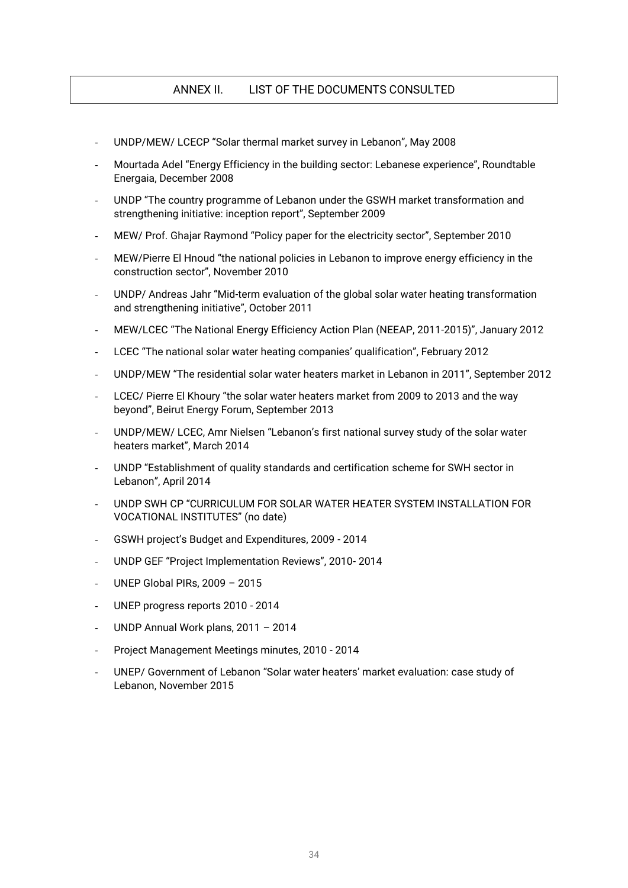## ANNEX II. LIST OF THE DOCUMENTS CONSULTED

- UNDP/MEW/ LCECP "Solar thermal market survey in Lebanon", May 2008
- Mourtada Adel "Energy Efficiency in the building sector: Lebanese experience", Roundtable Energaia, December 2008
- UNDP "The country programme of Lebanon under the GSWH market transformation and strengthening initiative: inception report", September 2009
- MEW/ Prof. Ghajar Raymond "Policy paper for the electricity sector", September 2010
- MEW/Pierre El Hnoud "the national policies in Lebanon to improve energy efficiency in the construction sector", November 2010
- UNDP/ Andreas Jahr "Mid-term evaluation of the global solar water heating transformation and strengthening initiative", October 2011
- MEW/LCEC "The National Energy Efficiency Action Plan (NEEAP, 2011-2015)", January 2012
- LCEC "The national solar water heating companies' qualification", February 2012
- UNDP/MEW "The residential solar water heaters market in Lebanon in 2011", September 2012
- LCEC/ Pierre El Khoury "the solar water heaters market from 2009 to 2013 and the way beyond", Beirut Energy Forum, September 2013
- UNDP/MEW/ LCEC, Amr Nielsen "Lebanon's first national survey study of the solar water heaters market", March 2014
- UNDP "Establishment of quality standards and certification scheme for SWH sector in Lebanon", April 2014
- UNDP SWH CP "CURRICULUM FOR SOLAR WATER HEATER SYSTEM INSTALLATION FOR VOCATIONAL INSTITUTES" (no date)
- GSWH project's Budget and Expenditures, 2009 - 2014
- UNDP GEF "Project Implementation Reviews", 2010- 2014
- UNEP Global PIRs, 2009 – 2015
- UNEP progress reports 2010 - 2014
- UNDP Annual Work plans, 2011 – 2014
- Project Management Meetings minutes, 2010 - 2014
- UNEP/ Government of Lebanon "Solar water heaters' market evaluation: case study of Lebanon, November 2015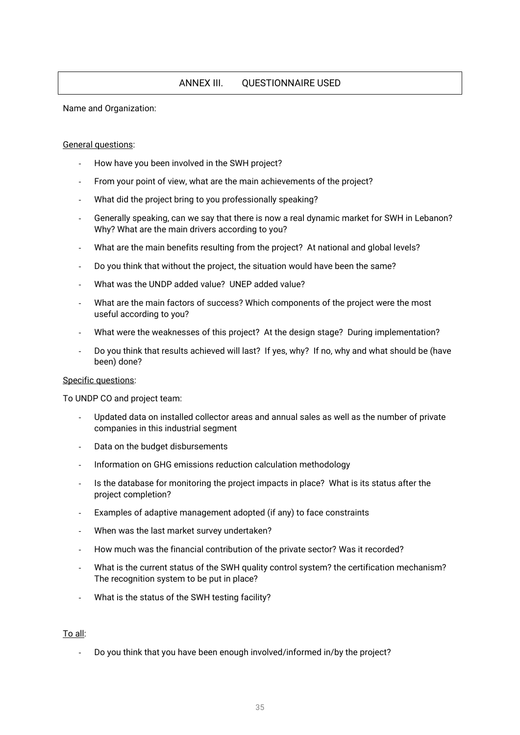# ANNEX III. QUESTIONNAIRE USED

Name and Organization:

General questions:

- How have you been involved in the SWH project?
- From your point of view, what are the main achievements of the project?
- What did the project bring to you professionally speaking?
- Generally speaking, can we say that there is now a real dynamic market for SWH in Lebanon? Why? What are the main drivers according to you?
- What are the main benefits resulting from the project? At national and global levels?
- Do you think that without the project, the situation would have been the same?
- What was the UNDP added value? UNEP added value?
- What are the main factors of success? Which components of the project were the most useful according to you?
- What were the weaknesses of this project? At the design stage? During implementation?
- Do you think that results achieved will last? If yes, why? If no, why and what should be (have been) done?

Specific questions:

To UNDP CO and project team:

- Updated data on installed collector areas and annual sales as well as the number of private companies in this industrial segment
- Data on the budget disbursements
- Information on GHG emissions reduction calculation methodology
- Is the database for monitoring the project impacts in place? What is its status after the project completion?
- Examples of adaptive management adopted (if any) to face constraints
- When was the last market survey undertaken?
- How much was the financial contribution of the private sector? Was it recorded?
- What is the current status of the SWH quality control system? the certification mechanism? The recognition system to be put in place?
- What is the status of the SWH testing facility?

To all:

- Do you think that you have been enough involved/informed in/by the project?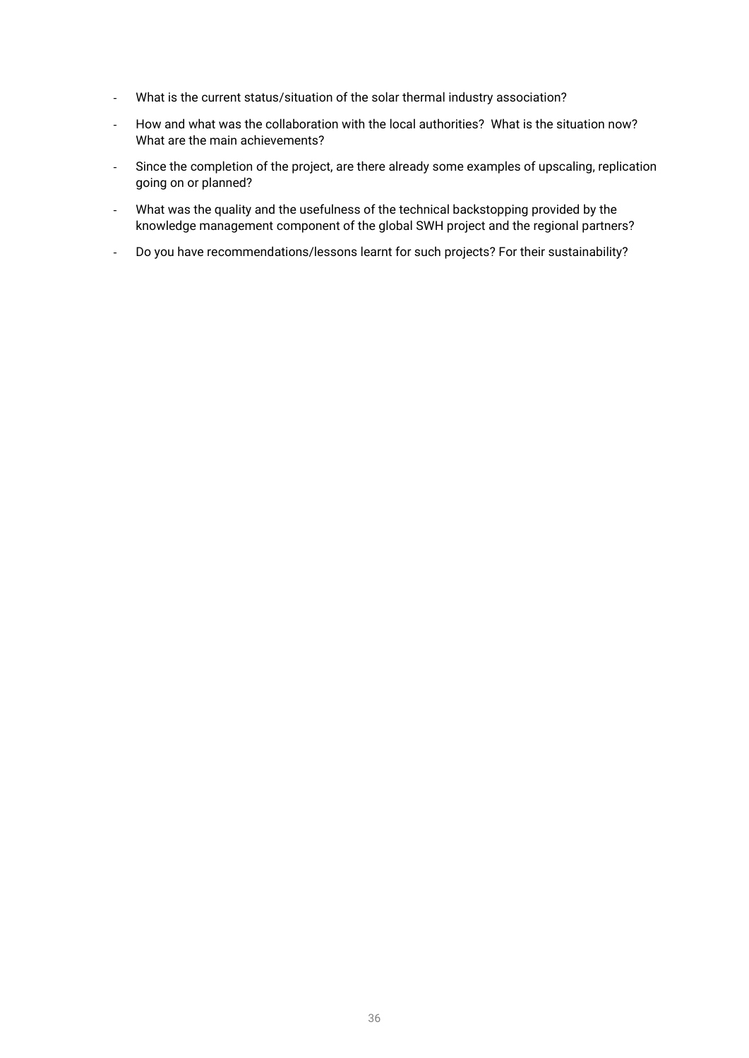- What is the current status/situation of the solar thermal industry association?
- How and what was the collaboration with the local authorities? What is the situation now? What are the main achievements?
- Since the completion of the project, are there already some examples of upscaling, replication going on or planned?
- What was the quality and the usefulness of the technical backstopping provided by the knowledge management component of the global SWH project and the regional partners?
- Do you have recommendations/lessons learnt for such projects? For their sustainability?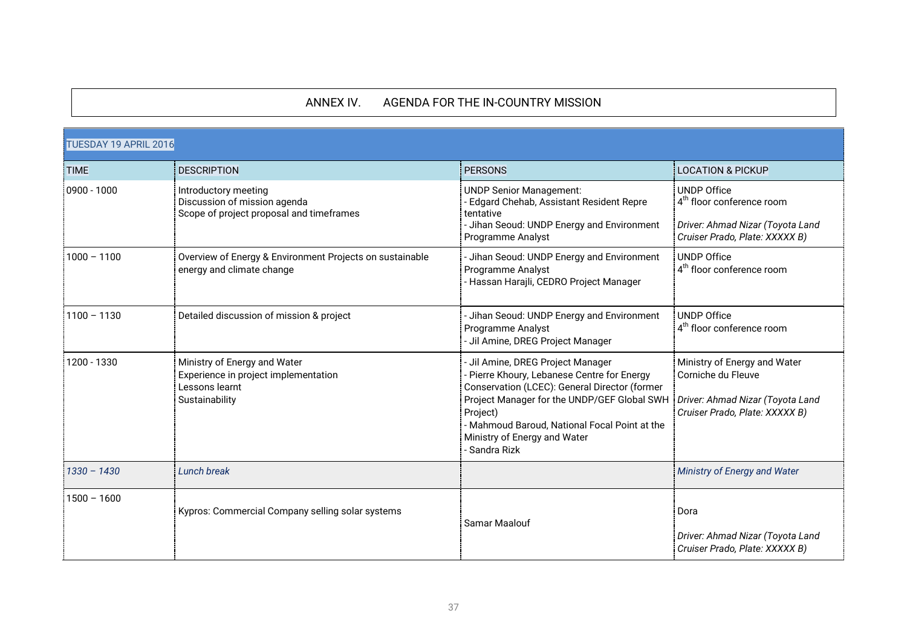# ANNEX IV. AGENDA FOR THE IN-COUNTRY MISSION

| TUESDAY 19 APRIL 2016 | | | |
|---|---|---|---|
| TIME | DESCRIPTION | PERSONS | LOCATION & PICKUP |
| 0900 - 1000 | Introductory meeting<br>Discussion of mission agenda<br>Scope of project proposal and timeframes | UNDP Senior Management:<br>- Edgard Chehab, Assistant Resident Repre tentative<br>- Jihan Seoud: UNDP Energy and Environment Programme Analyst | UNDP Office<br>4th floor conference room<br><br>*Driver: Ahmad Nizar (Toyota Land Cruiser Prado, Plate: XXXXX B)* |
| 1000 – 1100 | Overview of Energy & Environment Projects on sustainable energy and climate change | - Jihan Seoud: UNDP Energy and Environment Programme Analyst<br>- Hassan Harajli, CEDRO Project Manager | UNDP Office<br>4th floor conference room |
| 1100 – 1130 | Detailed discussion of mission & project | - Jihan Seoud: UNDP Energy and Environment Programme Analyst<br>- Jil Amine, DREG Project Manager | UNDP Office<br>4th floor conference room |
| 1200 - 1330 | Ministry of Energy and Water<br>Experience in project implementation<br>Lessons learnt<br>Sustainability | - Jil Amine, DREG Project Manager<br>- Pierre Khoury, Lebanese Centre for Energy Conservation (LCEC): General Director (former Project Manager for the UNDP/GEF Global SWH Project)<br>- Mahmoud Baroud, National Focal Point at the Ministry of Energy and Water<br>- Sandra Rizk | Ministry of Energy and Water<br>Corniche du Fleuve<br><br>*Driver: Ahmad Nizar (Toyota Land Cruiser Prado, Plate: XXXXX B)* |
| *1330 – 1430* | *Lunch break* | | *Ministry of Energy and Water* |
| 1500 – 1600 | Kypros: Commercial Company selling solar systems | Samar Maalouf | Dora<br><br>*Driver: Ahmad Nizar (Toyota Land Cruiser Prado, Plate: XXXXX B)* |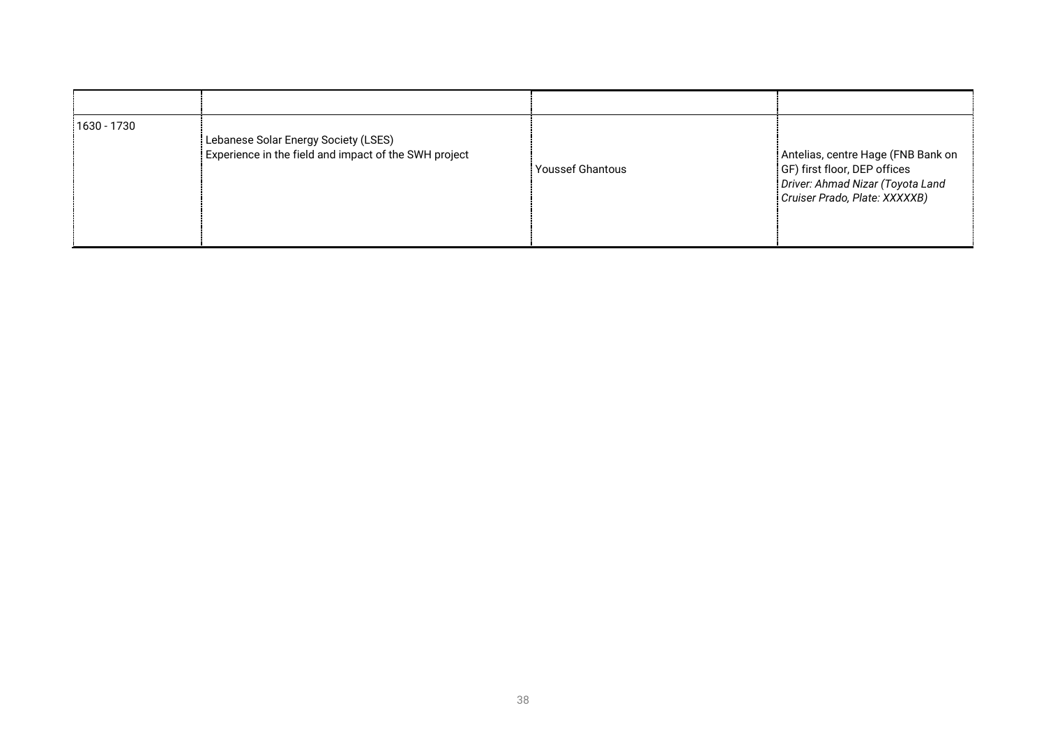| | | | |
|---|---|---|---|
| 1630 - 1730 | Lebanese Solar Energy Society (LSES)<br>Experience in the field and impact of the SWH project | Youssef Ghantous | Antelias, centre Hage (FNB Bank on GF) first floor, DEP offices<br>*Driver: Ahmad Nizar (Toyota Land Cruiser Prado, Plate: XXXXXB)* |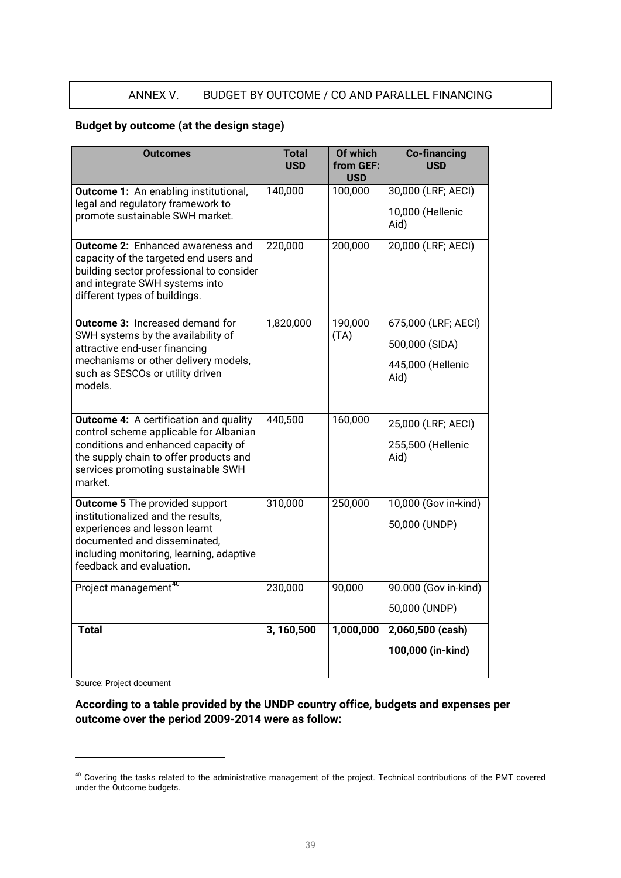## ANNEX V. BUDGET BY OUTCOME / CO AND PARALLEL FINANCING

**Budget by outcome (at the design stage)**

| Outcomes | Total USD | Of which from GEF: USD | Co-financing USD |
|---|---|---|---|
| **Outcome 1:** An enabling institutional, legal and regulatory framework to promote sustainable SWH market. | 140,000 | 100,000 | 30,000 (LRF; AECI)<br>10,000 (Hellenic Aid) |
| **Outcome 2:** Enhanced awareness and capacity of the targeted end users and building sector professional to consider and integrate SWH systems into different types of buildings. | 220,000 | 200,000 | 20,000 (LRF; AECI) |
| **Outcome 3:** Increased demand for SWH systems by the availability of attractive end-user financing mechanisms or other delivery models, such as SESCOs or utility driven models. | 1,820,000 | 190,000 (TA) | 675,000 (LRF; AECI)<br>500,000 (SIDA)<br>445,000 (Hellenic Aid) |
| **Outcome 4:** A certification and quality control scheme applicable for Albanian conditions and enhanced capacity of the supply chain to offer products and services promoting sustainable SWH market. | 440,500 | 160,000 | 25,000 (LRF; AECI)<br>255,500 (Hellenic Aid) |
| **Outcome 5** The provided support institutionalized and the results, experiences and lesson learnt documented and disseminated, including monitoring, learning, adaptive feedback and evaluation. | 310,000 | 250,000 | 10,000 (Gov in-kind)<br>50,000 (UNDP) |
| Project management[40] | 230,000 | 90,000 | 90.000 (Gov in-kind)<br>50,000 (UNDP) |
| **Total** | **3, 160,500** | **1,000,000** | **2,060,500 (cash)**<br>**100,000 (in-kind)** |

Source: Project document

**According to a table provided by the UNDP country office, budgets and expenses per outcome over the period 2009-2014 were as follow:**

[40] Covering the tasks related to the administrative management of the project. Technical contributions of the PMT covered under the Outcome budgets.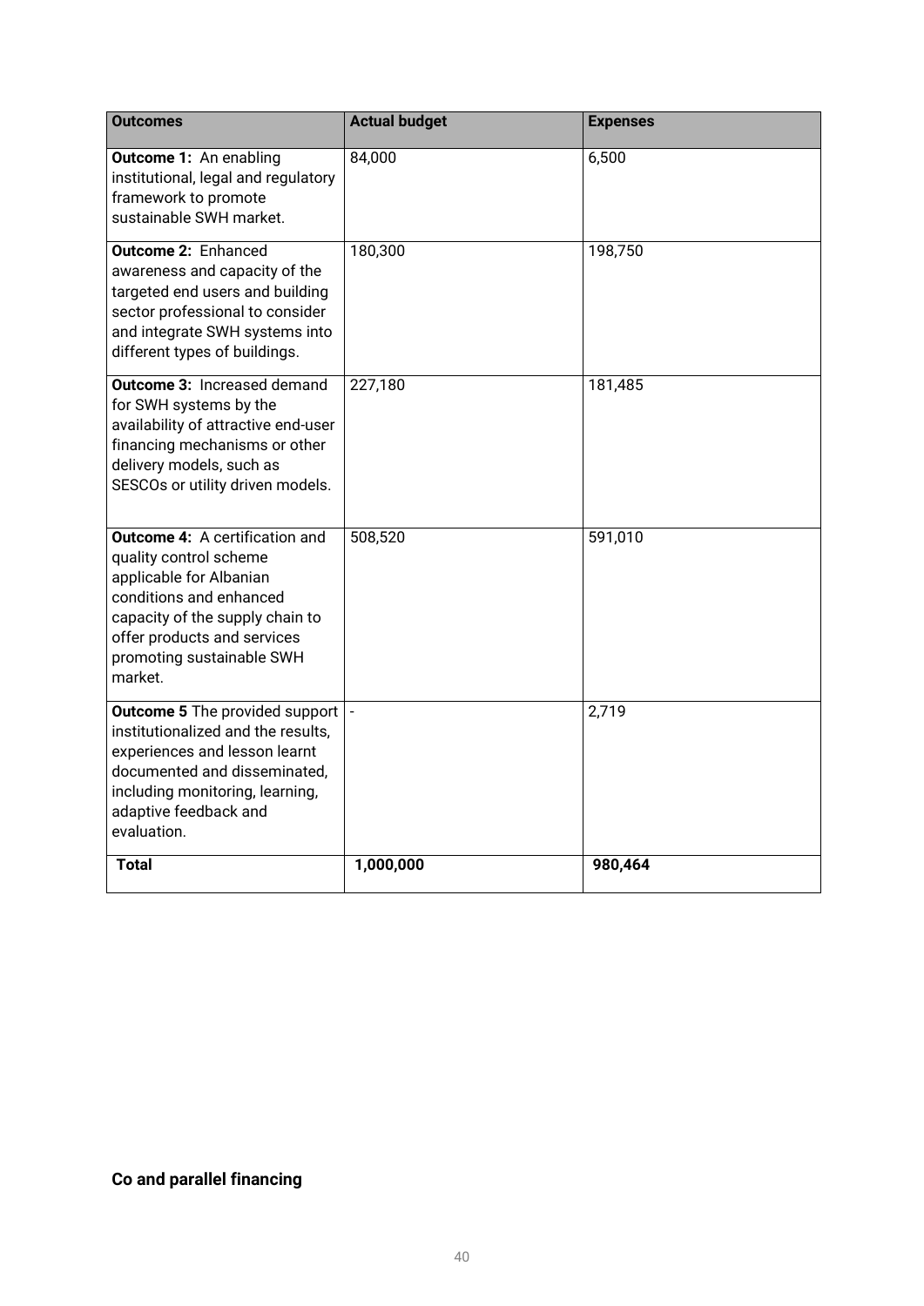| **Outcomes** | **Actual budget** | **Expenses** |
|---|---|---|
| **Outcome 1:** An enabling institutional, legal and regulatory framework to promote sustainable SWH market. | 84,000 | 6,500 |
| **Outcome 2:** Enhanced awareness and capacity of the targeted end users and building sector professional to consider and integrate SWH systems into different types of buildings. | 180,300 | 198,750 |
| **Outcome 3:** Increased demand for SWH systems by the availability of attractive end-user financing mechanisms or other delivery models, such as SESCOs or utility driven models. | 227,180 | 181,485 |
| **Outcome 4:** A certification and quality control scheme applicable for Albanian conditions and enhanced capacity of the supply chain to offer products and services promoting sustainable SWH market. | 508,520 | 591,010 |
| **Outcome 5** The provided support institutionalized and the results, experiences and lesson learnt documented and disseminated, including monitoring, learning, adaptive feedback and evaluation. | - | 2,719 |
| **Total** | **1,000,000** | **980,464** |

**Co and parallel financing**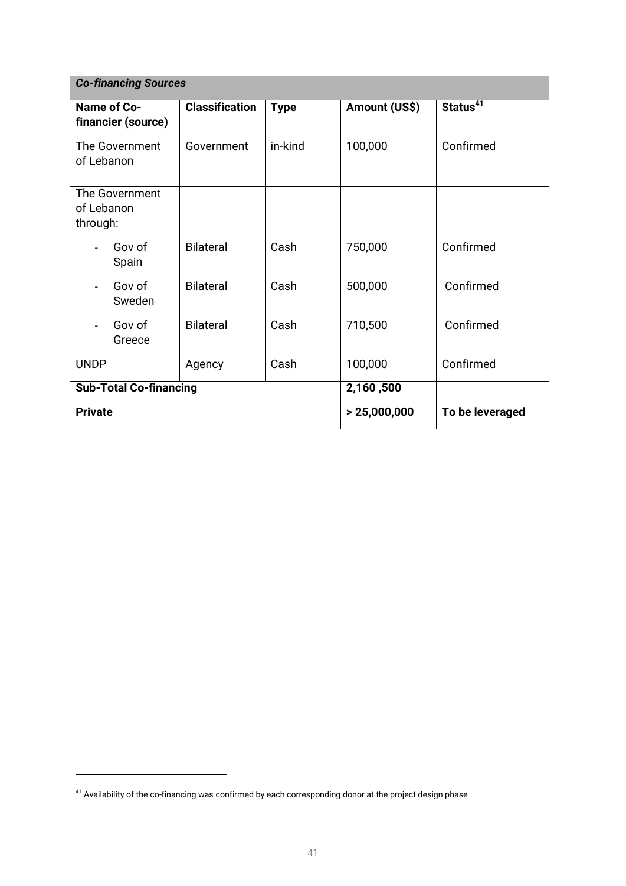| *Co-financing Sources* | | | | |
|---|---|---|---|---|
| **Name of Co-financier (source)** | **Classification** | **Type** | **Amount (US$)** | **Status**[41] |
| The Government of Lebanon | Government | in-kind | 100,000 | Confirmed |
| The Government of Lebanon through: | | | | |
| - Gov of Spain | Bilateral | Cash | 750,000 | Confirmed |
| - Gov of Sweden | Bilateral | Cash | 500,000 | Confirmed |
| - Gov of Greece | Bilateral | Cash | 710,500 | Confirmed |
| UNDP | Agency | Cash | 100,000 | Confirmed |
| **Sub-Total Co-financing** | | | **2,160 ,500** | |
| **Private** | | | **> 25,000,000** | **To be leveraged** |

[41] Availability of the co-financing was confirmed by each corresponding donor at the project design phase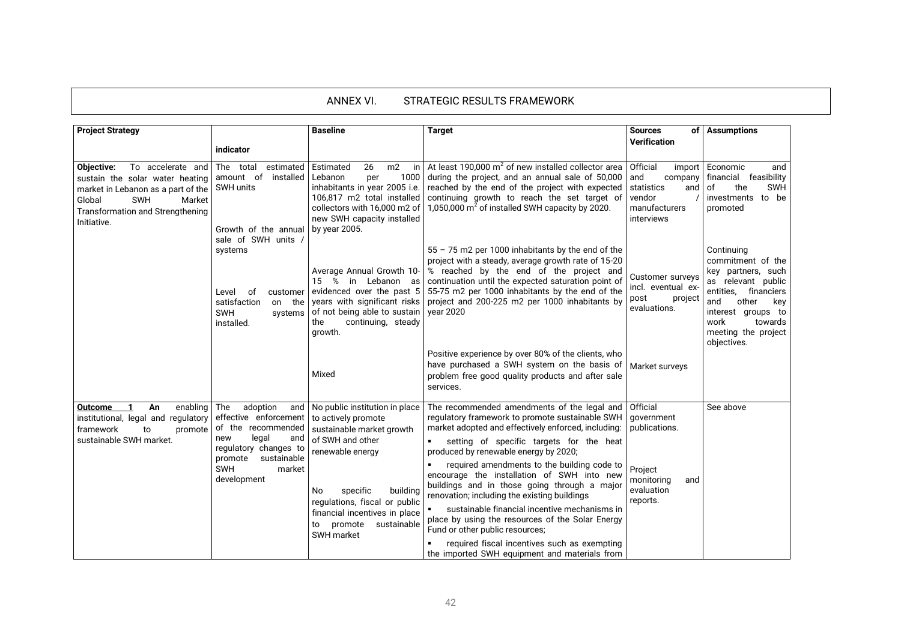# ANNEX VI. STRATEGIC RESULTS FRAMEWORK

| Project Strategy | indicator | Baseline | Target | Sources of Verification | Assumptions |
|---|---|---|---|---|---|
| **Objective:** To accelerate and sustain the solar water heating market in Lebanon as a part of the Global SWH Market Transformation and Strengthening Initiative. | The total estimated amount of installed SWH units | Estimated 26 m2 in Lebanon per 1000 inhabitants in year 2005 i.e. 106,817 m2 total installed collectors with 16,000 m2 of new SWH capacity installed by year 2005. | At least 190,000 $m^2$ of new installed collector area during the project, and an annual sale of 50,000 reached by the end of the project with expected continuing growth to reach the set target of 1,050,000 $m^2$ of installed SWH capacity by 2020. | Official import and company statistics and vendor / manufacturers interviews | Economic and financial feasibility of the SWH investments to be promoted |
| | Growth of the annual sale of SWH units / systems | Average Annual Growth 10-15 % in Lebanon as evidenced over the past 5 years with significant risks of not being able to sustain the continuing, steady growth. | 55 – 75 m2 per 1000 inhabitants by the end of the project with a steady, average growth rate of 15-20 % reached by the end of the project and continuation until the expected saturation point of 55-75 m2 per 1000 inhabitants by the end of the project and 200-225 m2 per 1000 inhabitants by year 2020 | Customer surveys incl. eventual ex-post project evaluations. | Continuing commitment of the key partners, such as relevant public entities, financiers and other key interest groups to work towards meeting the project objectives. |
| | Level of customer satisfaction on the SWH systems installed. | Mixed | Positive experience by over 80% of the clients, who have purchased a SWH system on the basis of problem free good quality products and after sale services. | Market surveys | |
| **Outcome 1** An enabling institutional, legal and regulatory framework to promote sustainable SWH market. | The adoption and effective enforcement of the recommended new legal and regulatory changes to promote sustainable SWH market development | No public institution in place to actively promote sustainable market growth of SWH and other renewable energy<br><br>No specific building regulations, fiscal or public financial incentives in place to promote sustainable SWH market | The recommended amendments of the legal and regulatory framework to promote sustainable SWH market adopted and effectively enforced, including:<br>▪ setting of specific targets for the heat produced by renewable energy by 2020;<br>▪ required amendments to the building code to encourage the installation of SWH into new buildings and in those going through a major renovation; including the existing buildings<br>▪ sustainable financial incentive mechanisms in place by using the resources of the Solar Energy Fund or other public resources;<br>▪ required fiscal incentives such as exempting the imported SWH equipment and materials from | Official government publications.<br><br>Project monitoring and evaluation reports. | See above |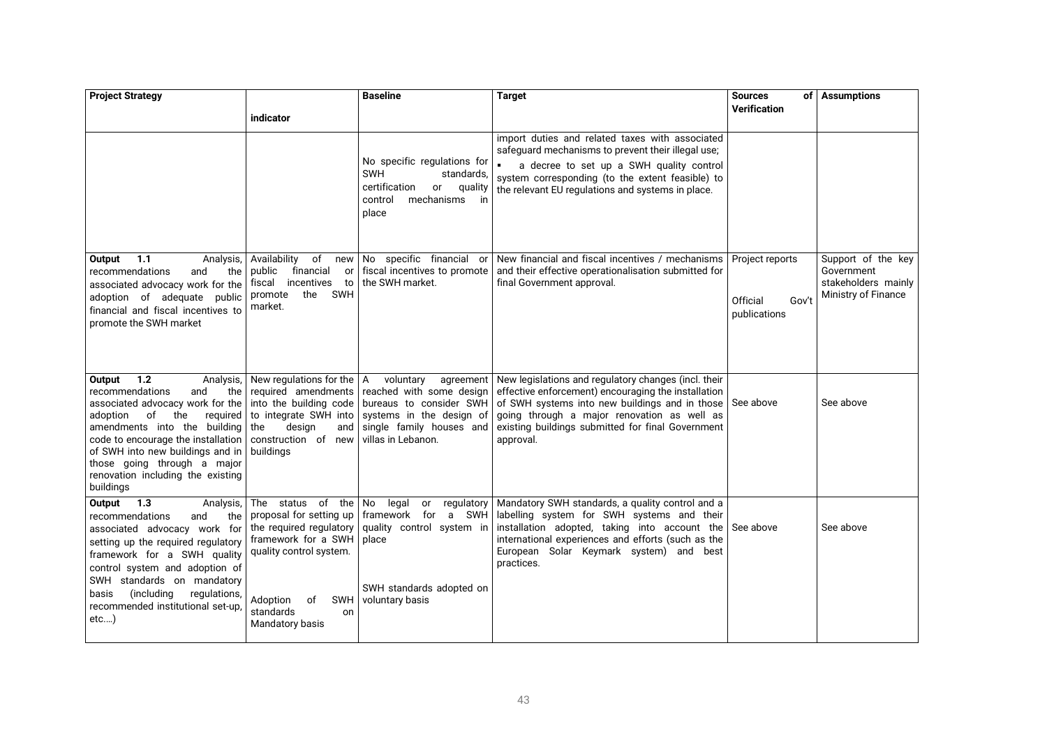| Project Strategy | indicator | Baseline | Target | Sources of Verification | Assumptions |
|---|---|---|---|---|---|
| | | No specific regulations for SWH standards, certification or quality control mechanisms in place | import duties and related taxes with associated safeguard mechanisms to prevent their illegal use;<br>▪ a decree to set up a SWH quality control system corresponding (to the extent feasible) to the relevant EU regulations and systems in place. | | |
| **Output 1.1** Analysis, recommendations and the associated advocacy work for the adoption of adequate public financial and fiscal incentives to promote the SWH market | Availability of new public financial or fiscal incentives to promote the SWH market. | No specific financial or fiscal incentives to promote the SWH market. | New financial and fiscal incentives / mechanisms and their effective operationalisation submitted for final Government approval. | Project reports<br><br>Official Gov't publications | Support of the key Government stakeholders mainly Ministry of Finance |
| **Output 1.2** Analysis, recommendations and the associated advocacy work for the adoption of the required amendments into the building code to encourage the installation of SWH into new buildings and in those going through a major renovation including the existing buildings | New regulations for the required amendments into the building code to integrate SWH into the design and construction of new buildings | A voluntary agreement reached with some design bureaus to consider SWH systems in the design of single family houses and villas in Lebanon. | New legislations and regulatory changes (incl. their effective enforcement) encouraging the installation of SWH systems into new buildings and in those going through a major renovation as well as existing buildings submitted for final Government approval. | See above | See above |
| **Output 1.3** Analysis, recommendations and the associated advocacy work for setting up the required regulatory framework for a SWH quality control system and adoption of SWH standards on mandatory basis (including regulations, recommended institutional set-up, etc....) | The status of the proposal for setting up the required regulatory framework for a SWH quality control system.<br><br>Adoption of SWH standards on Mandatory basis | No legal or regulatory framework for a SWH quality control system in place<br><br>SWH standards adopted on voluntary basis | Mandatory SWH standards, a quality control and a labelling system for SWH systems and their installation adopted, taking into account the international experiences and efforts (such as the European Solar Keymark system) and best practices. | See above | See above |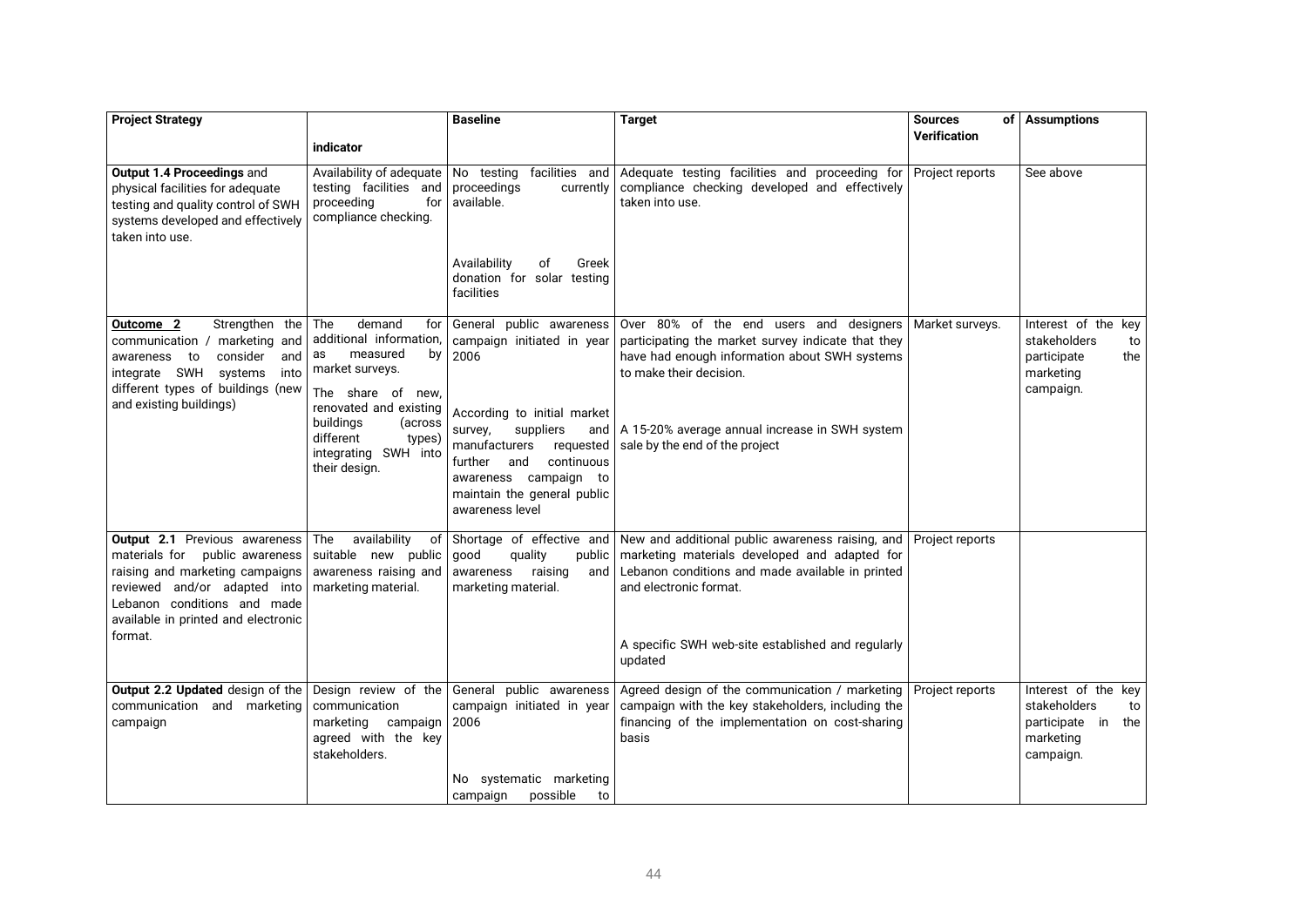| Project Strategy | indicator | Baseline | Target | Sources of Verification | Assumptions |
|---|---|---|---|---|---|
| **Output 1.4 Proceedings** and physical facilities for adequate testing and quality control of SWH systems developed and effectively taken into use. | Availability of adequate testing facilities and proceeding for compliance checking. | No testing facilities and proceedings currently available.<br><br>Availability of Greek donation for solar testing facilities | Adequate testing facilities and proceeding for compliance checking developed and effectively taken into use. | Project reports | See above |
| **Outcome 2** Strengthen the communication / marketing and awareness to consider and integrate SWH systems into different types of buildings (new and existing buildings) | The demand for additional information, as measured by market surveys.<br><br>The share of new, renovated and existing buildings (across different types) integrating SWH into their design. | General public awareness campaign initiated in year 2006<br><br>According to initial market survey, suppliers and manufacturers requested further and continuous awareness campaign to maintain the general public awareness level | Over 80% of the end users and designers participating the market survey indicate that they have had enough information about SWH systems to make their decision.<br><br>A 15-20% average annual increase in SWH system sale by the end of the project | Market surveys. | Interest of the key stakeholders to participate the marketing campaign. |
| **Output 2.1** Previous awareness materials for public awareness raising and marketing campaigns reviewed and/or adapted into Lebanon conditions and made available in printed and electronic format. | The availability of suitable new public awareness raising and marketing material. | Shortage of effective and good quality public awareness raising and marketing material. | New and additional public awareness raising, and marketing materials developed and adapted for Lebanon conditions and made available in printed and electronic format.<br><br>A specific SWH web-site established and regularly updated | Project reports | |
| **Output 2.2 Updated** design of the communication and marketing campaign | Design review of the communication marketing campaign agreed with the key stakeholders. | General public awareness campaign initiated in year 2006<br><br>No systematic marketing campaign possible to | Agreed design of the communication / marketing campaign with the key stakeholders, including the financing of the implementation on cost-sharing basis | Project reports | Interest of the key stakeholders to participate in the marketing campaign. |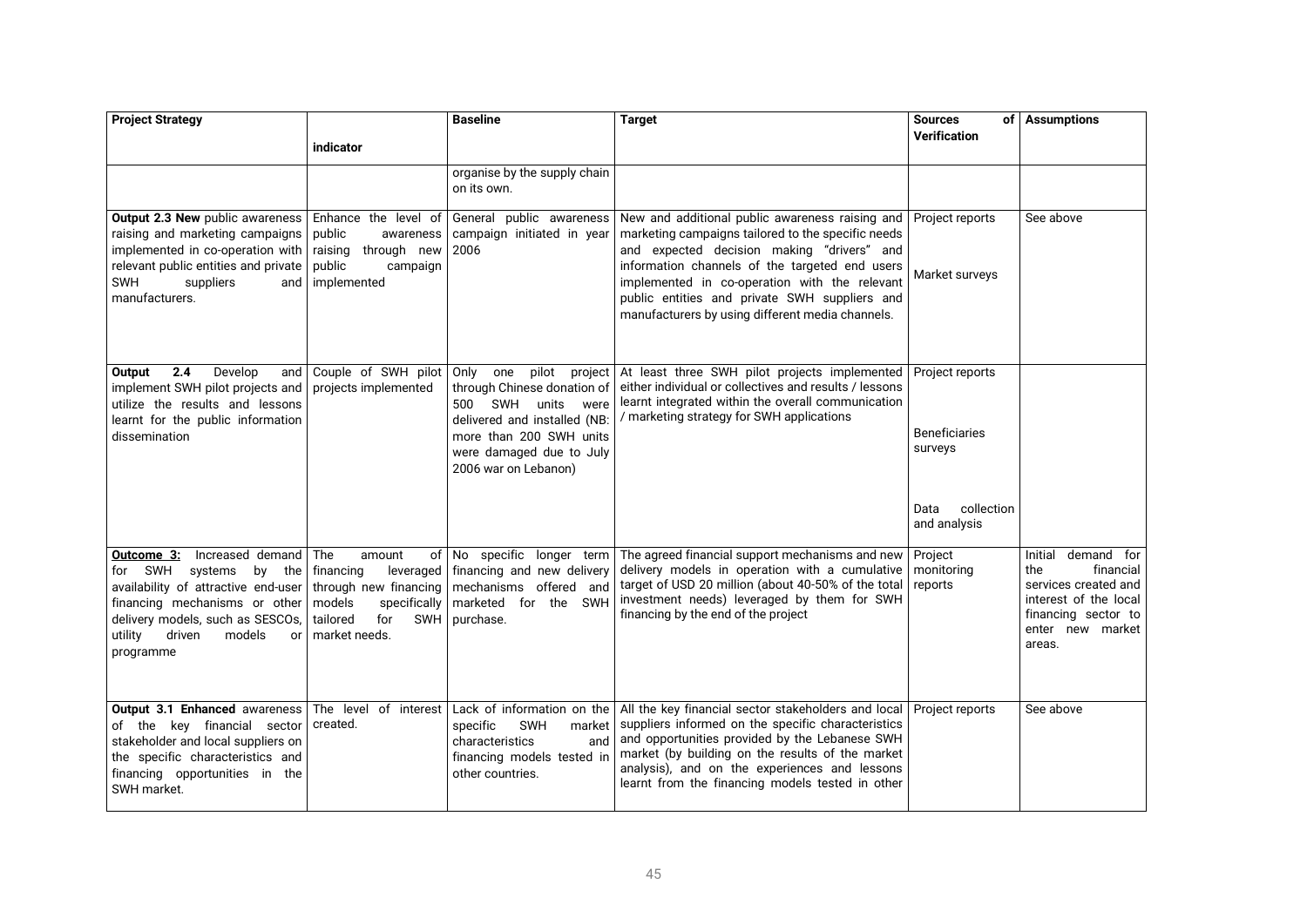| Project Strategy | indicator | Baseline | Target | Sources of Verification | Assumptions |
|---|---|---|---|---|---|
| | | organise by the supply chain on its own. | | | |
| **Output 2.3 New** public awareness raising and marketing campaigns implemented in co-operation with relevant public entities and private SWH suppliers and manufacturers. | Enhance the level of public awareness raising through new public campaign implemented | General public awareness campaign initiated in year 2006 | New and additional public awareness raising and marketing campaigns tailored to the specific needs and expected decision making "drivers" and information channels of the targeted end users implemented in co-operation with the relevant public entities and private SWH suppliers and manufacturers by using different media channels. | Project reports<br><br>Market surveys | See above |
| **Output 2.4** Develop and implement SWH pilot projects and utilize the results and lessons learnt for the public information dissemination | Couple of SWH pilot projects implemented | Only one pilot project through Chinese donation of 500 SWH units were delivered and installed (NB: more than 200 SWH units were damaged due to July 2006 war on Lebanon) | At least three SWH pilot projects implemented either individual or collectives and results / lessons learnt integrated within the overall communication / marketing strategy for SWH applications | Project reports<br><br>Beneficiaries surveys<br><br>Data collection and analysis | |
| **Outcome 3:** Increased demand for SWH systems by the availability of attractive end-user financing mechanisms or other delivery models, such as SESCOs, utility driven models or programme | The amount of financing leveraged through new financing models specifically tailored for SWH market needs. | No specific longer term financing and new delivery mechanisms offered and marketed for the SWH purchase. | The agreed financial support mechanisms and new delivery models in operation with a cumulative target of USD 20 million (about 40-50% of the total investment needs) leveraged by them for SWH financing by the end of the project | Project monitoring reports | Initial demand for the financial services created and interest of the local financing sector to enter new market areas. |
| **Output 3.1 Enhanced** awareness of the key financial sector stakeholder and local suppliers on the specific characteristics and financing opportunities in the SWH market. | The level of interest created. | Lack of information on the specific SWH market characteristics and financing models tested in other countries. | All the key financial sector stakeholders and local suppliers informed on the specific characteristics and opportunities provided by the Lebanese SWH market (by building on the results of the market analysis), and on the experiences and lessons learnt from the financing models tested in other | Project reports | See above |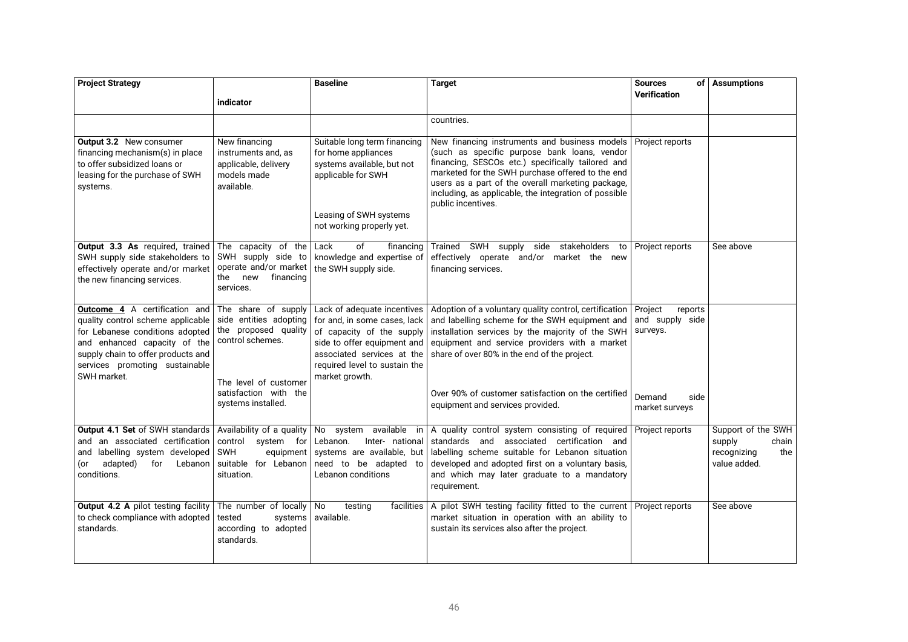| **Project Strategy** | **indicator** | **Baseline** | **Target** | **Sources of Verification** | **Assumptions** |
|---|---|---|---|---|---|
| | | | countries. | | |
| **Output 3.2** New consumer financing mechanism(s) in place to offer subsidized loans or leasing for the purchase of SWH systems. | New financing instruments and, as applicable, delivery models made available. | Suitable long term financing for home appliances systems available, but not applicable for SWH<br><br>Leasing of SWH systems not working properly yet. | New financing instruments and business models (such as specific purpose bank loans, vendor financing, SESCOs etc.) specifically tailored and marketed for the SWH purchase offered to the end users as a part of the overall marketing package, including, as applicable, the integration of possible public incentives. | Project reports | |
| **Output 3.3 As** required, trained SWH supply side stakeholders to effectively operate and/or market the new financing services. | The capacity of the SWH supply side to operate and/or market the new financing services. | Lack of financing knowledge and expertise of the SWH supply side. | Trained SWH supply side stakeholders to effectively operate and/or market the new financing services. | Project reports | See above |
| **Outcome 4** A certification and quality control scheme applicable for Lebanese conditions adopted and enhanced capacity of the supply chain to offer products and services promoting sustainable SWH market. | The share of supply side entities adopting the proposed quality control schemes.<br><br>The level of customer satisfaction with the systems installed. | Lack of adequate incentives for and, in some cases, lack of capacity of the supply side to offer equipment and associated services at the required level to sustain the market growth. | Adoption of a voluntary quality control, certification and labelling scheme for the SWH equipment and installation services by the majority of the SWH equipment and service providers with a market share of over 80% in the end of the project.<br><br>Over 90% of customer satisfaction on the certified equipment and services provided. | Project reports and supply side surveys.<br><br>Demand side market surveys | |
| **Output 4.1 Set** of SWH standards and an associated certification and labelling system developed (or adapted) for Lebanon conditions. | Availability of a quality control system for SWH equipment suitable for Lebanon situation. | No system available in Lebanon. Inter- national systems are available, but need to be adapted to Lebanon conditions | A quality control system consisting of required standards and associated certification and labelling scheme suitable for Lebanon situation developed and adopted first on a voluntary basis, and which may later graduate to a mandatory requirement. | Project reports | Support of the SWH supply chain recognizing the value added. |
| **Output 4.2 A** pilot testing facility to check compliance with adopted standards. | The number of locally tested systems according to adopted standards. | No testing facilities available. | A pilot SWH testing facility fitted to the current market situation in operation with an ability to sustain its services also after the project. | Project reports | See above |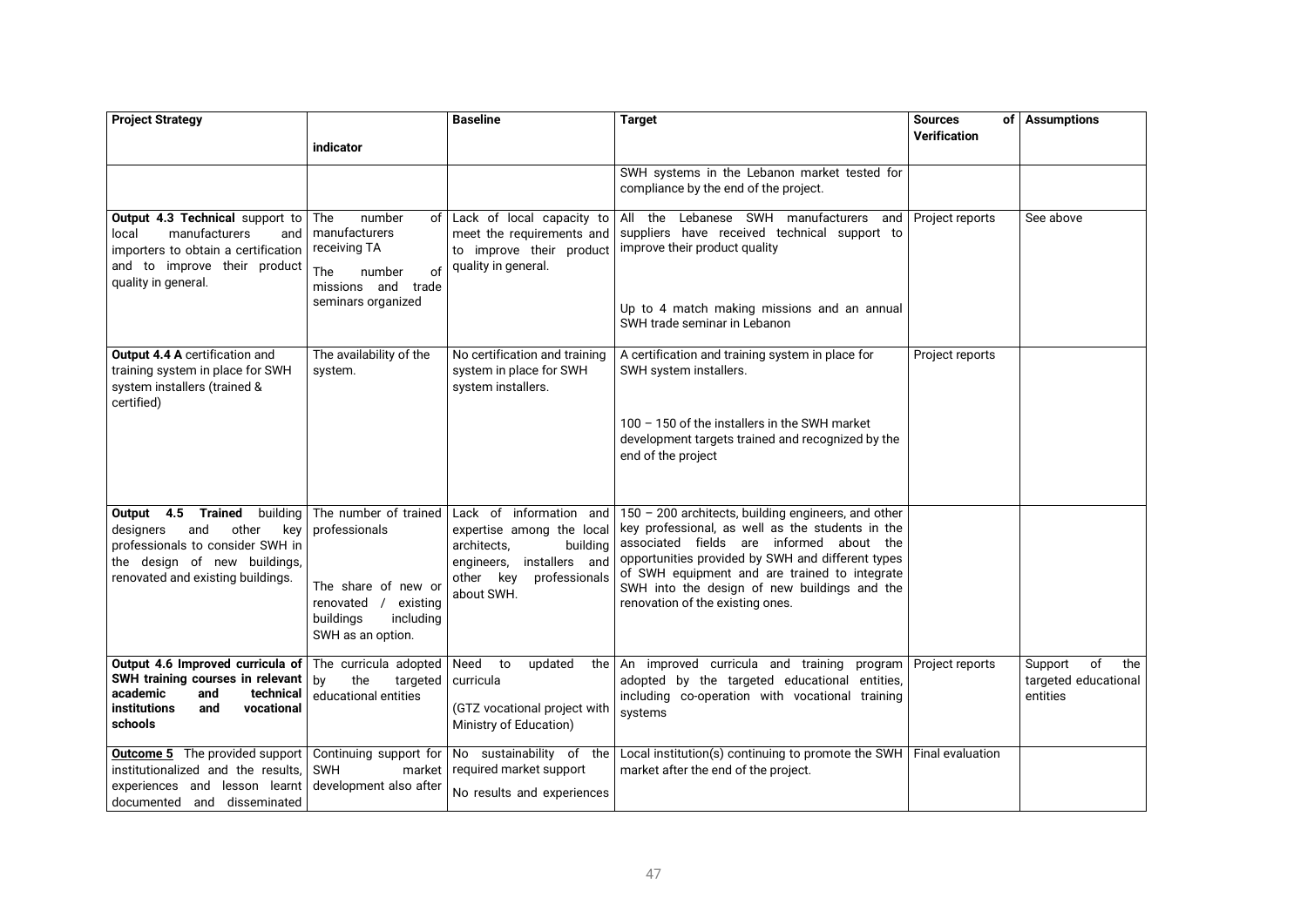| Project Strategy | indicator | Baseline | Target | Sources of Verification | Assumptions |
|---|---|---|---|---|---|
| | | | SWH systems in the Lebanon market tested for compliance by the end of the project. | | |
| **Output 4.3 Technical** support to local manufacturers and importers to obtain a certification and to improve their product quality in general. | The number of manufacturers receiving TA<br><br>The number of missions and trade seminars organized | Lack of local capacity to meet the requirements and to improve their product quality in general. | All the Lebanese SWH manufacturers and suppliers have received technical support to improve their product quality<br><br>Up to 4 match making missions and an annual SWH trade seminar in Lebanon | Project reports | See above |
| **Output 4.4 A** certification and training system in place for SWH system installers (trained & certified) | The availability of the system. | No certification and training system in place for SWH system installers. | A certification and training system in place for SWH system installers.<br><br>100 – 150 of the installers in the SWH market development targets trained and recognized by the end of the project | Project reports | |
| **Output 4.5 Trained** building designers and other key professionals to consider SWH in the design of new buildings, renovated and existing buildings. | The number of trained professionals<br><br>The share of new or renovated / existing buildings including SWH as an option. | Lack of information and expertise among the local architects, building engineers, installers and other key professionals about SWH. | 150 – 200 architects, building engineers, and other key professional, as well as the students in the associated fields are informed about the opportunities provided by SWH and different types of SWH equipment and are trained to integrate SWH into the design of new buildings and the renovation of the existing ones. | | |
| **Output 4.6 Improved curricula of SWH training courses in relevant academic and technical institutions and vocational schools** | The curricula adopted by the targeted educational entities | Need to updated the curricula<br><br>(GTZ vocational project with Ministry of Education) | An improved curricula and training program adopted by the targeted educational entities, including co-operation with vocational training systems | Project reports | Support of the targeted educational entities |
| **Outcome 5** The provided support institutionalized and the results, experiences and lesson learnt documented and disseminated | Continuing support for SWH market development also after | No sustainability of the required market support<br><br>No results and experiences | Local institution(s) continuing to promote the SWH market after the end of the project. | Final evaluation | |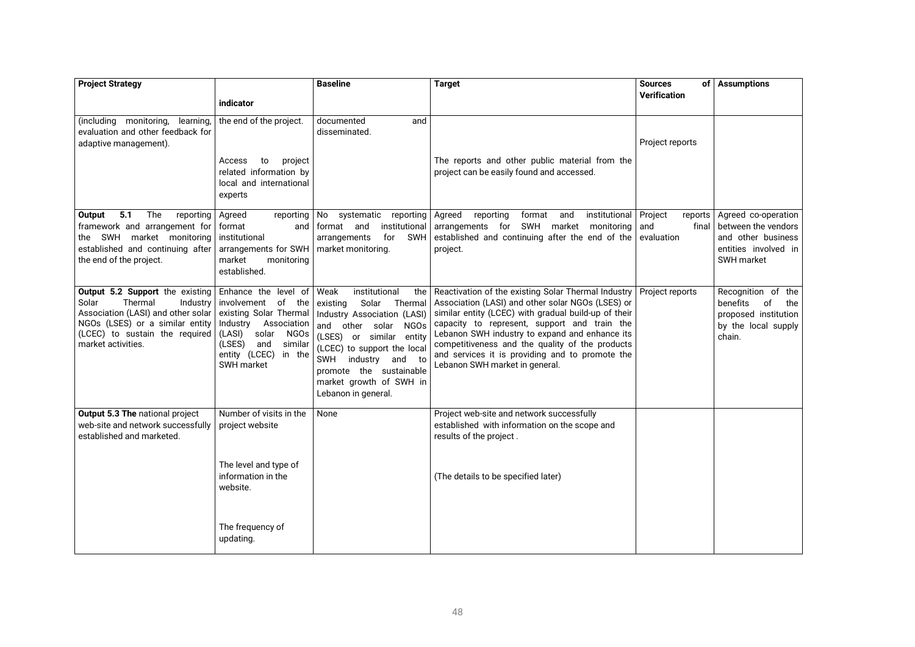| Project Strategy | indicator | Baseline | Target | Sources of Verification | Assumptions |
|---|---|---|---|---|---|
| (including monitoring, learning, evaluation and other feedback for adaptive management). | the end of the project.<br><br>Access to project related information by local and international experts | documented and disseminated. | The reports and other public material from the project can be easily found and accessed. | Project reports | |
| **Output 5.1** The reporting framework and arrangement for the SWH market monitoring established and continuing after the end of the project. | Agreed reporting format and institutional arrangements for SWH market monitoring established. | No systematic reporting format and institutional arrangements for SWH market monitoring. | Agreed reporting format and institutional arrangements for SWH market monitoring established and continuing after the end of the project. | Project reports and final evaluation | Agreed co-operation between the vendors and other business entities involved in SWH market |
| **Output 5.2 Support** the existing Solar Thermal Industry Association (LASI) and other solar NGOs (LSES) or a similar entity (LCEC) to sustain the required market activities. | Enhance the level of involvement of the existing Solar Thermal Industry Association (LASI) solar NGOs (LSES) and similar entity (LCEC) in the SWH market | Weak institutional the existing Solar Thermal Industry Association (LASI) and other solar NGOs (LSES) or similar entity (LCEC) to support the local SWH industry and to promote the sustainable market growth of SWH in Lebanon in general. | Reactivation of the existing Solar Thermal Industry Association (LASI) and other solar NGOs (LSES) or similar entity (LCEC) with gradual build-up of their capacity to represent, support and train the Lebanon SWH industry to expand and enhance its competitiveness and the quality of the products and services it is providing and to promote the Lebanon SWH market in general. | Project reports | Recognition of the benefits of the proposed institution by the local supply chain. |
| **Output 5.3 The** national project web-site and network successfully established and marketed. | Number of visits in the project website<br><br>The level and type of information in the website.<br><br>The frequency of updating. | None | Project web-site and network successfully established with information on the scope and results of the project .<br><br>(The details to be specified later) | | |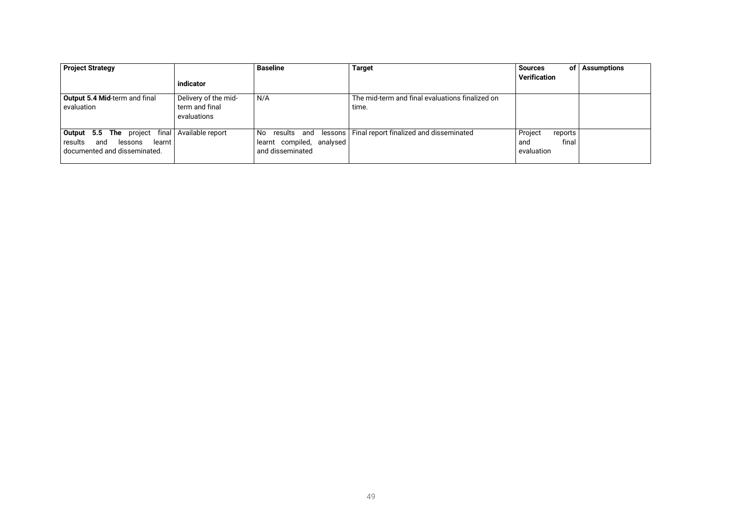| **Project Strategy** | **indicator** | **Baseline** | **Target** | **Sources of Verification** | **Assumptions** |
|---|---|---|---|---|---|
| **Output 5.4 Mid**-term and final evaluation | Delivery of the mid-term and final evaluations | N/A | The mid-term and final evaluations finalized on time. | | |
| **Output 5.5 The** project final results and lessons learnt documented and disseminated. | Available report | No results and lessons learnt compiled, analysed and disseminated | Final report finalized and disseminated | Project reports and final evaluation | |